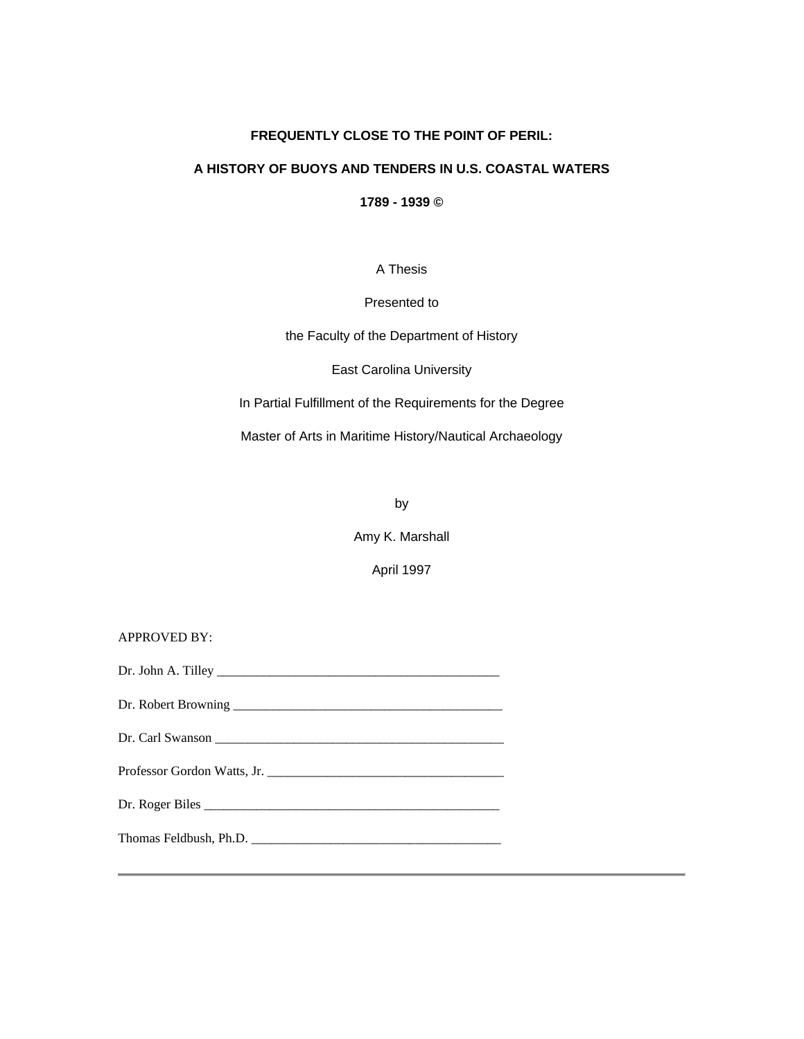**FREQUENTLY CLOSE TO THE POINT OF PERIL:**

**A HISTORY OF BUOYS AND TENDERS IN U.S. COASTAL WATERS**

**1789 - 1939 ©**

A Thesis

Presented to

the Faculty of the Department of History

East Carolina University

In Partial Fulfillment of the Requirements for the Degree

Master of Arts in Maritime History/Nautical Archaeology

by

Amy K. Marshall

April 1997

APPROVED BY:

Dr. John A. Tilley ___________________________________________

Dr. Robert Browning ___________________________________________

Dr. Carl Swanson ___________________________________________

Professor Gordon Watts, Jr. ___________________________________________

Dr. Roger Biles ___________________________________________

Thomas Feldbush, Ph.D. ___________________________________________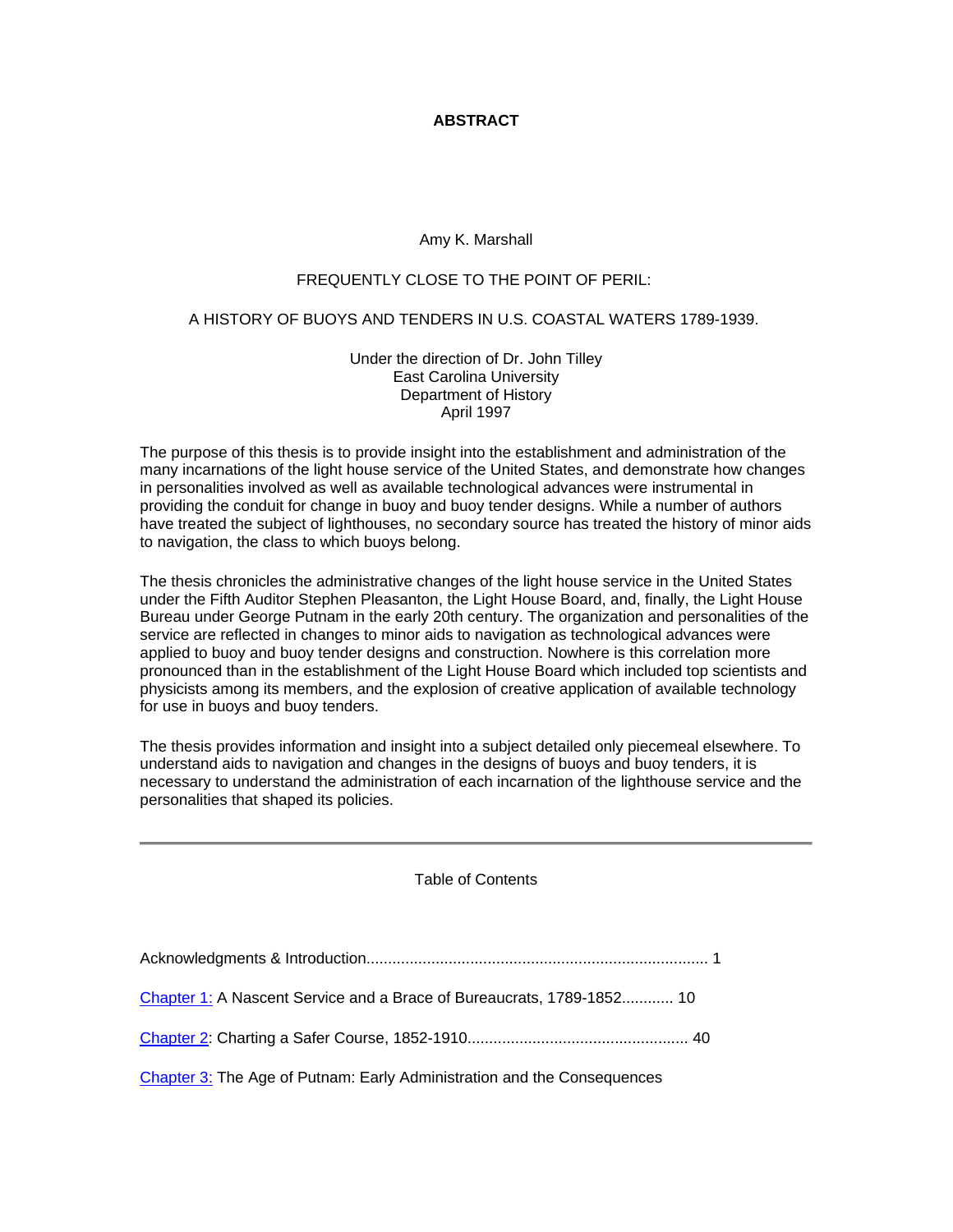# ABSTRACT

Amy K. Marshall

FREQUENTLY CLOSE TO THE POINT OF PERIL:

A HISTORY OF BUOYS AND TENDERS IN U.S. COASTAL WATERS 1789-1939.

Under the direction of Dr. John Tilley
East Carolina University
Department of History
April 1997

The purpose of this thesis is to provide insight into the establishment and administration of the many incarnations of the light house service of the United States, and demonstrate how changes in personalities involved as well as available technological advances were instrumental in providing the conduit for change in buoy and buoy tender designs. While a number of authors have treated the subject of lighthouses, no secondary source has treated the history of minor aids to navigation, the class to which buoys belong.

The thesis chronicles the administrative changes of the light house service in the United States under the Fifth Auditor Stephen Pleasanton, the Light House Board, and, finally, the Light House Bureau under George Putnam in the early 20th century. The organization and personalities of the service are reflected in changes to minor aids to navigation as technological advances were applied to buoy and buoy tender designs and construction. Nowhere is this correlation more pronounced than in the establishment of the Light House Board which included top scientists and physicists among its members, and the explosion of creative application of available technology for use in buoys and buoy tenders.

The thesis provides information and insight into a subject detailed only piecemeal elsewhere. To understand aids to navigation and changes in the designs of buoys and buoy tenders, it is necessary to understand the administration of each incarnation of the lighthouse service and the personalities that shaped its policies.

---

Table of Contents

Acknowledgments & Introduction................................................................................ 1

Chapter 1: A Nascent Service and a Brace of Bureaucrats, 1789-1852............ 10

Chapter 2: Charting a Safer Course, 1852-1910.................................................... 40

Chapter 3: The Age of Putnam: Early Administration and the Consequences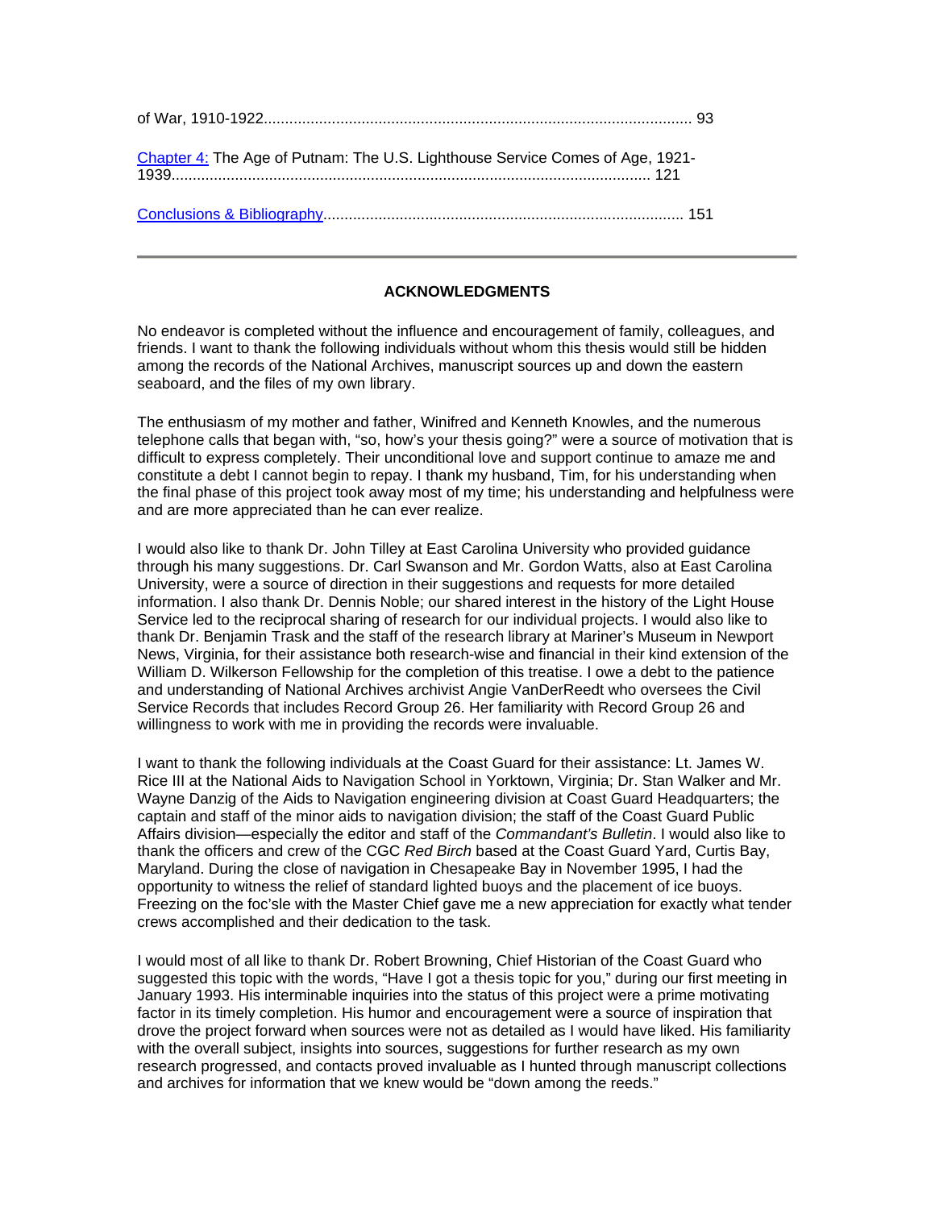of War, 1910-1922...................................................................................................... 93

Chapter 4: The Age of Putnam: The U.S. Lighthouse Service Comes of Age, 1921-1939.................................................................................................................. 121

Conclusions & Bibliography..................................................................................... 151

---

**ACKNOWLEDGMENTS**

No endeavor is completed without the influence and encouragement of family, colleagues, and friends. I want to thank the following individuals without whom this thesis would still be hidden among the records of the National Archives, manuscript sources up and down the eastern seaboard, and the files of my own library.

The enthusiasm of my mother and father, Winifred and Kenneth Knowles, and the numerous telephone calls that began with, "so, how's your thesis going?" were a source of motivation that is difficult to express completely. Their unconditional love and support continue to amaze me and constitute a debt I cannot begin to repay. I thank my husband, Tim, for his understanding when the final phase of this project took away most of my time; his understanding and helpfulness were and are more appreciated than he can ever realize.

I would also like to thank Dr. John Tilley at East Carolina University who provided guidance through his many suggestions. Dr. Carl Swanson and Mr. Gordon Watts, also at East Carolina University, were a source of direction in their suggestions and requests for more detailed information. I also thank Dr. Dennis Noble; our shared interest in the history of the Light House Service led to the reciprocal sharing of research for our individual projects. I would also like to thank Dr. Benjamin Trask and the staff of the research library at Mariner's Museum in Newport News, Virginia, for their assistance both research-wise and financial in their kind extension of the William D. Wilkerson Fellowship for the completion of this treatise. I owe a debt to the patience and understanding of National Archives archivist Angie VanDerReedt who oversees the Civil Service Records that includes Record Group 26. Her familiarity with Record Group 26 and willingness to work with me in providing the records were invaluable.

I want to thank the following individuals at the Coast Guard for their assistance: Lt. James W. Rice III at the National Aids to Navigation School in Yorktown, Virginia; Dr. Stan Walker and Mr. Wayne Danzig of the Aids to Navigation engineering division at Coast Guard Headquarters; the captain and staff of the minor aids to navigation division; the staff of the Coast Guard Public Affairs division—especially the editor and staff of the *Commandant's Bulletin*. I would also like to thank the officers and crew of the CGC *Red Birch* based at the Coast Guard Yard, Curtis Bay, Maryland. During the close of navigation in Chesapeake Bay in November 1995, I had the opportunity to witness the relief of standard lighted buoys and the placement of ice buoys. Freezing on the foc'sle with the Master Chief gave me a new appreciation for exactly what tender crews accomplished and their dedication to the task.

I would most of all like to thank Dr. Robert Browning, Chief Historian of the Coast Guard who suggested this topic with the words, "Have I got a thesis topic for you," during our first meeting in January 1993. His interminable inquiries into the status of this project were a prime motivating factor in its timely completion. His humor and encouragement were a source of inspiration that drove the project forward when sources were not as detailed as I would have liked. His familiarity with the overall subject, insights into sources, suggestions for further research as my own research progressed, and contacts proved invaluable as I hunted through manuscript collections and archives for information that we knew would be "down among the reeds."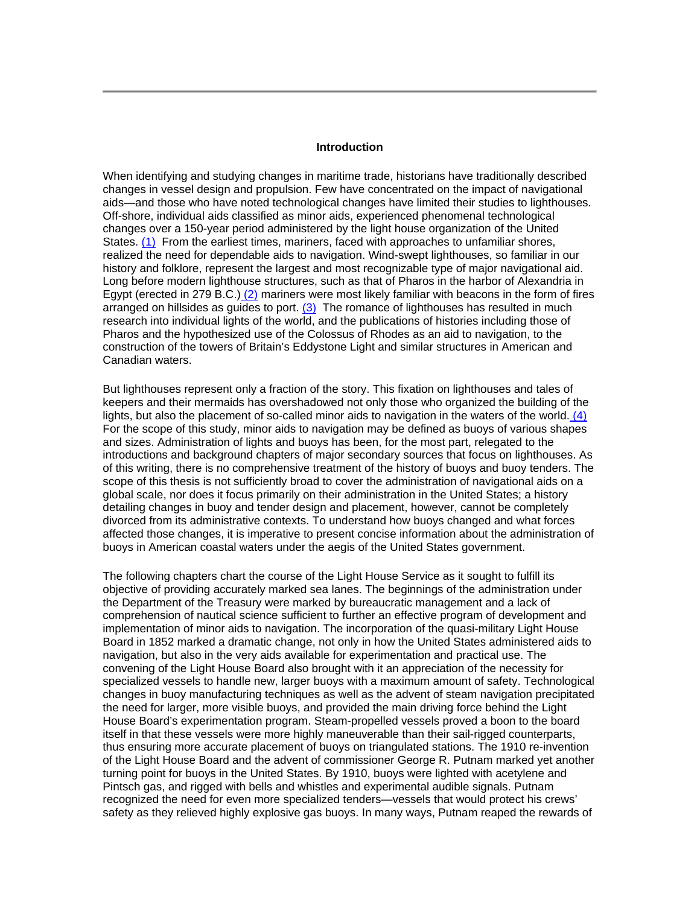## Introduction

When identifying and studying changes in maritime trade, historians have traditionally described changes in vessel design and propulsion. Few have concentrated on the impact of navigational aids—and those who have noted technological changes have limited their studies to lighthouses. Off-shore, individual aids classified as minor aids, experienced phenomenal technological changes over a 150-year period administered by the light house organization of the United States. (1) From the earliest times, mariners, faced with approaches to unfamiliar shores, realized the need for dependable aids to navigation. Wind-swept lighthouses, so familiar in our history and folklore, represent the largest and most recognizable type of major navigational aid. Long before modern lighthouse structures, such as that of Pharos in the harbor of Alexandria in Egypt (erected in 279 B.C.) (2) mariners were most likely familiar with beacons in the form of fires arranged on hillsides as guides to port. (3) The romance of lighthouses has resulted in much research into individual lights of the world, and the publications of histories including those of Pharos and the hypothesized use of the Colossus of Rhodes as an aid to navigation, to the construction of the towers of Britain's Eddystone Light and similar structures in American and Canadian waters.

But lighthouses represent only a fraction of the story. This fixation on lighthouses and tales of keepers and their mermaids has overshadowed not only those who organized the building of the lights, but also the placement of so-called minor aids to navigation in the waters of the world. (4) For the scope of this study, minor aids to navigation may be defined as buoys of various shapes and sizes. Administration of lights and buoys has been, for the most part, relegated to the introductions and background chapters of major secondary sources that focus on lighthouses. As of this writing, there is no comprehensive treatment of the history of buoys and buoy tenders. The scope of this thesis is not sufficiently broad to cover the administration of navigational aids on a global scale, nor does it focus primarily on their administration in the United States; a history detailing changes in buoy and tender design and placement, however, cannot be completely divorced from its administrative contexts. To understand how buoys changed and what forces affected those changes, it is imperative to present concise information about the administration of buoys in American coastal waters under the aegis of the United States government.

The following chapters chart the course of the Light House Service as it sought to fulfill its objective of providing accurately marked sea lanes. The beginnings of the administration under the Department of the Treasury were marked by bureaucratic management and a lack of comprehension of nautical science sufficient to further an effective program of development and implementation of minor aids to navigation. The incorporation of the quasi-military Light House Board in 1852 marked a dramatic change, not only in how the United States administered aids to navigation, but also in the very aids available for experimentation and practical use. The convening of the Light House Board also brought with it an appreciation of the necessity for specialized vessels to handle new, larger buoys with a maximum amount of safety. Technological changes in buoy manufacturing techniques as well as the advent of steam navigation precipitated the need for larger, more visible buoys, and provided the main driving force behind the Light House Board's experimentation program. Steam-propelled vessels proved a boon to the board itself in that these vessels were more highly maneuverable than their sail-rigged counterparts, thus ensuring more accurate placement of buoys on triangulated stations. The 1910 re-invention of the Light House Board and the advent of commissioner George R. Putnam marked yet another turning point for buoys in the United States. By 1910, buoys were lighted with acetylene and Pintsch gas, and rigged with bells and whistles and experimental audible signals. Putnam recognized the need for even more specialized tenders—vessels that would protect his crews' safety as they relieved highly explosive gas buoys. In many ways, Putnam reaped the rewards of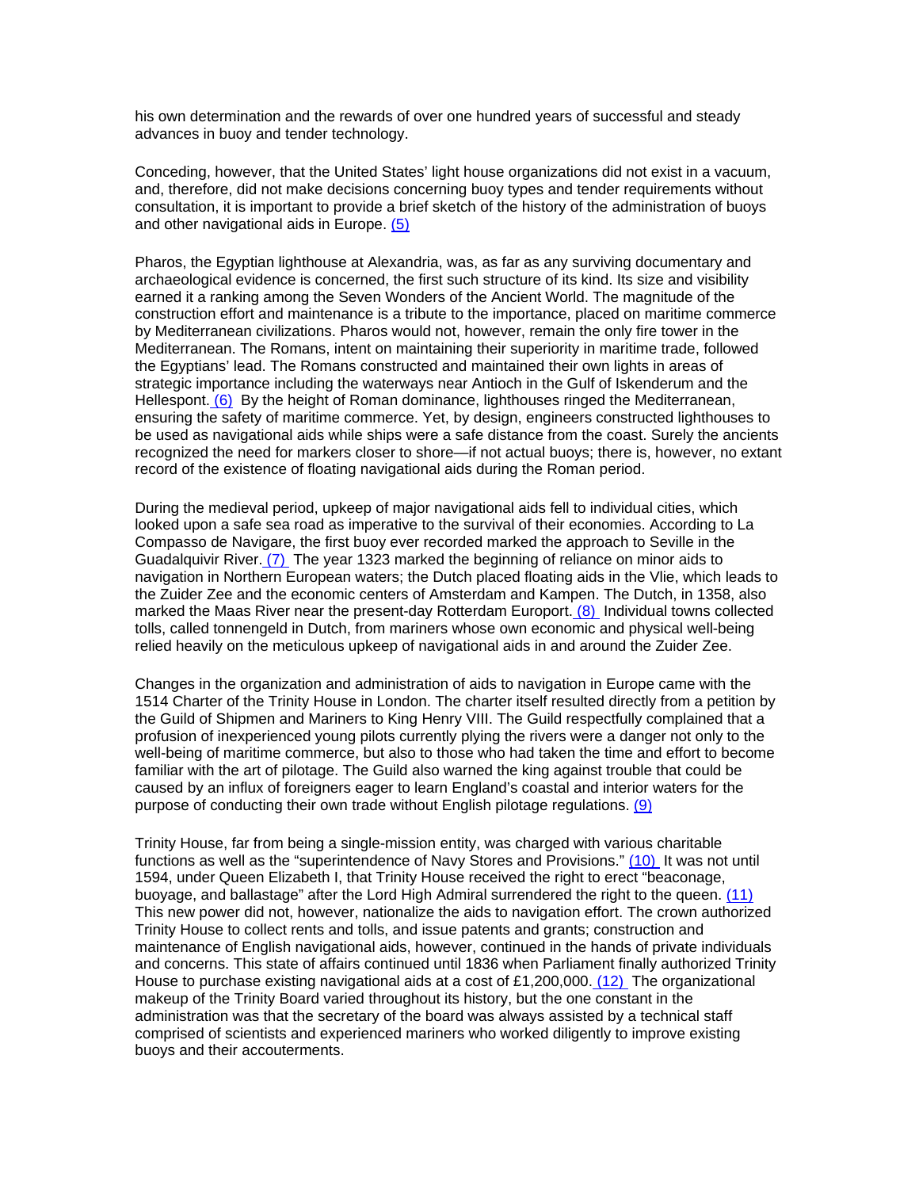his own determination and the rewards of over one hundred years of successful and steady advances in buoy and tender technology.

Conceding, however, that the United States' light house organizations did not exist in a vacuum, and, therefore, did not make decisions concerning buoy types and tender requirements without consultation, it is important to provide a brief sketch of the history of the administration of buoys and other navigational aids in Europe. (5)

Pharos, the Egyptian lighthouse at Alexandria, was, as far as any surviving documentary and archaeological evidence is concerned, the first such structure of its kind. Its size and visibility earned it a ranking among the Seven Wonders of the Ancient World. The magnitude of the construction effort and maintenance is a tribute to the importance, placed on maritime commerce by Mediterranean civilizations. Pharos would not, however, remain the only fire tower in the Mediterranean. The Romans, intent on maintaining their superiority in maritime trade, followed the Egyptians' lead. The Romans constructed and maintained their own lights in areas of strategic importance including the waterways near Antioch in the Gulf of Iskenderum and the Hellespont. (6) By the height of Roman dominance, lighthouses ringed the Mediterranean, ensuring the safety of maritime commerce. Yet, by design, engineers constructed lighthouses to be used as navigational aids while ships were a safe distance from the coast. Surely the ancients recognized the need for markers closer to shore—if not actual buoys; there is, however, no extant record of the existence of floating navigational aids during the Roman period.

During the medieval period, upkeep of major navigational aids fell to individual cities, which looked upon a safe sea road as imperative to the survival of their economies. According to La Compasso de Navigare, the first buoy ever recorded marked the approach to Seville in the Guadalquivir River. (7) The year 1323 marked the beginning of reliance on minor aids to navigation in Northern European waters; the Dutch placed floating aids in the Vlie, which leads to the Zuider Zee and the economic centers of Amsterdam and Kampen. The Dutch, in 1358, also marked the Maas River near the present-day Rotterdam Europort. (8) Individual towns collected tolls, called tonnengeld in Dutch, from mariners whose own economic and physical well-being relied heavily on the meticulous upkeep of navigational aids in and around the Zuider Zee.

Changes in the organization and administration of aids to navigation in Europe came with the 1514 Charter of the Trinity House in London. The charter itself resulted directly from a petition by the Guild of Shipmen and Mariners to King Henry VIII. The Guild respectfully complained that a profusion of inexperienced young pilots currently plying the rivers were a danger not only to the well-being of maritime commerce, but also to those who had taken the time and effort to become familiar with the art of pilotage. The Guild also warned the king against trouble that could be caused by an influx of foreigners eager to learn England's coastal and interior waters for the purpose of conducting their own trade without English pilotage regulations. (9)

Trinity House, far from being a single-mission entity, was charged with various charitable functions as well as the "superintendence of Navy Stores and Provisions." (10) It was not until 1594, under Queen Elizabeth I, that Trinity House received the right to erect "beaconage, buoyage, and ballastage" after the Lord High Admiral surrendered the right to the queen. (11) This new power did not, however, nationalize the aids to navigation effort. The crown authorized Trinity House to collect rents and tolls, and issue patents and grants; construction and maintenance of English navigational aids, however, continued in the hands of private individuals and concerns. This state of affairs continued until 1836 when Parliament finally authorized Trinity House to purchase existing navigational aids at a cost of £1,200,000. (12) The organizational makeup of the Trinity Board varied throughout its history, but the one constant in the administration was that the secretary of the board was always assisted by a technical staff comprised of scientists and experienced mariners who worked diligently to improve existing buoys and their accouterments.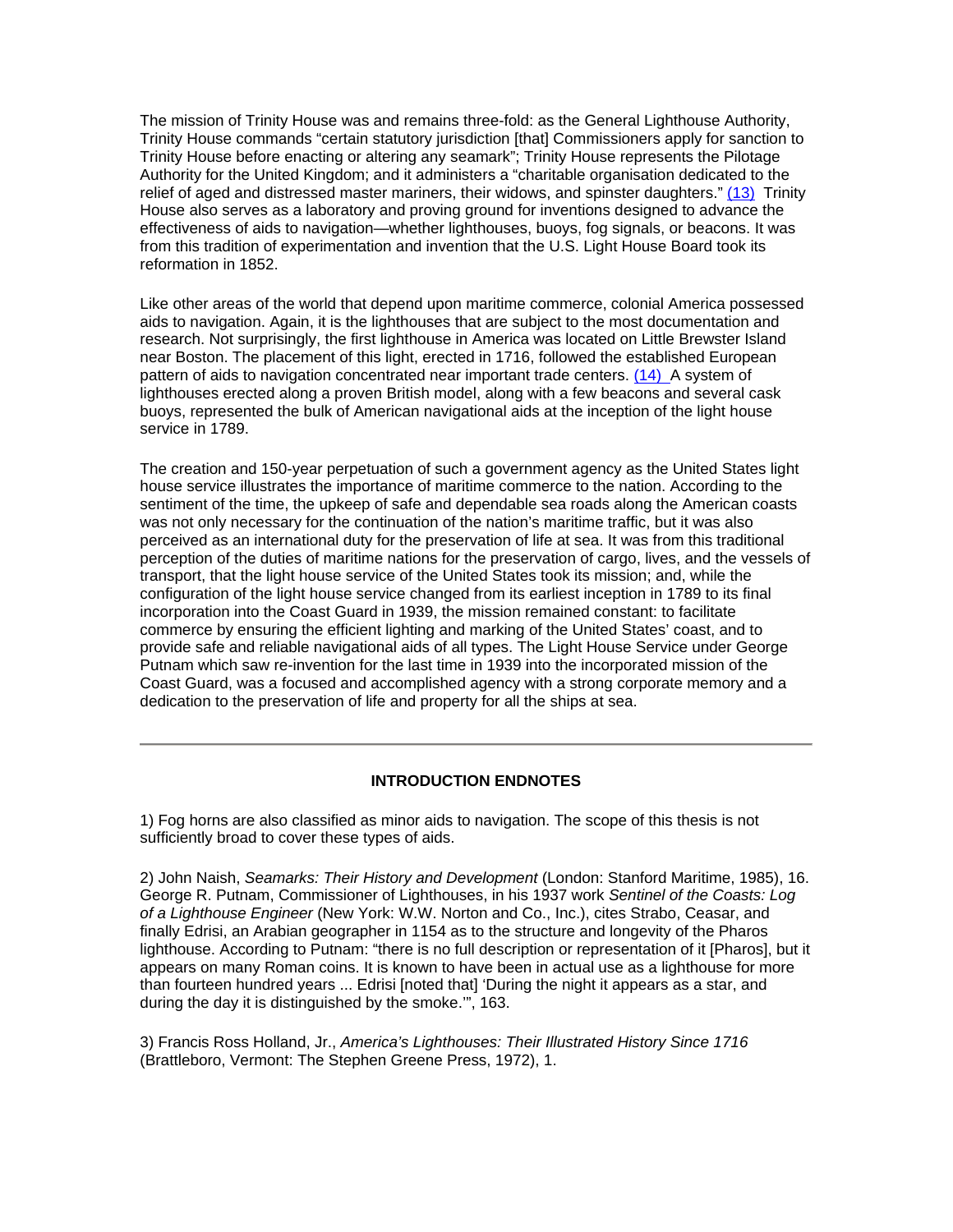The mission of Trinity House was and remains three-fold: as the General Lighthouse Authority, Trinity House commands "certain statutory jurisdiction [that] Commissioners apply for sanction to Trinity House before enacting or altering any seamark"; Trinity House represents the Pilotage Authority for the United Kingdom; and it administers a "charitable organisation dedicated to the relief of aged and distressed master mariners, their widows, and spinster daughters." (13) Trinity House also serves as a laboratory and proving ground for inventions designed to advance the effectiveness of aids to navigation—whether lighthouses, buoys, fog signals, or beacons. It was from this tradition of experimentation and invention that the U.S. Light House Board took its reformation in 1852.

Like other areas of the world that depend upon maritime commerce, colonial America possessed aids to navigation. Again, it is the lighthouses that are subject to the most documentation and research. Not surprisingly, the first lighthouse in America was located on Little Brewster Island near Boston. The placement of this light, erected in 1716, followed the established European pattern of aids to navigation concentrated near important trade centers. (14) A system of lighthouses erected along a proven British model, along with a few beacons and several cask buoys, represented the bulk of American navigational aids at the inception of the light house service in 1789.

The creation and 150-year perpetuation of such a government agency as the United States light house service illustrates the importance of maritime commerce to the nation. According to the sentiment of the time, the upkeep of safe and dependable sea roads along the American coasts was not only necessary for the continuation of the nation's maritime traffic, but it was also perceived as an international duty for the preservation of life at sea. It was from this traditional perception of the duties of maritime nations for the preservation of cargo, lives, and the vessels of transport, that the light house service of the United States took its mission; and, while the configuration of the light house service changed from its earliest inception in 1789 to its final incorporation into the Coast Guard in 1939, the mission remained constant: to facilitate commerce by ensuring the efficient lighting and marking of the United States' coast, and to provide safe and reliable navigational aids of all types. The Light House Service under George Putnam which saw re-invention for the last time in 1939 into the incorporated mission of the Coast Guard, was a focused and accomplished agency with a strong corporate memory and a dedication to the preservation of life and property for all the ships at sea.

---

### INTRODUCTION ENDNOTES

1) Fog horns are also classified as minor aids to navigation. The scope of this thesis is not sufficiently broad to cover these types of aids.

2) John Naish, *Seamarks: Their History and Development* (London: Stanford Maritime, 1985), 16. George R. Putnam, Commissioner of Lighthouses, in his 1937 work *Sentinel of the Coasts: Log of a Lighthouse Engineer* (New York: W.W. Norton and Co., Inc.), cites Strabo, Ceasar, and finally Edrisi, an Arabian geographer in 1154 as to the structure and longevity of the Pharos lighthouse. According to Putnam: "there is no full description or representation of it [Pharos], but it appears on many Roman coins. It is known to have been in actual use as a lighthouse for more than fourteen hundred years ... Edrisi [noted that] 'During the night it appears as a star, and during the day it is distinguished by the smoke.'", 163.

3) Francis Ross Holland, Jr., *America's Lighthouses: Their Illustrated History Since 1716* (Brattleboro, Vermont: The Stephen Greene Press, 1972), 1.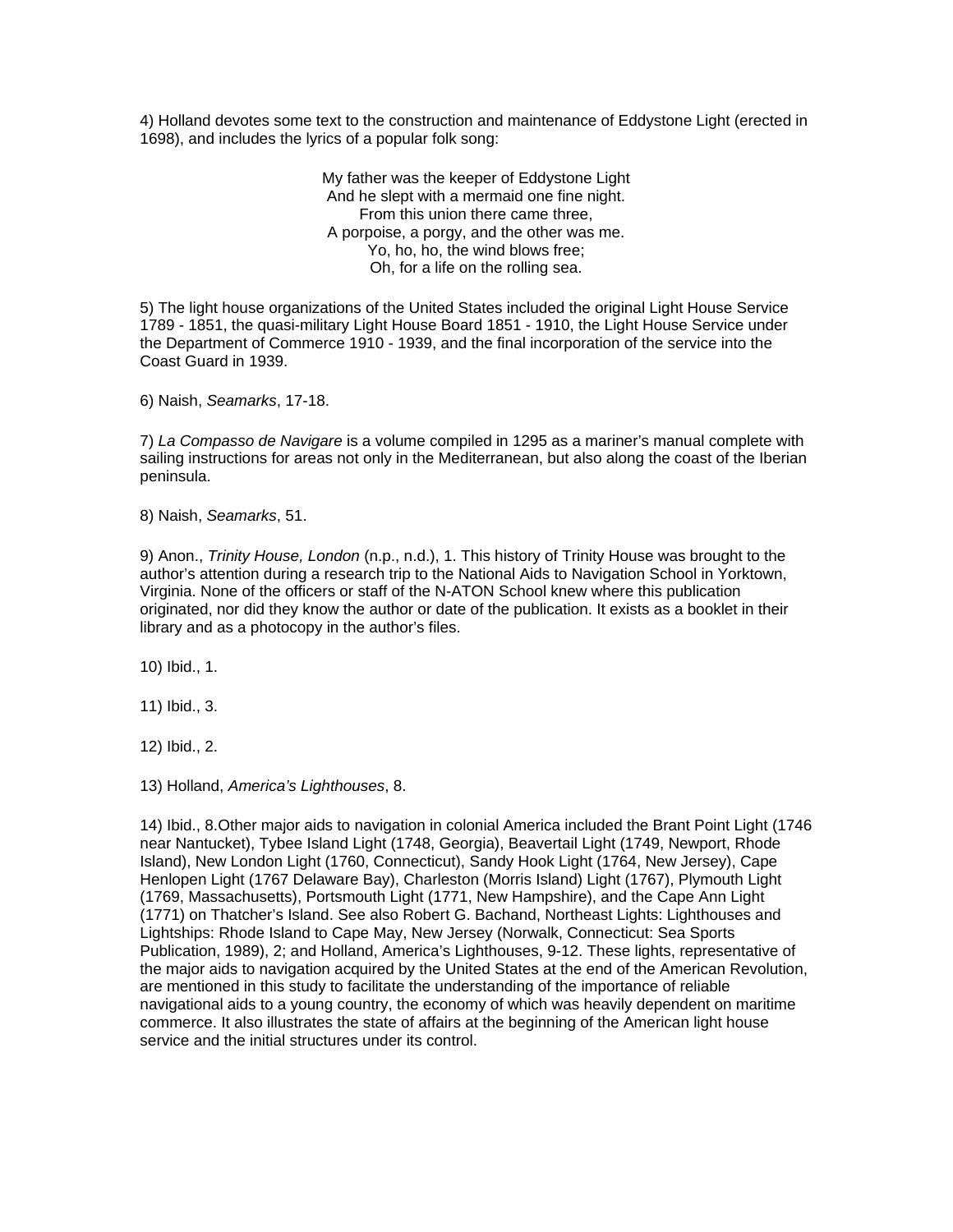4) Holland devotes some text to the construction and maintenance of Eddystone Light (erected in 1698), and includes the lyrics of a popular folk song:

> My father was the keeper of Eddystone Light  
> And he slept with a mermaid one fine night.  
> From this union there came three,  
> A porpoise, a porgy, and the other was me.  
> Yo, ho, ho, the wind blows free;  
> Oh, for a life on the rolling sea.

5) The light house organizations of the United States included the original Light House Service 1789 - 1851, the quasi-military Light House Board 1851 - 1910, the Light House Service under the Department of Commerce 1910 - 1939, and the final incorporation of the service into the Coast Guard in 1939.

6) Naish, *Seamarks*, 17-18.

7) *La Compasso de Navigare* is a volume compiled in 1295 as a mariner's manual complete with sailing instructions for areas not only in the Mediterranean, but also along the coast of the Iberian peninsula.

8) Naish, *Seamarks*, 51.

9) Anon., *Trinity House, London* (n.p., n.d.), 1. This history of Trinity House was brought to the author's attention during a research trip to the National Aids to Navigation School in Yorktown, Virginia. None of the officers or staff of the N-ATON School knew where this publication originated, nor did they know the author or date of the publication. It exists as a booklet in their library and as a photocopy in the author's files.

10) Ibid., 1.

11) Ibid., 3.

12) Ibid., 2.

13) Holland, *America's Lighthouses*, 8.

14) Ibid., 8.Other major aids to navigation in colonial America included the Brant Point Light (1746 near Nantucket), Tybee Island Light (1748, Georgia), Beavertail Light (1749, Newport, Rhode Island), New London Light (1760, Connecticut), Sandy Hook Light (1764, New Jersey), Cape Henlopen Light (1767 Delaware Bay), Charleston (Morris Island) Light (1767), Plymouth Light (1769, Massachusetts), Portsmouth Light (1771, New Hampshire), and the Cape Ann Light (1771) on Thatcher's Island. See also Robert G. Bachand, Northeast Lights: Lighthouses and Lightships: Rhode Island to Cape May, New Jersey (Norwalk, Connecticut: Sea Sports Publication, 1989), 2; and Holland, America's Lighthouses, 9-12. These lights, representative of the major aids to navigation acquired by the United States at the end of the American Revolution, are mentioned in this study to facilitate the understanding of the importance of reliable navigational aids to a young country, the economy of which was heavily dependent on maritime commerce. It also illustrates the state of affairs at the beginning of the American light house service and the initial structures under its control.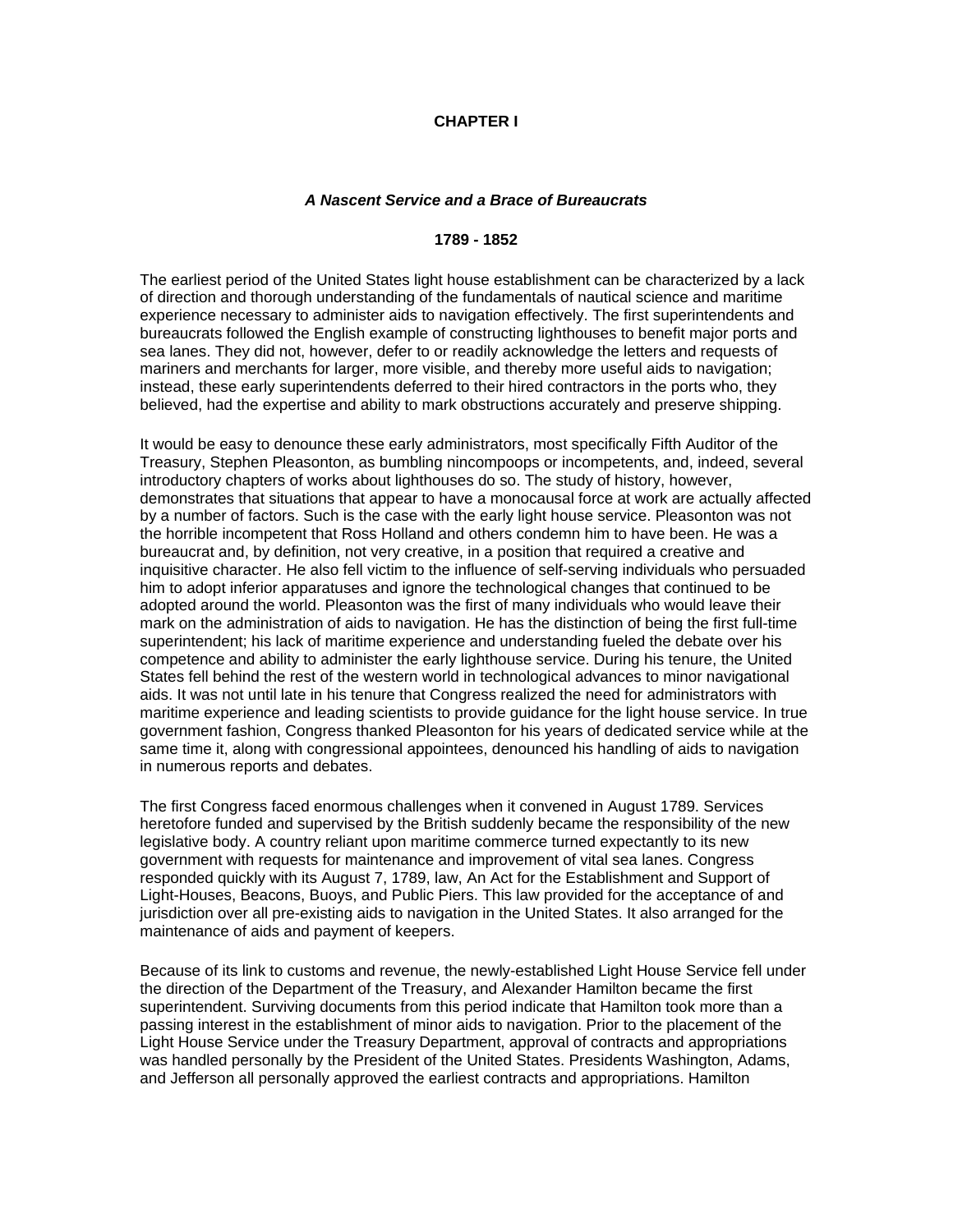# CHAPTER I

### *A Nascent Service and a Brace of Bureaucrats*

**1789 - 1852**

The earliest period of the United States light house establishment can be characterized by a lack of direction and thorough understanding of the fundamentals of nautical science and maritime experience necessary to administer aids to navigation effectively. The first superintendents and bureaucrats followed the English example of constructing lighthouses to benefit major ports and sea lanes. They did not, however, defer to or readily acknowledge the letters and requests of mariners and merchants for larger, more visible, and thereby more useful aids to navigation; instead, these early superintendents deferred to their hired contractors in the ports who, they believed, had the expertise and ability to mark obstructions accurately and preserve shipping.

It would be easy to denounce these early administrators, most specifically Fifth Auditor of the Treasury, Stephen Pleasonton, as bumbling nincompoops or incompetents, and, indeed, several introductory chapters of works about lighthouses do so. The study of history, however, demonstrates that situations that appear to have a monocausal force at work are actually affected by a number of factors. Such is the case with the early light house service. Pleasonton was not the horrible incompetent that Ross Holland and others condemn him to have been. He was a bureaucrat and, by definition, not very creative, in a position that required a creative and inquisitive character. He also fell victim to the influence of self-serving individuals who persuaded him to adopt inferior apparatuses and ignore the technological changes that continued to be adopted around the world. Pleasonton was the first of many individuals who would leave their mark on the administration of aids to navigation. He has the distinction of being the first full-time superintendent; his lack of maritime experience and understanding fueled the debate over his competence and ability to administer the early lighthouse service. During his tenure, the United States fell behind the rest of the western world in technological advances to minor navigational aids. It was not until late in his tenure that Congress realized the need for administrators with maritime experience and leading scientists to provide guidance for the light house service. In true government fashion, Congress thanked Pleasonton for his years of dedicated service while at the same time it, along with congressional appointees, denounced his handling of aids to navigation in numerous reports and debates.

The first Congress faced enormous challenges when it convened in August 1789. Services heretofore funded and supervised by the British suddenly became the responsibility of the new legislative body. A country reliant upon maritime commerce turned expectantly to its new government with requests for maintenance and improvement of vital sea lanes. Congress responded quickly with its August 7, 1789, law, An Act for the Establishment and Support of Light-Houses, Beacons, Buoys, and Public Piers. This law provided for the acceptance of and jurisdiction over all pre-existing aids to navigation in the United States. It also arranged for the maintenance of aids and payment of keepers.

Because of its link to customs and revenue, the newly-established Light House Service fell under the direction of the Department of the Treasury, and Alexander Hamilton became the first superintendent. Surviving documents from this period indicate that Hamilton took more than a passing interest in the establishment of minor aids to navigation. Prior to the placement of the Light House Service under the Treasury Department, approval of contracts and appropriations was handled personally by the President of the United States. Presidents Washington, Adams, and Jefferson all personally approved the earliest contracts and appropriations. Hamilton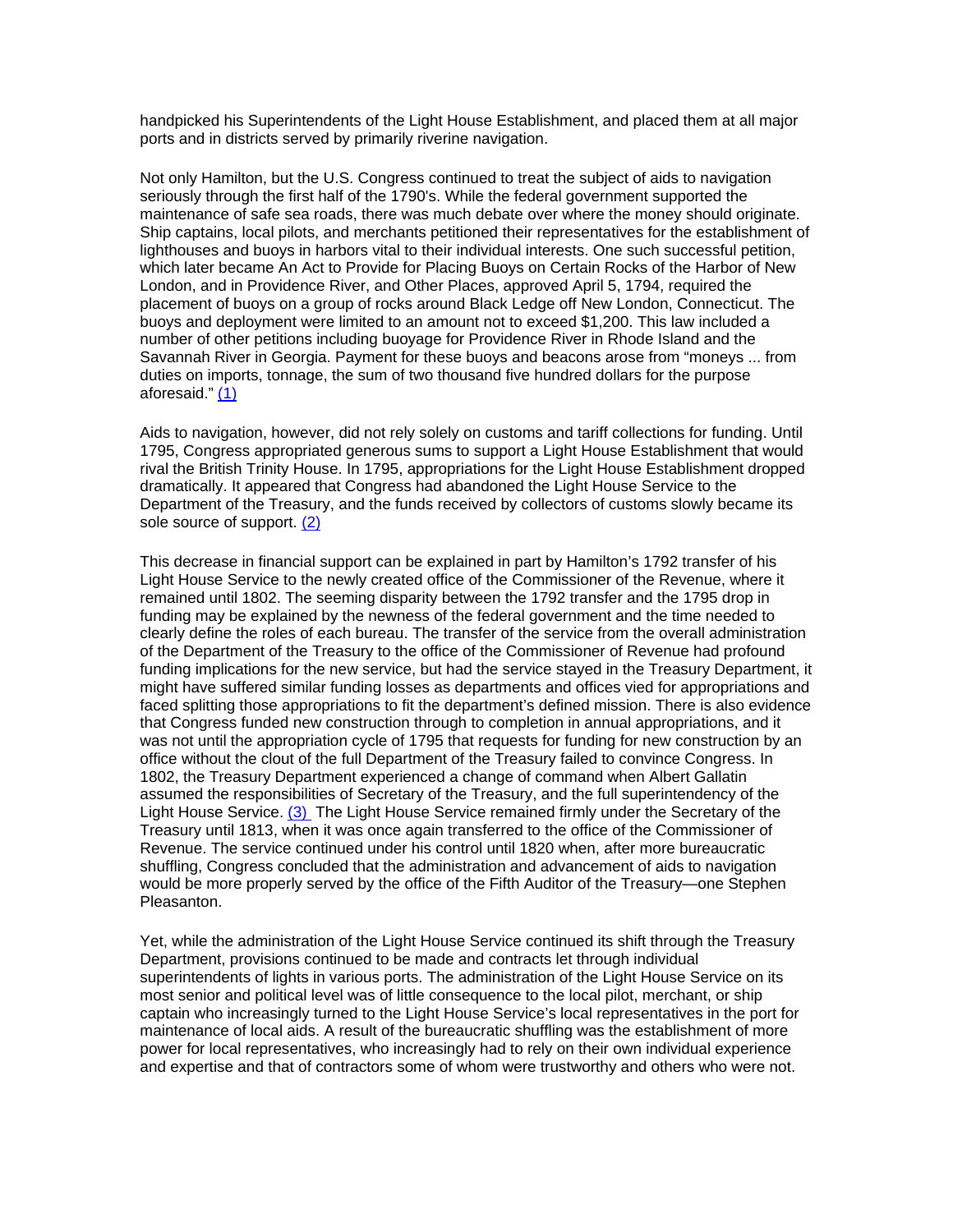handpicked his Superintendents of the Light House Establishment, and placed them at all major ports and in districts served by primarily riverine navigation.

Not only Hamilton, but the U.S. Congress continued to treat the subject of aids to navigation seriously through the first half of the 1790's. While the federal government supported the maintenance of safe sea roads, there was much debate over where the money should originate. Ship captains, local pilots, and merchants petitioned their representatives for the establishment of lighthouses and buoys in harbors vital to their individual interests. One such successful petition, which later became An Act to Provide for Placing Buoys on Certain Rocks of the Harbor of New London, and in Providence River, and Other Places, approved April 5, 1794, required the placement of buoys on a group of rocks around Black Ledge off New London, Connecticut. The buoys and deployment were limited to an amount not to exceed $1,200. This law included a number of other petitions including buoyage for Providence River in Rhode Island and the Savannah River in Georgia. Payment for these buoys and beacons arose from "moneys ... from duties on imports, tonnage, the sum of two thousand five hundred dollars for the purpose aforesaid." (1)

Aids to navigation, however, did not rely solely on customs and tariff collections for funding. Until 1795, Congress appropriated generous sums to support a Light House Establishment that would rival the British Trinity House. In 1795, appropriations for the Light House Establishment dropped dramatically. It appeared that Congress had abandoned the Light House Service to the Department of the Treasury, and the funds received by collectors of customs slowly became its sole source of support. (2)

This decrease in financial support can be explained in part by Hamilton's 1792 transfer of his Light House Service to the newly created office of the Commissioner of the Revenue, where it remained until 1802. The seeming disparity between the 1792 transfer and the 1795 drop in funding may be explained by the newness of the federal government and the time needed to clearly define the roles of each bureau. The transfer of the service from the overall administration of the Department of the Treasury to the office of the Commissioner of Revenue had profound funding implications for the new service, but had the service stayed in the Treasury Department, it might have suffered similar funding losses as departments and offices vied for appropriations and faced splitting those appropriations to fit the department's defined mission. There is also evidence that Congress funded new construction through to completion in annual appropriations, and it was not until the appropriation cycle of 1795 that requests for funding for new construction by an office without the clout of the full Department of the Treasury failed to convince Congress. In 1802, the Treasury Department experienced a change of command when Albert Gallatin assumed the responsibilities of Secretary of the Treasury, and the full superintendency of the Light House Service. (3) The Light House Service remained firmly under the Secretary of the Treasury until 1813, when it was once again transferred to the office of the Commissioner of Revenue. The service continued under his control until 1820 when, after more bureaucratic shuffling, Congress concluded that the administration and advancement of aids to navigation would be more properly served by the office of the Fifth Auditor of the Treasury—one Stephen Pleasanton.

Yet, while the administration of the Light House Service continued its shift through the Treasury Department, provisions continued to be made and contracts let through individual superintendents of lights in various ports. The administration of the Light House Service on its most senior and political level was of little consequence to the local pilot, merchant, or ship captain who increasingly turned to the Light House Service's local representatives in the port for maintenance of local aids. A result of the bureaucratic shuffling was the establishment of more power for local representatives, who increasingly had to rely on their own individual experience and expertise and that of contractors some of whom were trustworthy and others who were not.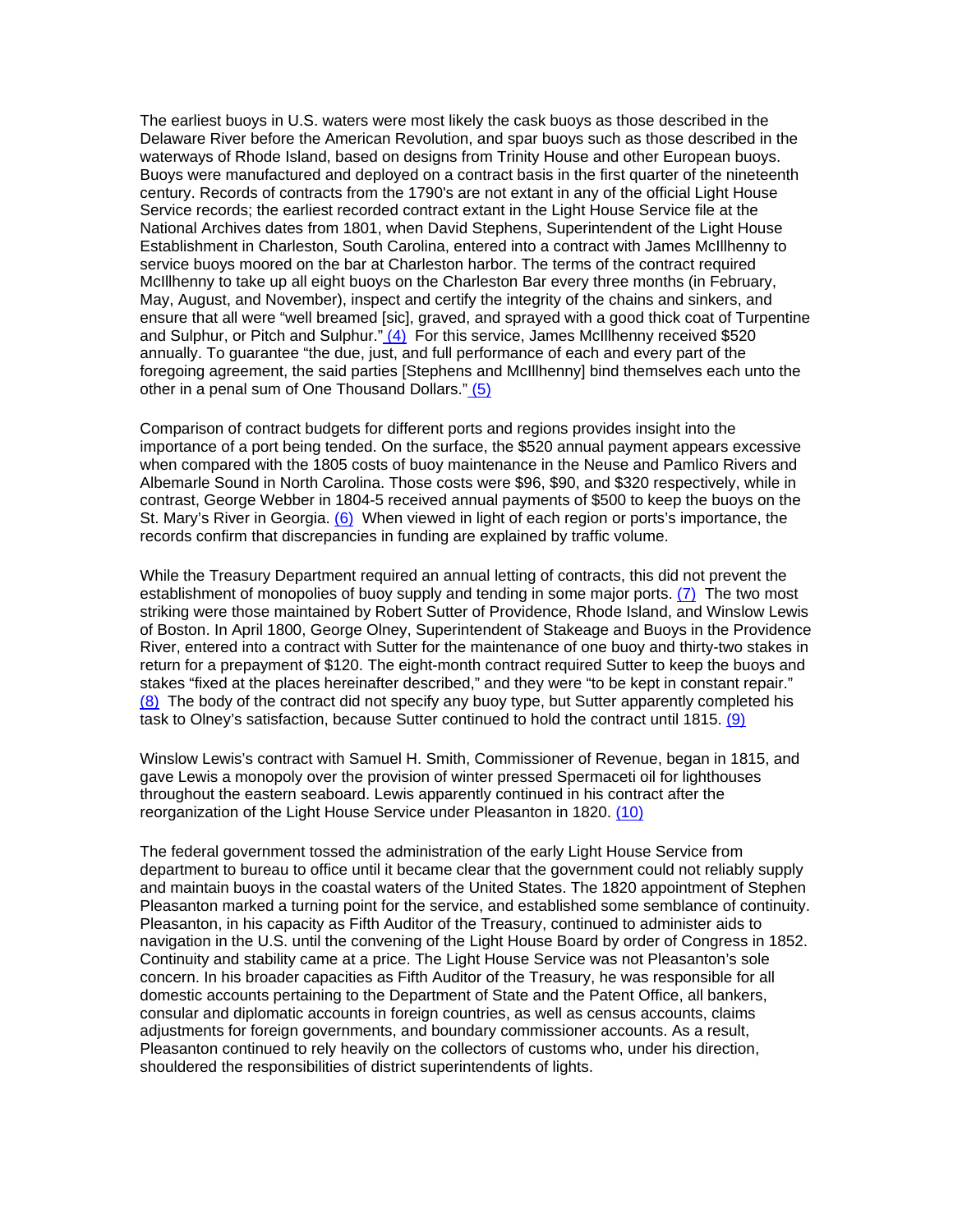The earliest buoys in U.S. waters were most likely the cask buoys as those described in the Delaware River before the American Revolution, and spar buoys such as those described in the waterways of Rhode Island, based on designs from Trinity House and other European buoys. Buoys were manufactured and deployed on a contract basis in the first quarter of the nineteenth century. Records of contracts from the 1790's are not extant in any of the official Light House Service records; the earliest recorded contract extant in the Light House Service file at the National Archives dates from 1801, when David Stephens, Superintendent of the Light House Establishment in Charleston, South Carolina, entered into a contract with James McIllhenny to service buoys moored on the bar at Charleston harbor. The terms of the contract required McIllhenny to take up all eight buoys on the Charleston Bar every three months (in February, May, August, and November), inspect and certify the integrity of the chains and sinkers, and ensure that all were "well breamed [sic], graved, and sprayed with a good thick coat of Turpentine and Sulphur, or Pitch and Sulphur." (4) For this service, James McIllhenny received $520 annually. To guarantee "the due, just, and full performance of each and every part of the foregoing agreement, the said parties [Stephens and McIllhenny] bind themselves each unto the other in a penal sum of One Thousand Dollars." (5)

Comparison of contract budgets for different ports and regions provides insight into the importance of a port being tended. On the surface, the $520 annual payment appears excessive when compared with the 1805 costs of buoy maintenance in the Neuse and Pamlico Rivers and Albemarle Sound in North Carolina. Those costs were $96, $90, and $320 respectively, while in contrast, George Webber in 1804-5 received annual payments of $500 to keep the buoys on the St. Mary's River in Georgia. (6) When viewed in light of each region or ports's importance, the records confirm that discrepancies in funding are explained by traffic volume.

While the Treasury Department required an annual letting of contracts, this did not prevent the establishment of monopolies of buoy supply and tending in some major ports. (7) The two most striking were those maintained by Robert Sutter of Providence, Rhode Island, and Winslow Lewis of Boston. In April 1800, George Olney, Superintendent of Stakeage and Buoys in the Providence River, entered into a contract with Sutter for the maintenance of one buoy and thirty-two stakes in return for a prepayment of $120. The eight-month contract required Sutter to keep the buoys and stakes "fixed at the places hereinafter described," and they were "to be kept in constant repair." (8) The body of the contract did not specify any buoy type, but Sutter apparently completed his task to Olney's satisfaction, because Sutter continued to hold the contract until 1815. (9)

Winslow Lewis's contract with Samuel H. Smith, Commissioner of Revenue, began in 1815, and gave Lewis a monopoly over the provision of winter pressed Spermaceti oil for lighthouses throughout the eastern seaboard. Lewis apparently continued in his contract after the reorganization of the Light House Service under Pleasanton in 1820. (10)

The federal government tossed the administration of the early Light House Service from department to bureau to office until it became clear that the government could not reliably supply and maintain buoys in the coastal waters of the United States. The 1820 appointment of Stephen Pleasanton marked a turning point for the service, and established some semblance of continuity. Pleasanton, in his capacity as Fifth Auditor of the Treasury, continued to administer aids to navigation in the U.S. until the convening of the Light House Board by order of Congress in 1852. Continuity and stability came at a price. The Light House Service was not Pleasanton's sole concern. In his broader capacities as Fifth Auditor of the Treasury, he was responsible for all domestic accounts pertaining to the Department of State and the Patent Office, all bankers, consular and diplomatic accounts in foreign countries, as well as census accounts, claims adjustments for foreign governments, and boundary commissioner accounts. As a result, Pleasanton continued to rely heavily on the collectors of customs who, under his direction, shouldered the responsibilities of district superintendents of lights.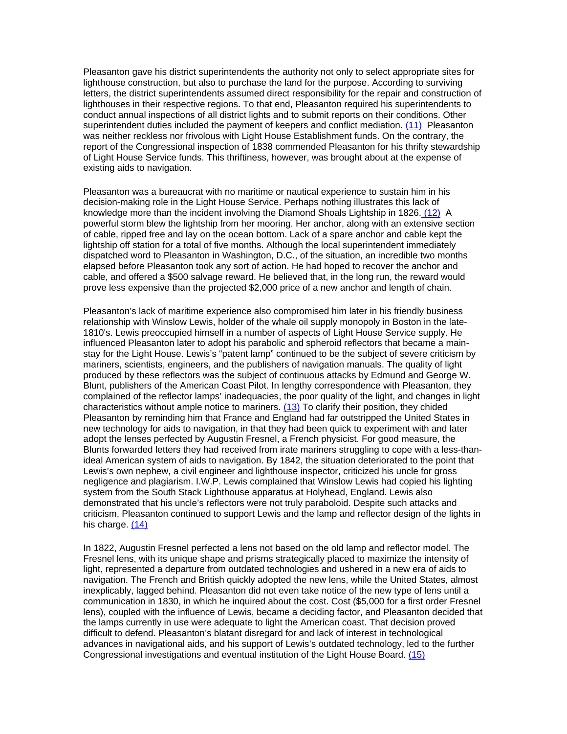Pleasanton gave his district superintendents the authority not only to select appropriate sites for lighthouse construction, but also to purchase the land for the purpose. According to surviving letters, the district superintendents assumed direct responsibility for the repair and construction of lighthouses in their respective regions. To that end, Pleasanton required his superintendents to conduct annual inspections of all district lights and to submit reports on their conditions. Other superintendent duties included the payment of keepers and conflict mediation. (11) Pleasanton was neither reckless nor frivolous with Light House Establishment funds. On the contrary, the report of the Congressional inspection of 1838 commended Pleasanton for his thrifty stewardship of Light House Service funds. This thriftiness, however, was brought about at the expense of existing aids to navigation.

Pleasanton was a bureaucrat with no maritime or nautical experience to sustain him in his decision-making role in the Light House Service. Perhaps nothing illustrates this lack of knowledge more than the incident involving the Diamond Shoals Lightship in 1826. (12) A powerful storm blew the lightship from her mooring. Her anchor, along with an extensive section of cable, ripped free and lay on the ocean bottom. Lack of a spare anchor and cable kept the lightship off station for a total of five months. Although the local superintendent immediately dispatched word to Pleasanton in Washington, D.C., of the situation, an incredible two months elapsed before Pleasanton took any sort of action. He had hoped to recover the anchor and cable, and offered a $500 salvage reward. He believed that, in the long run, the reward would prove less expensive than the projected $2,000 price of a new anchor and length of chain.

Pleasanton's lack of maritime experience also compromised him later in his friendly business relationship with Winslow Lewis, holder of the whale oil supply monopoly in Boston in the late-1810's. Lewis preoccupied himself in a number of aspects of Light House Service supply. He influenced Pleasanton later to adopt his parabolic and spheroid reflectors that became a main-stay for the Light House. Lewis's "patent lamp" continued to be the subject of severe criticism by mariners, scientists, engineers, and the publishers of navigation manuals. The quality of light produced by these reflectors was the subject of continuous attacks by Edmund and George W. Blunt, publishers of the American Coast Pilot. In lengthy correspondence with Pleasanton, they complained of the reflector lamps' inadequacies, the poor quality of the light, and changes in light characteristics without ample notice to mariners. (13) To clarify their position, they chided Pleasanton by reminding him that France and England had far outstripped the United States in new technology for aids to navigation, in that they had been quick to experiment with and later adopt the lenses perfected by Augustin Fresnel, a French physicist. For good measure, the Blunts forwarded letters they had received from irate mariners struggling to cope with a less-than-ideal American system of aids to navigation. By 1842, the situation deteriorated to the point that Lewis's own nephew, a civil engineer and lighthouse inspector, criticized his uncle for gross negligence and plagiarism. I.W.P. Lewis complained that Winslow Lewis had copied his lighting system from the South Stack Lighthouse apparatus at Holyhead, England. Lewis also demonstrated that his uncle's reflectors were not truly paraboloid. Despite such attacks and criticism, Pleasanton continued to support Lewis and the lamp and reflector design of the lights in his charge. (14)

In 1822, Augustin Fresnel perfected a lens not based on the old lamp and reflector model. The Fresnel lens, with its unique shape and prisms strategically placed to maximize the intensity of light, represented a departure from outdated technologies and ushered in a new era of aids to navigation. The French and British quickly adopted the new lens, while the United States, almost inexplicably, lagged behind. Pleasanton did not even take notice of the new type of lens until a communication in 1830, in which he inquired about the cost. Cost ($5,000 for a first order Fresnel lens), coupled with the influence of Lewis, became a deciding factor, and Pleasanton decided that the lamps currently in use were adequate to light the American coast. That decision proved difficult to defend. Pleasanton's blatant disregard for and lack of interest in technological advances in navigational aids, and his support of Lewis's outdated technology, led to the further Congressional investigations and eventual institution of the Light House Board. (15)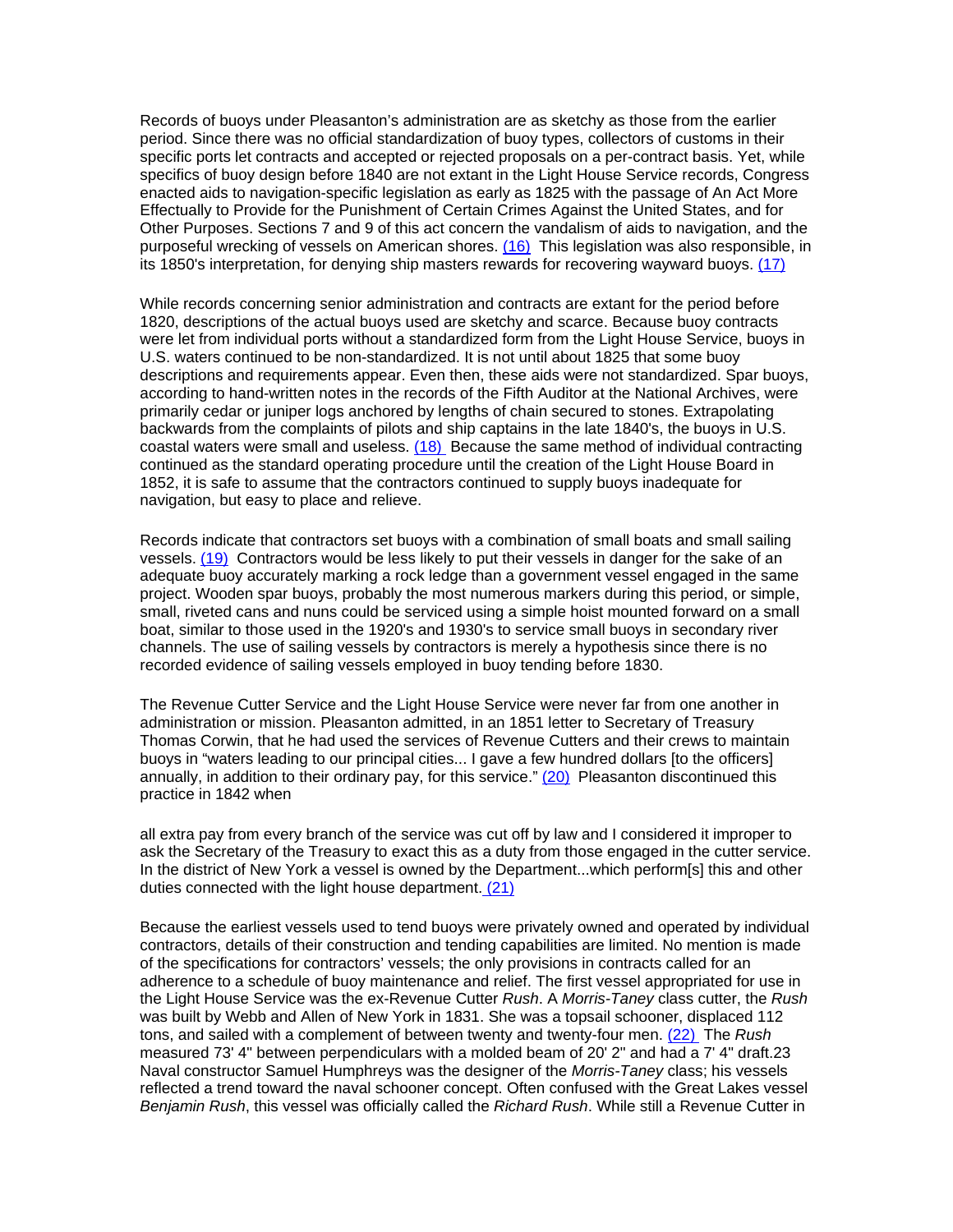Records of buoys under Pleasanton's administration are as sketchy as those from the earlier period. Since there was no official standardization of buoy types, collectors of customs in their specific ports let contracts and accepted or rejected proposals on a per-contract basis. Yet, while specifics of buoy design before 1840 are not extant in the Light House Service records, Congress enacted aids to navigation-specific legislation as early as 1825 with the passage of An Act More Effectually to Provide for the Punishment of Certain Crimes Against the United States, and for Other Purposes. Sections 7 and 9 of this act concern the vandalism of aids to navigation, and the purposeful wrecking of vessels on American shores. (16) This legislation was also responsible, in its 1850's interpretation, for denying ship masters rewards for recovering wayward buoys. (17)

While records concerning senior administration and contracts are extant for the period before 1820, descriptions of the actual buoys used are sketchy and scarce. Because buoy contracts were let from individual ports without a standardized form from the Light House Service, buoys in U.S. waters continued to be non-standardized. It is not until about 1825 that some buoy descriptions and requirements appear. Even then, these aids were not standardized. Spar buoys, according to hand-written notes in the records of the Fifth Auditor at the National Archives, were primarily cedar or juniper logs anchored by lengths of chain secured to stones. Extrapolating backwards from the complaints of pilots and ship captains in the late 1840's, the buoys in U.S. coastal waters were small and useless. (18) Because the same method of individual contracting continued as the standard operating procedure until the creation of the Light House Board in 1852, it is safe to assume that the contractors continued to supply buoys inadequate for navigation, but easy to place and relieve.

Records indicate that contractors set buoys with a combination of small boats and small sailing vessels. (19) Contractors would be less likely to put their vessels in danger for the sake of an adequate buoy accurately marking a rock ledge than a government vessel engaged in the same project. Wooden spar buoys, probably the most numerous markers during this period, or simple, small, riveted cans and nuns could be serviced using a simple hoist mounted forward on a small boat, similar to those used in the 1920's and 1930's to service small buoys in secondary river channels. The use of sailing vessels by contractors is merely a hypothesis since there is no recorded evidence of sailing vessels employed in buoy tending before 1830.

The Revenue Cutter Service and the Light House Service were never far from one another in administration or mission. Pleasanton admitted, in an 1851 letter to Secretary of Treasury Thomas Corwin, that he had used the services of Revenue Cutters and their crews to maintain buoys in "waters leading to our principal cities... I gave a few hundred dollars [to the officers] annually, in addition to their ordinary pay, for this service." (20) Pleasanton discontinued this practice in 1842 when

> all extra pay from every branch of the service was cut off by law and I considered it improper to ask the Secretary of the Treasury to exact this as a duty from those engaged in the cutter service. In the district of New York a vessel is owned by the Department...which perform[s] this and other duties connected with the light house department. (21)

Because the earliest vessels used to tend buoys were privately owned and operated by individual contractors, details of their construction and tending capabilities are limited. No mention is made of the specifications for contractors' vessels; the only provisions in contracts called for an adherence to a schedule of buoy maintenance and relief. The first vessel appropriated for use in the Light House Service was the ex-Revenue Cutter *Rush*. A *Morris-Taney* class cutter, the *Rush* was built by Webb and Allen of New York in 1831. She was a topsail schooner, displaced 112 tons, and sailed with a complement of between twenty and twenty-four men. (22) The *Rush* measured 73' 4" between perpendiculars with a molded beam of 20' 2" and had a 7' 4" draft.23 Naval constructor Samuel Humphreys was the designer of the *Morris-Taney* class; his vessels reflected a trend toward the naval schooner concept. Often confused with the Great Lakes vessel *Benjamin Rush*, this vessel was officially called the *Richard Rush*. While still a Revenue Cutter in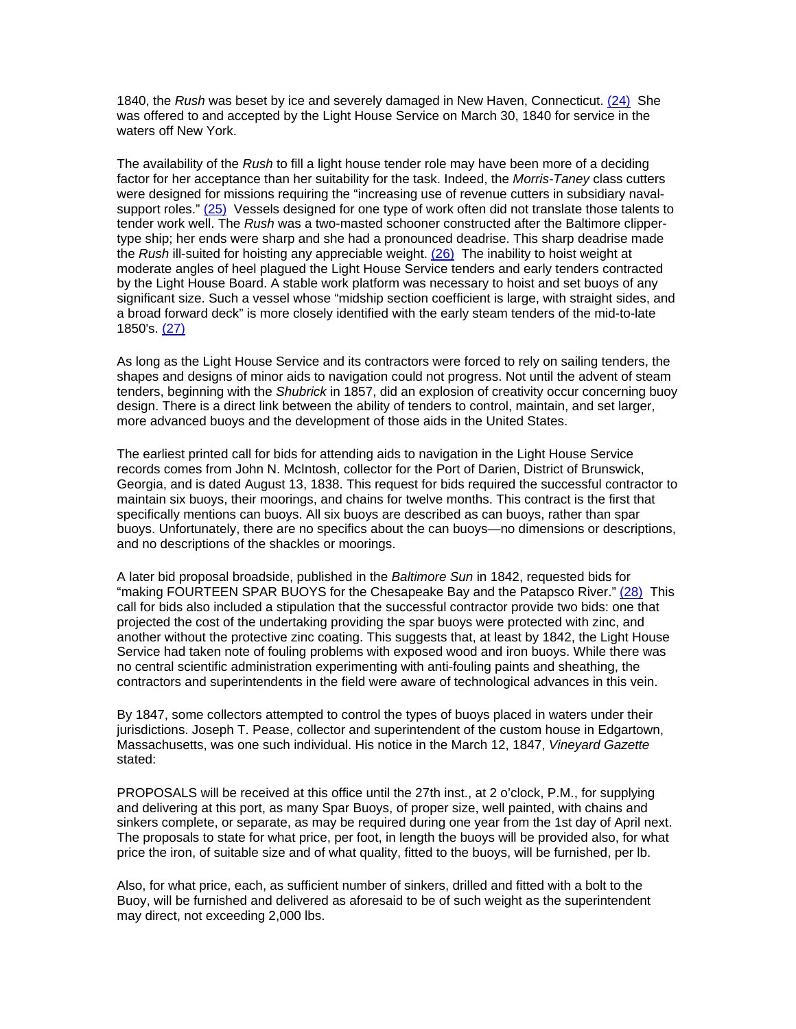1840, the *Rush* was beset by ice and severely damaged in New Haven, Connecticut. (24) She was offered to and accepted by the Light House Service on March 30, 1840 for service in the waters off New York.

The availability of the *Rush* to fill a light house tender role may have been more of a deciding factor for her acceptance than her suitability for the task. Indeed, the *Morris-Taney* class cutters were designed for missions requiring the "increasing use of revenue cutters in subsidiary naval-support roles." (25) Vessels designed for one type of work often did not translate those talents to tender work well. The *Rush* was a two-masted schooner constructed after the Baltimore clipper-type ship; her ends were sharp and she had a pronounced deadrise. This sharp deadrise made the *Rush* ill-suited for hoisting any appreciable weight. (26) The inability to hoist weight at moderate angles of heel plagued the Light House Service tenders and early tenders contracted by the Light House Board. A stable work platform was necessary to hoist and set buoys of any significant size. Such a vessel whose "midship section coefficient is large, with straight sides, and a broad forward deck" is more closely identified with the early steam tenders of the mid-to-late 1850's. (27)

As long as the Light House Service and its contractors were forced to rely on sailing tenders, the shapes and designs of minor aids to navigation could not progress. Not until the advent of steam tenders, beginning with the *Shubrick* in 1857, did an explosion of creativity occur concerning buoy design. There is a direct link between the ability of tenders to control, maintain, and set larger, more advanced buoys and the development of those aids in the United States.

The earliest printed call for bids for attending aids to navigation in the Light House Service records comes from John N. McIntosh, collector for the Port of Darien, District of Brunswick, Georgia, and is dated August 13, 1838. This request for bids required the successful contractor to maintain six buoys, their moorings, and chains for twelve months. This contract is the first that specifically mentions can buoys. All six buoys are described as can buoys, rather than spar buoys. Unfortunately, there are no specifics about the can buoys—no dimensions or descriptions, and no descriptions of the shackles or moorings.

A later bid proposal broadside, published in the *Baltimore Sun* in 1842, requested bids for "making FOURTEEN SPAR BUOYS for the Chesapeake Bay and the Patapsco River." (28) This call for bids also included a stipulation that the successful contractor provide two bids: one that projected the cost of the undertaking providing the spar buoys were protected with zinc, and another without the protective zinc coating. This suggests that, at least by 1842, the Light House Service had taken note of fouling problems with exposed wood and iron buoys. While there was no central scientific administration experimenting with anti-fouling paints and sheathing, the contractors and superintendents in the field were aware of technological advances in this vein.

By 1847, some collectors attempted to control the types of buoys placed in waters under their jurisdictions. Joseph T. Pease, collector and superintendent of the custom house in Edgartown, Massachusetts, was one such individual. His notice in the March 12, 1847, *Vineyard Gazette* stated:

PROPOSALS will be received at this office until the 27th inst., at 2 o'clock, P.M., for supplying and delivering at this port, as many Spar Buoys, of proper size, well painted, with chains and sinkers complete, or separate, as may be required during one year from the 1st day of April next. The proposals to state for what price, per foot, in length the buoys will be provided also, for what price the iron, of suitable size and of what quality, fitted to the buoys, will be furnished, per lb.

Also, for what price, each, as sufficient number of sinkers, drilled and fitted with a bolt to the Buoy, will be furnished and delivered as aforesaid to be of such weight as the superintendent may direct, not exceeding 2,000 lbs.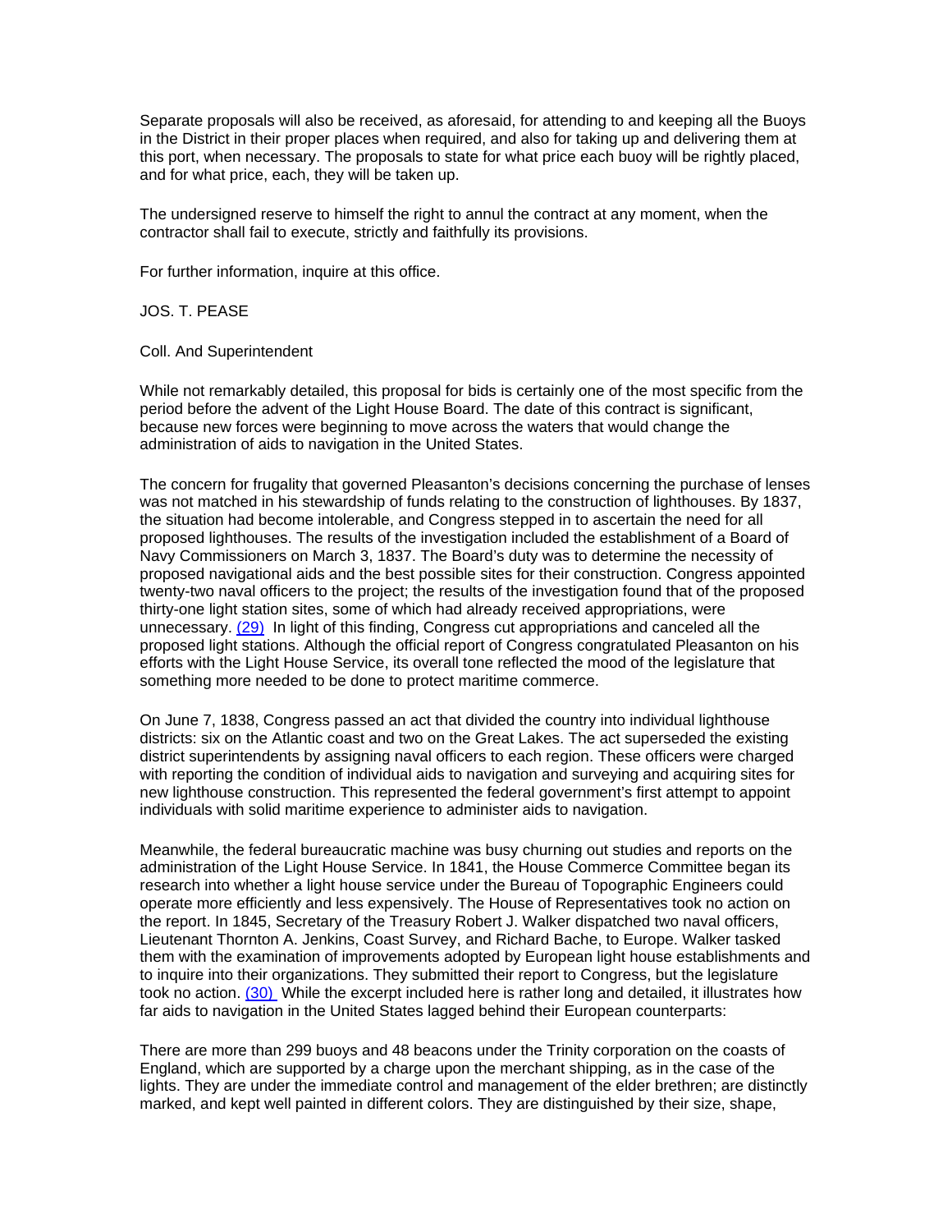Separate proposals will also be received, as aforesaid, for attending to and keeping all the Buoys in the District in their proper places when required, and also for taking up and delivering them at this port, when necessary. The proposals to state for what price each buoy will be rightly placed, and for what price, each, they will be taken up.

The undersigned reserve to himself the right to annul the contract at any moment, when the contractor shall fail to execute, strictly and faithfully its provisions.

For further information, inquire at this office.

JOS. T. PEASE

Coll. And Superintendent

While not remarkably detailed, this proposal for bids is certainly one of the most specific from the period before the advent of the Light House Board. The date of this contract is significant, because new forces were beginning to move across the waters that would change the administration of aids to navigation in the United States.

The concern for frugality that governed Pleasanton's decisions concerning the purchase of lenses was not matched in his stewardship of funds relating to the construction of lighthouses. By 1837, the situation had become intolerable, and Congress stepped in to ascertain the need for all proposed lighthouses. The results of the investigation included the establishment of a Board of Navy Commissioners on March 3, 1837. The Board's duty was to determine the necessity of proposed navigational aids and the best possible sites for their construction. Congress appointed twenty-two naval officers to the project; the results of the investigation found that of the proposed thirty-one light station sites, some of which had already received appropriations, were unnecessary. (29) In light of this finding, Congress cut appropriations and canceled all the proposed light stations. Although the official report of Congress congratulated Pleasanton on his efforts with the Light House Service, its overall tone reflected the mood of the legislature that something more needed to be done to protect maritime commerce.

On June 7, 1838, Congress passed an act that divided the country into individual lighthouse districts: six on the Atlantic coast and two on the Great Lakes. The act superseded the existing district superintendents by assigning naval officers to each region. These officers were charged with reporting the condition of individual aids to navigation and surveying and acquiring sites for new lighthouse construction. This represented the federal government's first attempt to appoint individuals with solid maritime experience to administer aids to navigation.

Meanwhile, the federal bureaucratic machine was busy churning out studies and reports on the administration of the Light House Service. In 1841, the House Commerce Committee began its research into whether a light house service under the Bureau of Topographic Engineers could operate more efficiently and less expensively. The House of Representatives took no action on the report. In 1845, Secretary of the Treasury Robert J. Walker dispatched two naval officers, Lieutenant Thornton A. Jenkins, Coast Survey, and Richard Bache, to Europe. Walker tasked them with the examination of improvements adopted by European light house establishments and to inquire into their organizations. They submitted their report to Congress, but the legislature took no action. (30) While the excerpt included here is rather long and detailed, it illustrates how far aids to navigation in the United States lagged behind their European counterparts:

There are more than 299 buoys and 48 beacons under the Trinity corporation on the coasts of England, which are supported by a charge upon the merchant shipping, as in the case of the lights. They are under the immediate control and management of the elder brethren; are distinctly marked, and kept well painted in different colors. They are distinguished by their size, shape,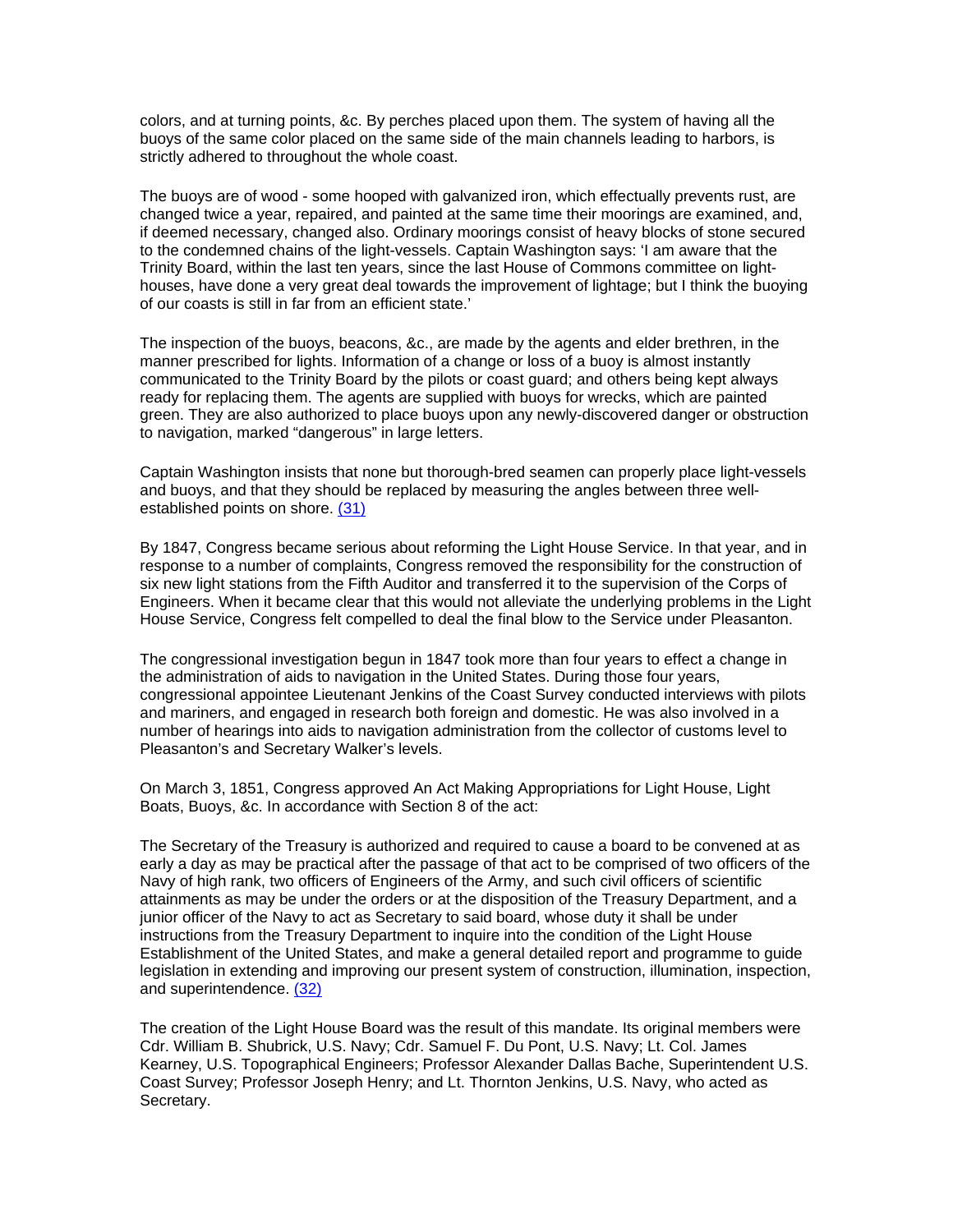colors, and at turning points, &c. By perches placed upon them. The system of having all the buoys of the same color placed on the same side of the main channels leading to harbors, is strictly adhered to throughout the whole coast.

The buoys are of wood - some hooped with galvanized iron, which effectually prevents rust, are changed twice a year, repaired, and painted at the same time their moorings are examined, and, if deemed necessary, changed also. Ordinary moorings consist of heavy blocks of stone secured to the condemned chains of the light-vessels. Captain Washington says: 'I am aware that the Trinity Board, within the last ten years, since the last House of Commons committee on light-houses, have done a very great deal towards the improvement of lightage; but I think the buoying of our coasts is still in far from an efficient state.'

The inspection of the buoys, beacons, &c., are made by the agents and elder brethren, in the manner prescribed for lights. Information of a change or loss of a buoy is almost instantly communicated to the Trinity Board by the pilots or coast guard; and others being kept always ready for replacing them. The agents are supplied with buoys for wrecks, which are painted green. They are also authorized to place buoys upon any newly-discovered danger or obstruction to navigation, marked "dangerous" in large letters.

Captain Washington insists that none but thorough-bred seamen can properly place light-vessels and buoys, and that they should be replaced by measuring the angles between three well-established points on shore. (31)

By 1847, Congress became serious about reforming the Light House Service. In that year, and in response to a number of complaints, Congress removed the responsibility for the construction of six new light stations from the Fifth Auditor and transferred it to the supervision of the Corps of Engineers. When it became clear that this would not alleviate the underlying problems in the Light House Service, Congress felt compelled to deal the final blow to the Service under Pleasanton.

The congressional investigation begun in 1847 took more than four years to effect a change in the administration of aids to navigation in the United States. During those four years, congressional appointee Lieutenant Jenkins of the Coast Survey conducted interviews with pilots and mariners, and engaged in research both foreign and domestic. He was also involved in a number of hearings into aids to navigation administration from the collector of customs level to Pleasanton's and Secretary Walker's levels.

On March 3, 1851, Congress approved An Act Making Appropriations for Light House, Light Boats, Buoys, &c. In accordance with Section 8 of the act:

The Secretary of the Treasury is authorized and required to cause a board to be convened at as early a day as may be practical after the passage of that act to be comprised of two officers of the Navy of high rank, two officers of Engineers of the Army, and such civil officers of scientific attainments as may be under the orders or at the disposition of the Treasury Department, and a junior officer of the Navy to act as Secretary to said board, whose duty it shall be under instructions from the Treasury Department to inquire into the condition of the Light House Establishment of the United States, and make a general detailed report and programme to guide legislation in extending and improving our present system of construction, illumination, inspection, and superintendence. (32)

The creation of the Light House Board was the result of this mandate. Its original members were Cdr. William B. Shubrick, U.S. Navy; Cdr. Samuel F. Du Pont, U.S. Navy; Lt. Col. James Kearney, U.S. Topographical Engineers; Professor Alexander Dallas Bache, Superintendent U.S. Coast Survey; Professor Joseph Henry; and Lt. Thornton Jenkins, U.S. Navy, who acted as Secretary.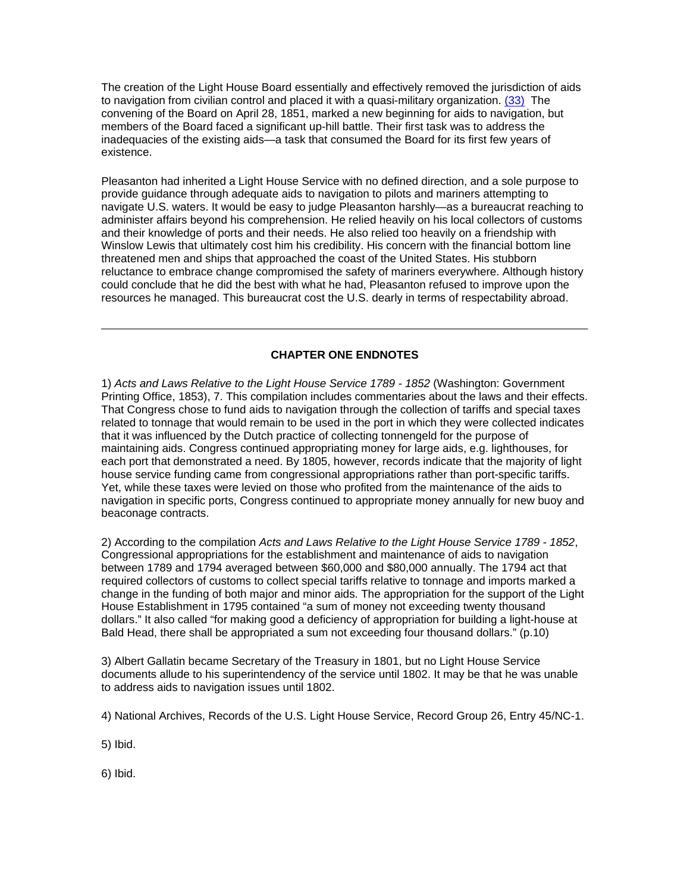The creation of the Light House Board essentially and effectively removed the jurisdiction of aids to navigation from civilian control and placed it with a quasi-military organization. (33) The convening of the Board on April 28, 1851, marked a new beginning for aids to navigation, but members of the Board faced a significant up-hill battle. Their first task was to address the inadequacies of the existing aids—a task that consumed the Board for its first few years of existence.

Pleasanton had inherited a Light House Service with no defined direction, and a sole purpose to provide guidance through adequate aids to navigation to pilots and mariners attempting to navigate U.S. waters. It would be easy to judge Pleasanton harshly—as a bureaucrat reaching to administer affairs beyond his comprehension. He relied heavily on his local collectors of customs and their knowledge of ports and their needs. He also relied too heavily on a friendship with Winslow Lewis that ultimately cost him his credibility. His concern with the financial bottom line threatened men and ships that approached the coast of the United States. His stubborn reluctance to embrace change compromised the safety of mariners everywhere. Although history could conclude that he did the best with what he had, Pleasanton refused to improve upon the resources he managed. This bureaucrat cost the U.S. dearly in terms of respectability abroad.

---

## CHAPTER ONE ENDNOTES

1) *Acts and Laws Relative to the Light House Service 1789 - 1852* (Washington: Government Printing Office, 1853), 7. This compilation includes commentaries about the laws and their effects. That Congress chose to fund aids to navigation through the collection of tariffs and special taxes related to tonnage that would remain to be used in the port in which they were collected indicates that it was influenced by the Dutch practice of collecting tonnengeld for the purpose of maintaining aids. Congress continued appropriating money for large aids, e.g. lighthouses, for each port that demonstrated a need. By 1805, however, records indicate that the majority of light house service funding came from congressional appropriations rather than port-specific tariffs. Yet, while these taxes were levied on those who profited from the maintenance of the aids to navigation in specific ports, Congress continued to appropriate money annually for new buoy and beaconage contracts.

2) According to the compilation *Acts and Laws Relative to the Light House Service 1789 - 1852*, Congressional appropriations for the establishment and maintenance of aids to navigation between 1789 and 1794 averaged between $60,000 and $80,000 annually. The 1794 act that required collectors of customs to collect special tariffs relative to tonnage and imports marked a change in the funding of both major and minor aids. The appropriation for the support of the Light House Establishment in 1795 contained "a sum of money not exceeding twenty thousand dollars." It also called "for making good a deficiency of appropriation for building a light-house at Bald Head, there shall be appropriated a sum not exceeding four thousand dollars." (p.10)

3) Albert Gallatin became Secretary of the Treasury in 1801, but no Light House Service documents allude to his superintendency of the service until 1802. It may be that he was unable to address aids to navigation issues until 1802.

4) National Archives, Records of the U.S. Light House Service, Record Group 26, Entry 45/NC-1.

5) Ibid.

6) Ibid.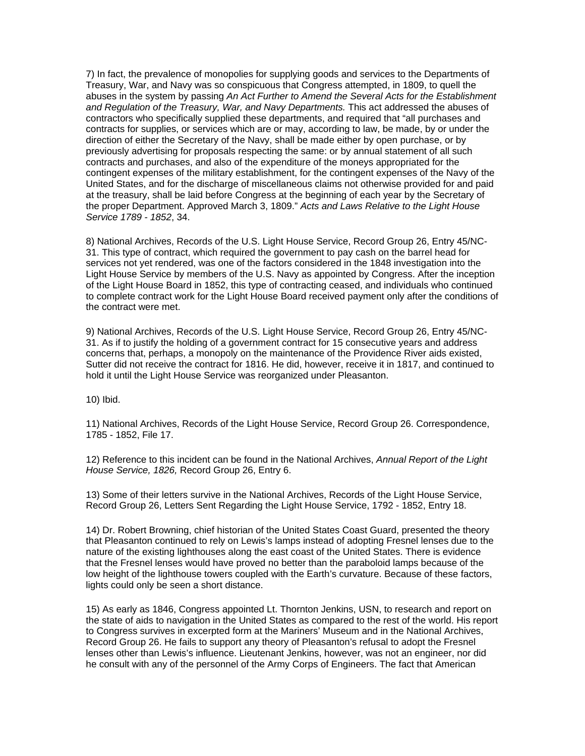7) In fact, the prevalence of monopolies for supplying goods and services to the Departments of Treasury, War, and Navy was so conspicuous that Congress attempted, in 1809, to quell the abuses in the system by passing *An Act Further to Amend the Several Acts for the Establishment and Regulation of the Treasury, War, and Navy Departments.* This act addressed the abuses of contractors who specifically supplied these departments, and required that "all purchases and contracts for supplies, or services which are or may, according to law, be made, by or under the direction of either the Secretary of the Navy, shall be made either by open purchase, or by previously advertising for proposals respecting the same: or by annual statement of all such contracts and purchases, and also of the expenditure of the moneys appropriated for the contingent expenses of the military establishment, for the contingent expenses of the Navy of the United States, and for the discharge of miscellaneous claims not otherwise provided for and paid at the treasury, shall be laid before Congress at the beginning of each year by the Secretary of the proper Department. Approved March 3, 1809." *Acts and Laws Relative to the Light House Service 1789 - 1852*, 34.

8) National Archives, Records of the U.S. Light House Service, Record Group 26, Entry 45/NC-31. This type of contract, which required the government to pay cash on the barrel head for services not yet rendered, was one of the factors considered in the 1848 investigation into the Light House Service by members of the U.S. Navy as appointed by Congress. After the inception of the Light House Board in 1852, this type of contracting ceased, and individuals who continued to complete contract work for the Light House Board received payment only after the conditions of the contract were met.

9) National Archives, Records of the U.S. Light House Service, Record Group 26, Entry 45/NC-31. As if to justify the holding of a government contract for 15 consecutive years and address concerns that, perhaps, a monopoly on the maintenance of the Providence River aids existed, Sutter did not receive the contract for 1816. He did, however, receive it in 1817, and continued to hold it until the Light House Service was reorganized under Pleasanton.

10) Ibid.

11) National Archives, Records of the Light House Service, Record Group 26. Correspondence, 1785 - 1852, File 17.

12) Reference to this incident can be found in the National Archives, *Annual Report of the Light House Service, 1826,* Record Group 26, Entry 6.

13) Some of their letters survive in the National Archives, Records of the Light House Service, Record Group 26, Letters Sent Regarding the Light House Service, 1792 - 1852, Entry 18.

14) Dr. Robert Browning, chief historian of the United States Coast Guard, presented the theory that Pleasanton continued to rely on Lewis's lamps instead of adopting Fresnel lenses due to the nature of the existing lighthouses along the east coast of the United States. There is evidence that the Fresnel lenses would have proved no better than the paraboloid lamps because of the low height of the lighthouse towers coupled with the Earth's curvature. Because of these factors, lights could only be seen a short distance.

15) As early as 1846, Congress appointed Lt. Thornton Jenkins, USN, to research and report on the state of aids to navigation in the United States as compared to the rest of the world. His report to Congress survives in excerpted form at the Mariners' Museum and in the National Archives, Record Group 26. He fails to support any theory of Pleasanton's refusal to adopt the Fresnel lenses other than Lewis's influence. Lieutenant Jenkins, however, was not an engineer, nor did he consult with any of the personnel of the Army Corps of Engineers. The fact that American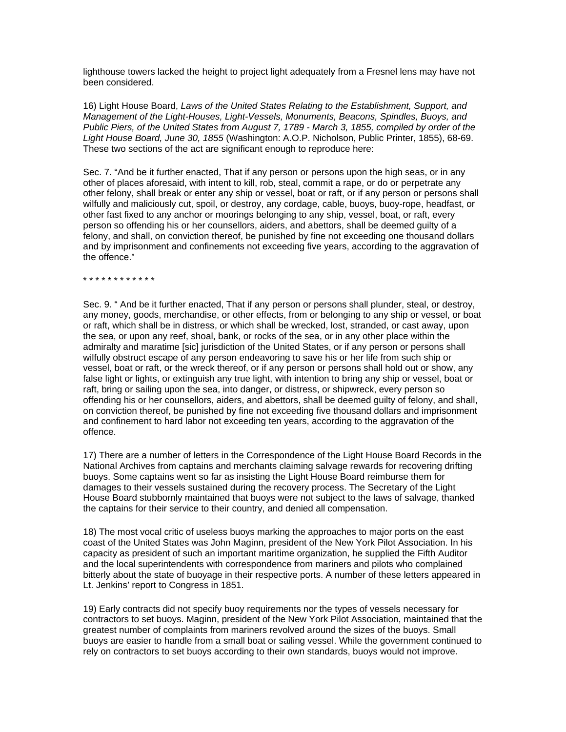lighthouse towers lacked the height to project light adequately from a Fresnel lens may have not been considered.

16) Light House Board, *Laws of the United States Relating to the Establishment, Support, and Management of the Light-Houses, Light-Vessels, Monuments, Beacons, Spindles, Buoys, and Public Piers, of the United States from August 7, 1789 - March 3, 1855, compiled by order of the Light House Board, June 30, 1855* (Washington: A.O.P. Nicholson, Public Printer, 1855), 68-69. These two sections of the act are significant enough to reproduce here:

Sec. 7. "And be it further enacted, That if any person or persons upon the high seas, or in any other of places aforesaid, with intent to kill, rob, steal, commit a rape, or do or perpetrate any other felony, shall break or enter any ship or vessel, boat or raft, or if any person or persons shall wilfully and maliciously cut, spoil, or destroy, any cordage, cable, buoys, buoy-rope, headfast, or other fast fixed to any anchor or moorings belonging to any ship, vessel, boat, or raft, every person so offending his or her counsellors, aiders, and abettors, shall be deemed guilty of a felony, and shall, on conviction thereof, be punished by fine not exceeding one thousand dollars and by imprisonment and confinements not exceeding five years, according to the aggravation of the offence."

\* \* \* \* \* \* \* \* \* \* \* \*

Sec. 9. " And be it further enacted, That if any person or persons shall plunder, steal, or destroy, any money, goods, merchandise, or other effects, from or belonging to any ship or vessel, or boat or raft, which shall be in distress, or which shall be wrecked, lost, stranded, or cast away, upon the sea, or upon any reef, shoal, bank, or rocks of the sea, or in any other place within the admiralty and maratime [sic] jurisdiction of the United States, or if any person or persons shall wilfully obstruct escape of any person endeavoring to save his or her life from such ship or vessel, boat or raft, or the wreck thereof, or if any person or persons shall hold out or show, any false light or lights, or extinguish any true light, with intention to bring any ship or vessel, boat or raft, bring or sailing upon the sea, into danger, or distress, or shipwreck, every person so offending his or her counsellors, aiders, and abettors, shall be deemed guilty of felony, and shall, on conviction thereof, be punished by fine not exceeding five thousand dollars and imprisonment and confinement to hard labor not exceeding ten years, according to the aggravation of the offence.

17) There are a number of letters in the Correspondence of the Light House Board Records in the National Archives from captains and merchants claiming salvage rewards for recovering drifting buoys. Some captains went so far as insisting the Light House Board reimburse them for damages to their vessels sustained during the recovery process. The Secretary of the Light House Board stubbornly maintained that buoys were not subject to the laws of salvage, thanked the captains for their service to their country, and denied all compensation.

18) The most vocal critic of useless buoys marking the approaches to major ports on the east coast of the United States was John Maginn, president of the New York Pilot Association. In his capacity as president of such an important maritime organization, he supplied the Fifth Auditor and the local superintendents with correspondence from mariners and pilots who complained bitterly about the state of buoyage in their respective ports. A number of these letters appeared in Lt. Jenkins' report to Congress in 1851.

19) Early contracts did not specify buoy requirements nor the types of vessels necessary for contractors to set buoys. Maginn, president of the New York Pilot Association, maintained that the greatest number of complaints from mariners revolved around the sizes of the buoys. Small buoys are easier to handle from a small boat or sailing vessel. While the government continued to rely on contractors to set buoys according to their own standards, buoys would not improve.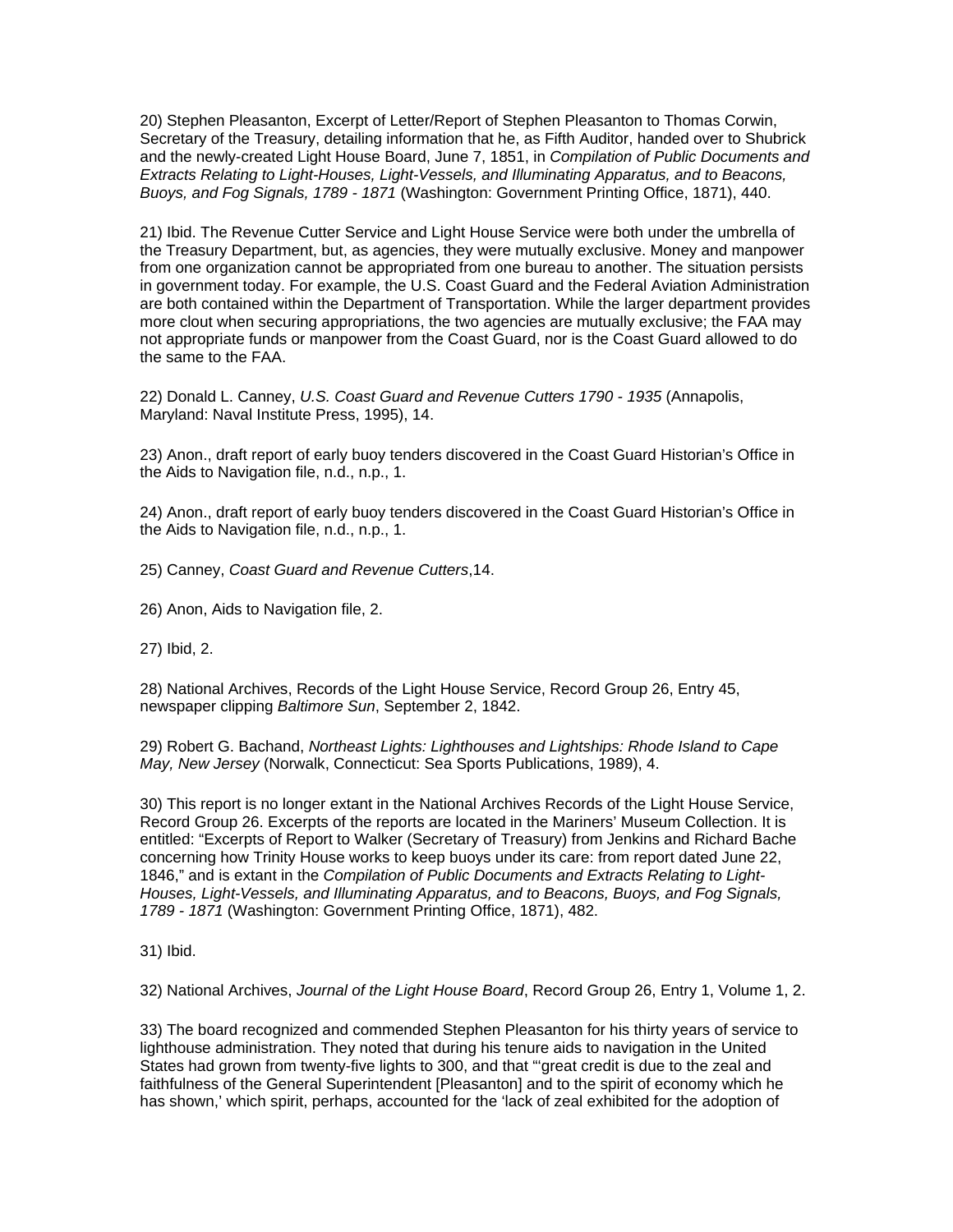20) Stephen Pleasanton, Excerpt of Letter/Report of Stephen Pleasanton to Thomas Corwin, Secretary of the Treasury, detailing information that he, as Fifth Auditor, handed over to Shubrick and the newly-created Light House Board, June 7, 1851, in *Compilation of Public Documents and Extracts Relating to Light-Houses, Light-Vessels, and Illuminating Apparatus, and to Beacons, Buoys, and Fog Signals, 1789 - 1871* (Washington: Government Printing Office, 1871), 440.

21) Ibid. The Revenue Cutter Service and Light House Service were both under the umbrella of the Treasury Department, but, as agencies, they were mutually exclusive. Money and manpower from one organization cannot be appropriated from one bureau to another. The situation persists in government today. For example, the U.S. Coast Guard and the Federal Aviation Administration are both contained within the Department of Transportation. While the larger department provides more clout when securing appropriations, the two agencies are mutually exclusive; the FAA may not appropriate funds or manpower from the Coast Guard, nor is the Coast Guard allowed to do the same to the FAA.

22) Donald L. Canney, *U.S. Coast Guard and Revenue Cutters 1790 - 1935* (Annapolis, Maryland: Naval Institute Press, 1995), 14.

23) Anon., draft report of early buoy tenders discovered in the Coast Guard Historian's Office in the Aids to Navigation file, n.d., n.p., 1.

24) Anon., draft report of early buoy tenders discovered in the Coast Guard Historian's Office in the Aids to Navigation file, n.d., n.p., 1.

25) Canney, *Coast Guard and Revenue Cutters*,14.

26) Anon, Aids to Navigation file, 2.

27) Ibid, 2.

28) National Archives, Records of the Light House Service, Record Group 26, Entry 45, newspaper clipping *Baltimore Sun*, September 2, 1842.

29) Robert G. Bachand, *Northeast Lights: Lighthouses and Lightships: Rhode Island to Cape May, New Jersey* (Norwalk, Connecticut: Sea Sports Publications, 1989), 4.

30) This report is no longer extant in the National Archives Records of the Light House Service, Record Group 26. Excerpts of the reports are located in the Mariners' Museum Collection. It is entitled: "Excerpts of Report to Walker (Secretary of Treasury) from Jenkins and Richard Bache concerning how Trinity House works to keep buoys under its care: from report dated June 22, 1846," and is extant in the *Compilation of Public Documents and Extracts Relating to Light-Houses, Light-Vessels, and Illuminating Apparatus, and to Beacons, Buoys, and Fog Signals, 1789 - 1871* (Washington: Government Printing Office, 1871), 482.

31) Ibid.

32) National Archives, *Journal of the Light House Board*, Record Group 26, Entry 1, Volume 1, 2.

33) The board recognized and commended Stephen Pleasanton for his thirty years of service to lighthouse administration. They noted that during his tenure aids to navigation in the United States had grown from twenty-five lights to 300, and that "'great credit is due to the zeal and faithfulness of the General Superintendent [Pleasanton] and to the spirit of economy which he has shown,' which spirit, perhaps, accounted for the 'lack of zeal exhibited for the adoption of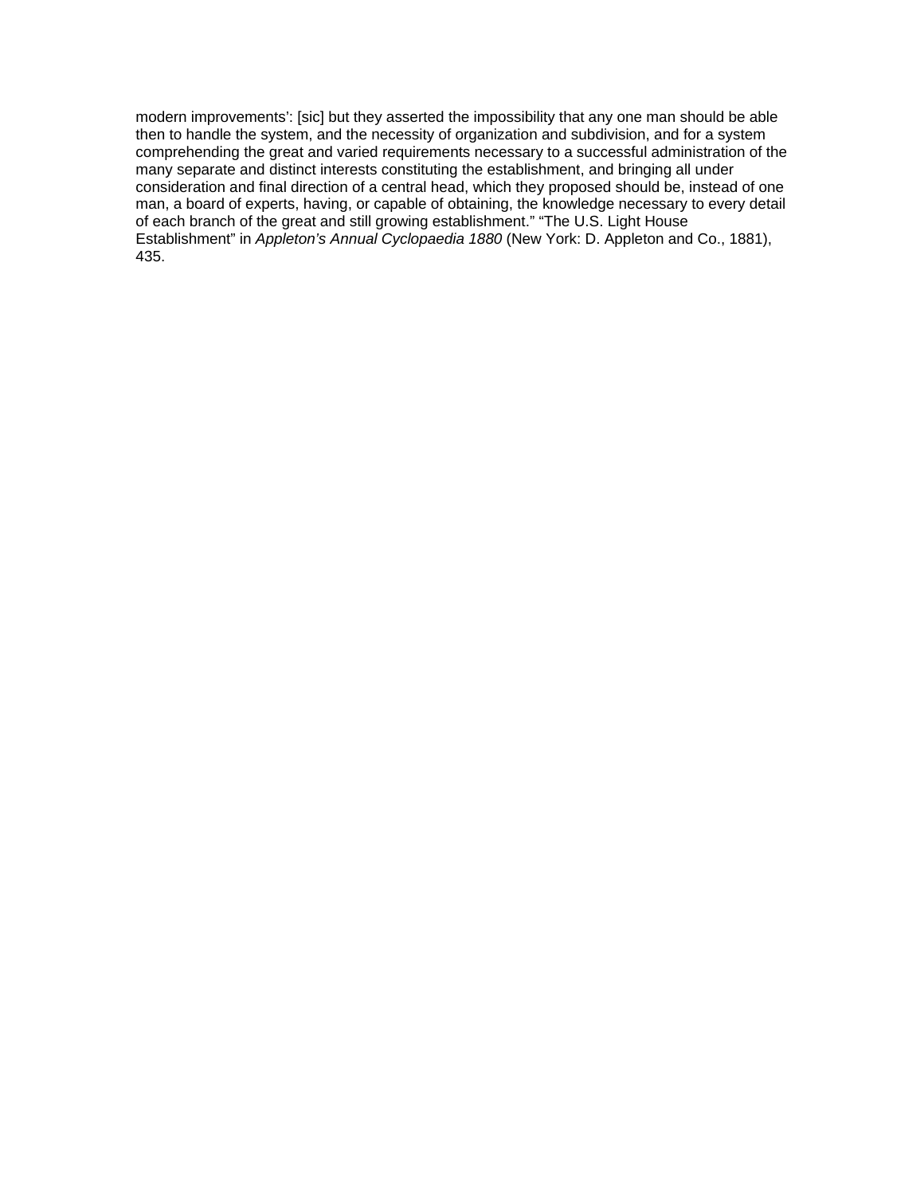modern improvements': [sic] but they asserted the impossibility that any one man should be able then to handle the system, and the necessity of organization and subdivision, and for a system comprehending the great and varied requirements necessary to a successful administration of the many separate and distinct interests constituting the establishment, and bringing all under consideration and final direction of a central head, which they proposed should be, instead of one man, a board of experts, having, or capable of obtaining, the knowledge necessary to every detail of each branch of the great and still growing establishment." "The U.S. Light House Establishment" in *Appleton's Annual Cyclopaedia 1880* (New York: D. Appleton and Co., 1881), 435.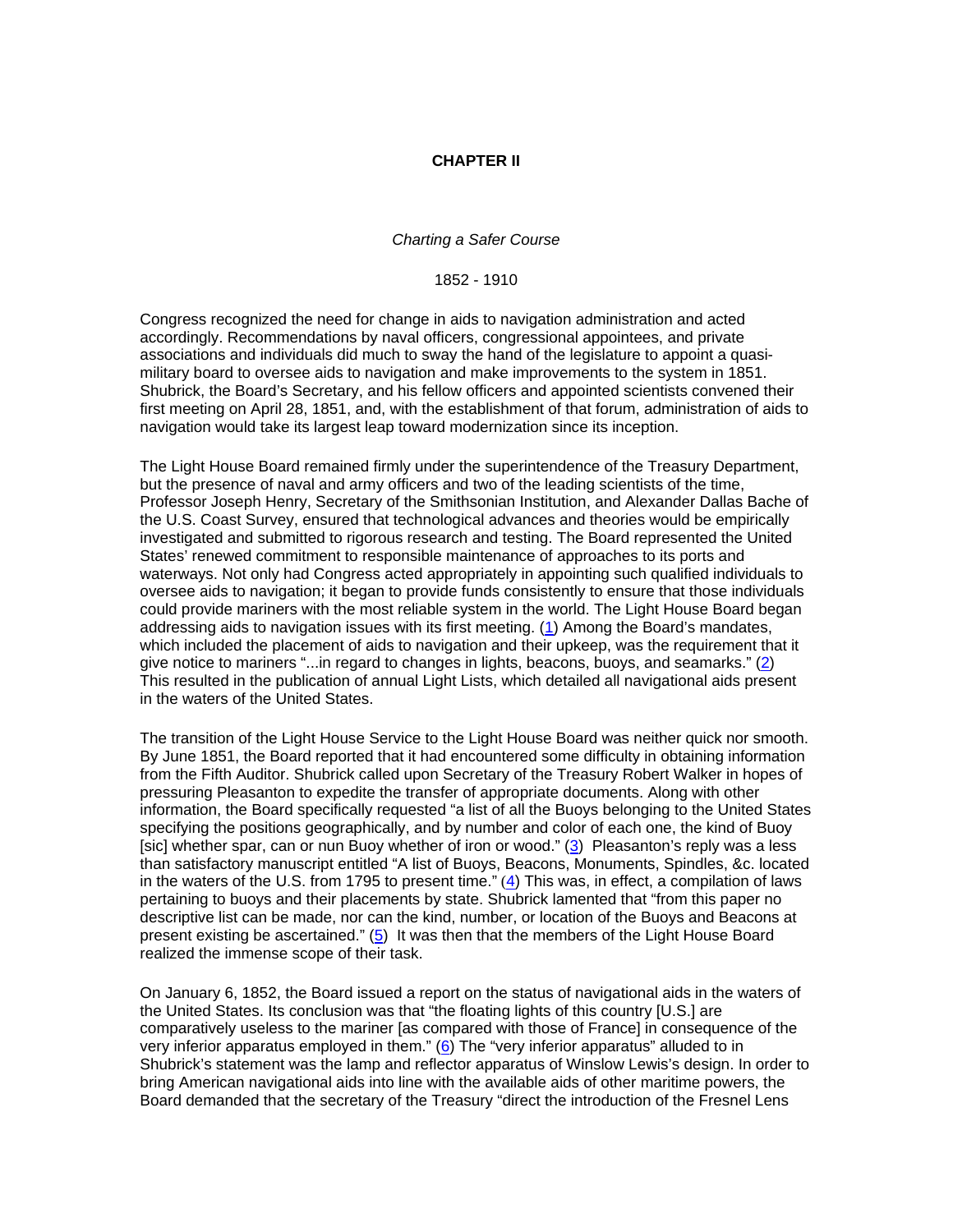## CHAPTER II

*Charting a Safer Course*

1852 - 1910

Congress recognized the need for change in aids to navigation administration and acted accordingly. Recommendations by naval officers, congressional appointees, and private associations and individuals did much to sway the hand of the legislature to appoint a quasi-military board to oversee aids to navigation and make improvements to the system in 1851. Shubrick, the Board's Secretary, and his fellow officers and appointed scientists convened their first meeting on April 28, 1851, and, with the establishment of that forum, administration of aids to navigation would take its largest leap toward modernization since its inception.

The Light House Board remained firmly under the superintendence of the Treasury Department, but the presence of naval and army officers and two of the leading scientists of the time, Professor Joseph Henry, Secretary of the Smithsonian Institution, and Alexander Dallas Bache of the U.S. Coast Survey, ensured that technological advances and theories would be empirically investigated and submitted to rigorous research and testing. The Board represented the United States' renewed commitment to responsible maintenance of approaches to its ports and waterways. Not only had Congress acted appropriately in appointing such qualified individuals to oversee aids to navigation; it began to provide funds consistently to ensure that those individuals could provide mariners with the most reliable system in the world. The Light House Board began addressing aids to navigation issues with its first meeting. (1) Among the Board's mandates, which included the placement of aids to navigation and their upkeep, was the requirement that it give notice to mariners "...in regard to changes in lights, beacons, buoys, and seamarks." (2) This resulted in the publication of annual Light Lists, which detailed all navigational aids present in the waters of the United States.

The transition of the Light House Service to the Light House Board was neither quick nor smooth. By June 1851, the Board reported that it had encountered some difficulty in obtaining information from the Fifth Auditor. Shubrick called upon Secretary of the Treasury Robert Walker in hopes of pressuring Pleasanton to expedite the transfer of appropriate documents. Along with other information, the Board specifically requested "a list of all the Buoys belonging to the United States specifying the positions geographically, and by number and color of each one, the kind of Buoy [sic] whether spar, can or nun Buoy whether of iron or wood." (3) Pleasanton's reply was a less than satisfactory manuscript entitled "A list of Buoys, Beacons, Monuments, Spindles, &c. located in the waters of the U.S. from 1795 to present time." (4) This was, in effect, a compilation of laws pertaining to buoys and their placements by state. Shubrick lamented that "from this paper no descriptive list can be made, nor can the kind, number, or location of the Buoys and Beacons at present existing be ascertained." (5) It was then that the members of the Light House Board realized the immense scope of their task.

On January 6, 1852, the Board issued a report on the status of navigational aids in the waters of the United States. Its conclusion was that "the floating lights of this country [U.S.] are comparatively useless to the mariner [as compared with those of France] in consequence of the very inferior apparatus employed in them." (6) The "very inferior apparatus" alluded to in Shubrick's statement was the lamp and reflector apparatus of Winslow Lewis's design. In order to bring American navigational aids into line with the available aids of other maritime powers, the Board demanded that the secretary of the Treasury "direct the introduction of the Fresnel Lens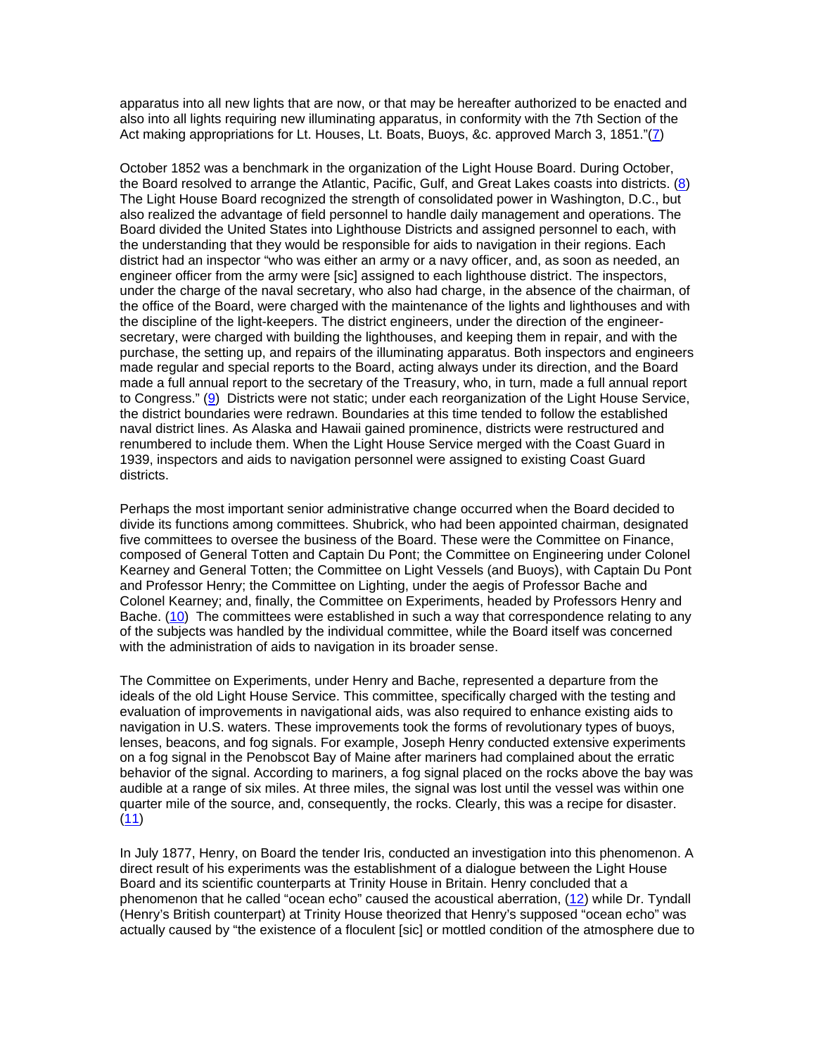apparatus into all new lights that are now, or that may be hereafter authorized to be enacted and also into all lights requiring new illuminating apparatus, in conformity with the 7th Section of the Act making appropriations for Lt. Houses, Lt. Boats, Buoys, &c. approved March 3, 1851."(7)

October 1852 was a benchmark in the organization of the Light House Board. During October, the Board resolved to arrange the Atlantic, Pacific, Gulf, and Great Lakes coasts into districts. (8) The Light House Board recognized the strength of consolidated power in Washington, D.C., but also realized the advantage of field personnel to handle daily management and operations. The Board divided the United States into Lighthouse Districts and assigned personnel to each, with the understanding that they would be responsible for aids to navigation in their regions. Each district had an inspector "who was either an army or a navy officer, and, as soon as needed, an engineer officer from the army were [sic] assigned to each lighthouse district. The inspectors, under the charge of the naval secretary, who also had charge, in the absence of the chairman, of the office of the Board, were charged with the maintenance of the lights and lighthouses and with the discipline of the light-keepers. The district engineers, under the direction of the engineer-secretary, were charged with building the lighthouses, and keeping them in repair, and with the purchase, the setting up, and repairs of the illuminating apparatus. Both inspectors and engineers made regular and special reports to the Board, acting always under its direction, and the Board made a full annual report to the secretary of the Treasury, who, in turn, made a full annual report to Congress." (9) Districts were not static; under each reorganization of the Light House Service, the district boundaries were redrawn. Boundaries at this time tended to follow the established naval district lines. As Alaska and Hawaii gained prominence, districts were restructured and renumbered to include them. When the Light House Service merged with the Coast Guard in 1939, inspectors and aids to navigation personnel were assigned to existing Coast Guard districts.

Perhaps the most important senior administrative change occurred when the Board decided to divide its functions among committees. Shubrick, who had been appointed chairman, designated five committees to oversee the business of the Board. These were the Committee on Finance, composed of General Totten and Captain Du Pont; the Committee on Engineering under Colonel Kearney and General Totten; the Committee on Light Vessels (and Buoys), with Captain Du Pont and Professor Henry; the Committee on Lighting, under the aegis of Professor Bache and Colonel Kearney; and, finally, the Committee on Experiments, headed by Professors Henry and Bache. (10) The committees were established in such a way that correspondence relating to any of the subjects was handled by the individual committee, while the Board itself was concerned with the administration of aids to navigation in its broader sense.

The Committee on Experiments, under Henry and Bache, represented a departure from the ideals of the old Light House Service. This committee, specifically charged with the testing and evaluation of improvements in navigational aids, was also required to enhance existing aids to navigation in U.S. waters. These improvements took the forms of revolutionary types of buoys, lenses, beacons, and fog signals. For example, Joseph Henry conducted extensive experiments on a fog signal in the Penobscot Bay of Maine after mariners had complained about the erratic behavior of the signal. According to mariners, a fog signal placed on the rocks above the bay was audible at a range of six miles. At three miles, the signal was lost until the vessel was within one quarter mile of the source, and, consequently, the rocks. Clearly, this was a recipe for disaster. (11)

In July 1877, Henry, on Board the tender Iris, conducted an investigation into this phenomenon. A direct result of his experiments was the establishment of a dialogue between the Light House Board and its scientific counterparts at Trinity House in Britain. Henry concluded that a phenomenon that he called "ocean echo" caused the acoustical aberration, (12) while Dr. Tyndall (Henry's British counterpart) at Trinity House theorized that Henry's supposed "ocean echo" was actually caused by "the existence of a floculent [sic] or mottled condition of the atmosphere due to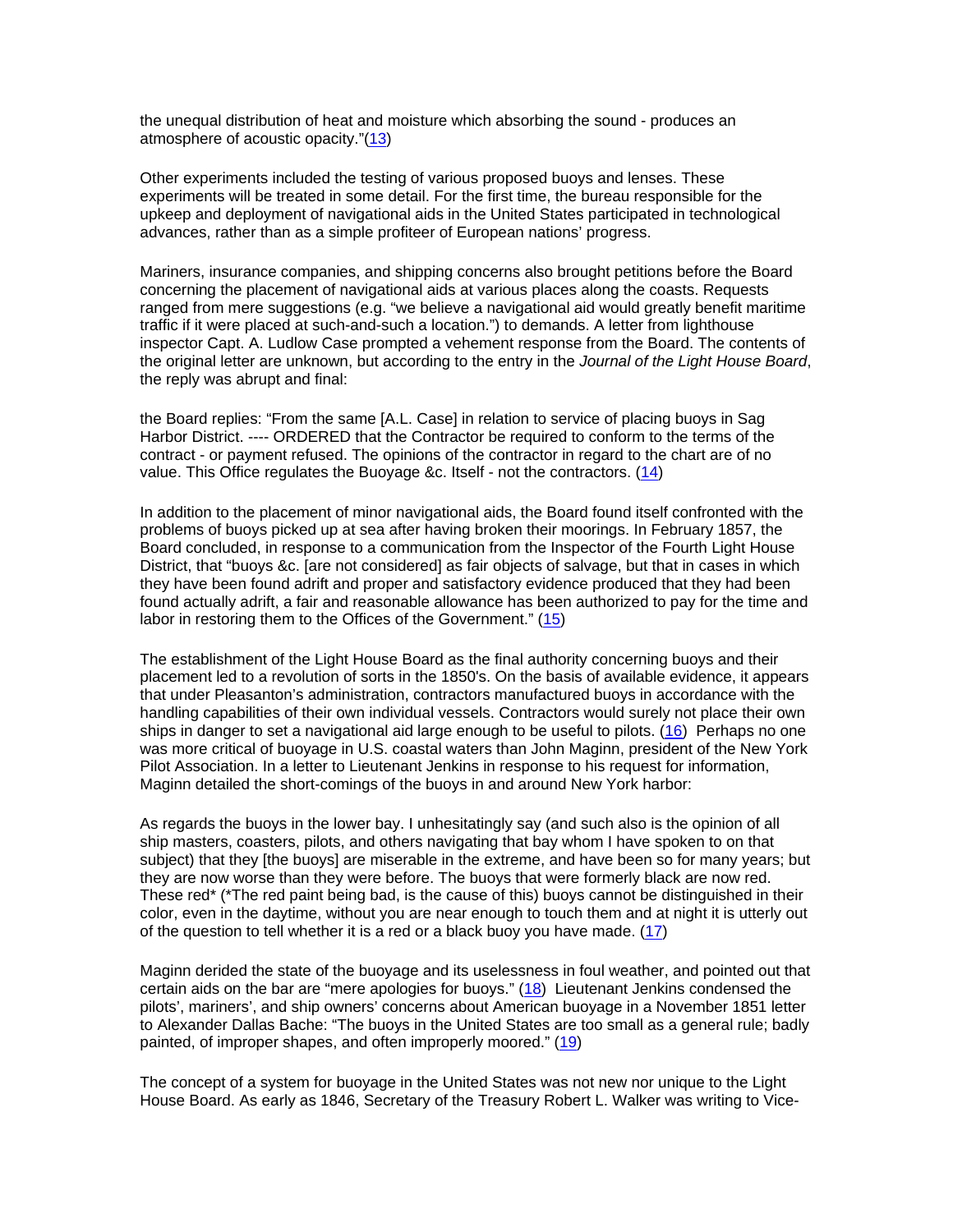the unequal distribution of heat and moisture which absorbing the sound - produces an atmosphere of acoustic opacity."(13)

Other experiments included the testing of various proposed buoys and lenses. These experiments will be treated in some detail. For the first time, the bureau responsible for the upkeep and deployment of navigational aids in the United States participated in technological advances, rather than as a simple profiteer of European nations' progress.

Mariners, insurance companies, and shipping concerns also brought petitions before the Board concerning the placement of navigational aids at various places along the coasts. Requests ranged from mere suggestions (e.g. "we believe a navigational aid would greatly benefit maritime traffic if it were placed at such-and-such a location.") to demands. A letter from lighthouse inspector Capt. A. Ludlow Case prompted a vehement response from the Board. The contents of the original letter are unknown, but according to the entry in the *Journal of the Light House Board*, the reply was abrupt and final:

the Board replies: "From the same [A.L. Case] in relation to service of placing buoys in Sag Harbor District. ---- ORDERED that the Contractor be required to conform to the terms of the contract - or payment refused. The opinions of the contractor in regard to the chart are of no value. This Office regulates the Buoyage &c. Itself - not the contractors. (14)

In addition to the placement of minor navigational aids, the Board found itself confronted with the problems of buoys picked up at sea after having broken their moorings. In February 1857, the Board concluded, in response to a communication from the Inspector of the Fourth Light House District, that "buoys &c. [are not considered] as fair objects of salvage, but that in cases in which they have been found adrift and proper and satisfactory evidence produced that they had been found actually adrift, a fair and reasonable allowance has been authorized to pay for the time and labor in restoring them to the Offices of the Government." (15)

The establishment of the Light House Board as the final authority concerning buoys and their placement led to a revolution of sorts in the 1850's. On the basis of available evidence, it appears that under Pleasanton's administration, contractors manufactured buoys in accordance with the handling capabilities of their own individual vessels. Contractors would surely not place their own ships in danger to set a navigational aid large enough to be useful to pilots. (16) Perhaps no one was more critical of buoyage in U.S. coastal waters than John Maginn, president of the New York Pilot Association. In a letter to Lieutenant Jenkins in response to his request for information, Maginn detailed the short-comings of the buoys in and around New York harbor:

As regards the buoys in the lower bay. I unhesitatingly say (and such also is the opinion of all ship masters, coasters, pilots, and others navigating that bay whom I have spoken to on that subject) that they [the buoys] are miserable in the extreme, and have been so for many years; but they are now worse than they were before. The buoys that were formerly black are now red. These red* (*The red paint being bad, is the cause of this) buoys cannot be distinguished in their color, even in the daytime, without you are near enough to touch them and at night it is utterly out of the question to tell whether it is a red or a black buoy you have made. (17)

Maginn derided the state of the buoyage and its uselessness in foul weather, and pointed out that certain aids on the bar are "mere apologies for buoys." (18) Lieutenant Jenkins condensed the pilots', mariners', and ship owners' concerns about American buoyage in a November 1851 letter to Alexander Dallas Bache: "The buoys in the United States are too small as a general rule; badly painted, of improper shapes, and often improperly moored." (19)

The concept of a system for buoyage in the United States was not new nor unique to the Light House Board. As early as 1846, Secretary of the Treasury Robert L. Walker was writing to Vice-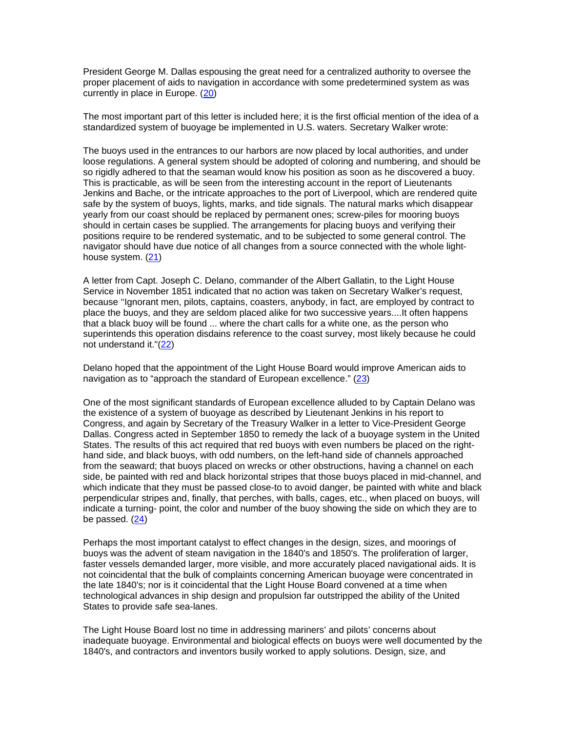President George M. Dallas espousing the great need for a centralized authority to oversee the proper placement of aids to navigation in accordance with some predetermined system as was currently in place in Europe. (20)

The most important part of this letter is included here; it is the first official mention of the idea of a standardized system of buoyage be implemented in U.S. waters. Secretary Walker wrote:

The buoys used in the entrances to our harbors are now placed by local authorities, and under loose regulations. A general system should be adopted of coloring and numbering, and should be so rigidly adhered to that the seaman would know his position as soon as he discovered a buoy. This is practicable, as will be seen from the interesting account in the report of Lieutenants Jenkins and Bache, or the intricate approaches to the port of Liverpool, which are rendered quite safe by the system of buoys, lights, marks, and tide signals. The natural marks which disappear yearly from our coast should be replaced by permanent ones; screw-piles for mooring buoys should in certain cases be supplied. The arrangements for placing buoys and verifying their positions require to be rendered systematic, and to be subjected to some general control. The navigator should have due notice of all changes from a source connected with the whole light-house system. (21)

A letter from Capt. Joseph C. Delano, commander of the Albert Gallatin, to the Light House Service in November 1851 indicated that no action was taken on Secretary Walker's request, because "Ignorant men, pilots, captains, coasters, anybody, in fact, are employed by contract to place the buoys, and they are seldom placed alike for two successive years....It often happens that a black buoy will be found ... where the chart calls for a white one, as the person who superintends this operation disdains reference to the coast survey, most likely because he could not understand it."(22)

Delano hoped that the appointment of the Light House Board would improve American aids to navigation as to "approach the standard of European excellence." (23)

One of the most significant standards of European excellence alluded to by Captain Delano was the existence of a system of buoyage as described by Lieutenant Jenkins in his report to Congress, and again by Secretary of the Treasury Walker in a letter to Vice-President George Dallas. Congress acted in September 1850 to remedy the lack of a buoyage system in the United States. The results of this act required that red buoys with even numbers be placed on the right-hand side, and black buoys, with odd numbers, on the left-hand side of channels approached from the seaward; that buoys placed on wrecks or other obstructions, having a channel on each side, be painted with red and black horizontal stripes that those buoys placed in mid-channel, and which indicate that they must be passed close-to to avoid danger, be painted with white and black perpendicular stripes and, finally, that perches, with balls, cages, etc., when placed on buoys, will indicate a turning- point, the color and number of the buoy showing the side on which they are to be passed. (24)

Perhaps the most important catalyst to effect changes in the design, sizes, and moorings of buoys was the advent of steam navigation in the 1840's and 1850's. The proliferation of larger, faster vessels demanded larger, more visible, and more accurately placed navigational aids. It is not coincidental that the bulk of complaints concerning American buoyage were concentrated in the late 1840's; nor is it coincidental that the Light House Board convened at a time when technological advances in ship design and propulsion far outstripped the ability of the United States to provide safe sea-lanes.

The Light House Board lost no time in addressing mariners' and pilots' concerns about inadequate buoyage. Environmental and biological effects on buoys were well documented by the 1840's, and contractors and inventors busily worked to apply solutions. Design, size, and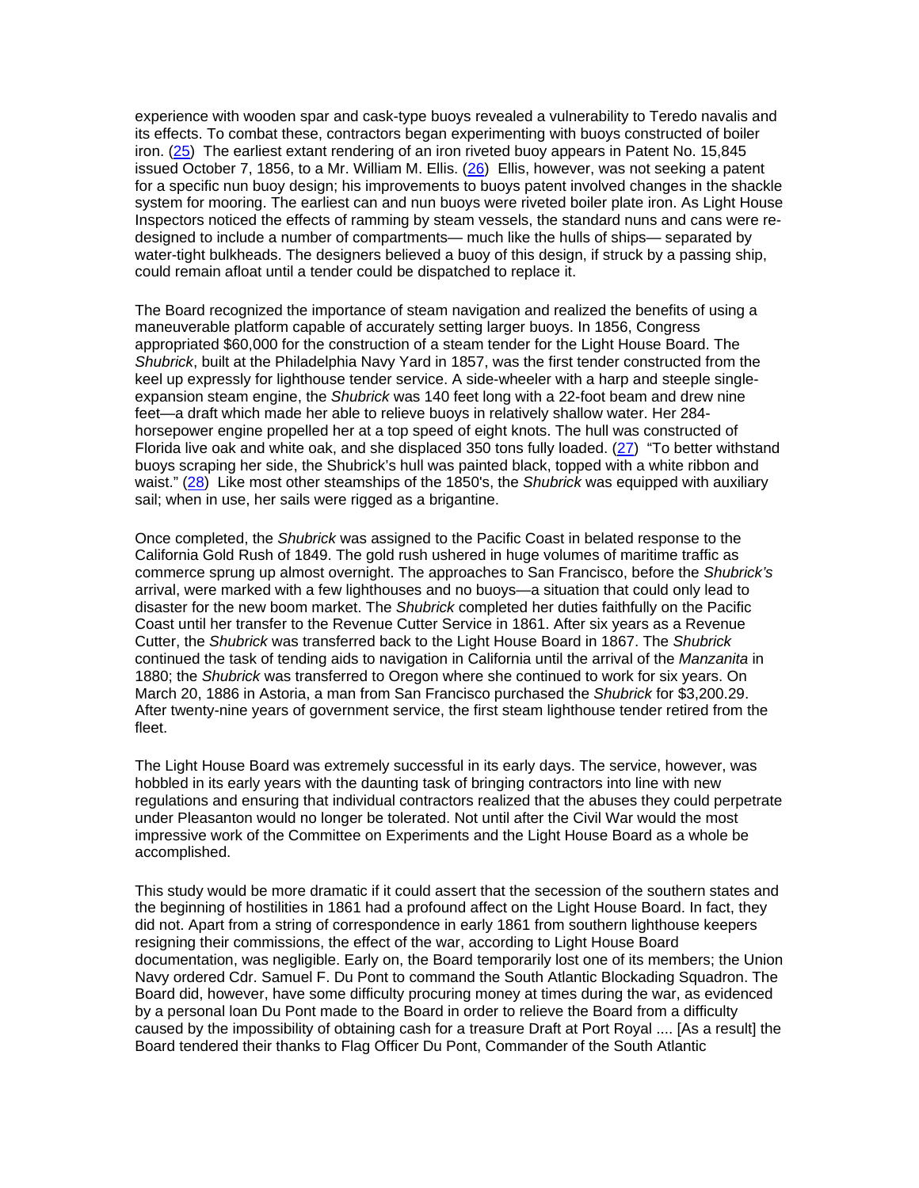experience with wooden spar and cask-type buoys revealed a vulnerability to Teredo navalis and its effects. To combat these, contractors began experimenting with buoys constructed of boiler iron. (25) The earliest extant rendering of an iron riveted buoy appears in Patent No. 15,845 issued October 7, 1856, to a Mr. William M. Ellis. (26) Ellis, however, was not seeking a patent for a specific nun buoy design; his improvements to buoys patent involved changes in the shackle system for mooring. The earliest can and nun buoys were riveted boiler plate iron. As Light House Inspectors noticed the effects of ramming by steam vessels, the standard nuns and cans were re-designed to include a number of compartments— much like the hulls of ships— separated by water-tight bulkheads. The designers believed a buoy of this design, if struck by a passing ship, could remain afloat until a tender could be dispatched to replace it.

The Board recognized the importance of steam navigation and realized the benefits of using a maneuverable platform capable of accurately setting larger buoys. In 1856, Congress appropriated $60,000 for the construction of a steam tender for the Light House Board. The *Shubrick*, built at the Philadelphia Navy Yard in 1857, was the first tender constructed from the keel up expressly for lighthouse tender service. A side-wheeler with a harp and steeple single-expansion steam engine, the *Shubrick* was 140 feet long with a 22-foot beam and drew nine feet—a draft which made her able to relieve buoys in relatively shallow water. Her 284-horsepower engine propelled her at a top speed of eight knots. The hull was constructed of Florida live oak and white oak, and she displaced 350 tons fully loaded. (27) "To better withstand buoys scraping her side, the Shubrick's hull was painted black, topped with a white ribbon and waist." (28) Like most other steamships of the 1850's, the *Shubrick* was equipped with auxiliary sail; when in use, her sails were rigged as a brigantine.

Once completed, the *Shubrick* was assigned to the Pacific Coast in belated response to the California Gold Rush of 1849. The gold rush ushered in huge volumes of maritime traffic as commerce sprung up almost overnight. The approaches to San Francisco, before the *Shubrick's* arrival, were marked with a few lighthouses and no buoys—a situation that could only lead to disaster for the new boom market. The *Shubrick* completed her duties faithfully on the Pacific Coast until her transfer to the Revenue Cutter Service in 1861. After six years as a Revenue Cutter, the *Shubrick* was transferred back to the Light House Board in 1867. The *Shubrick* continued the task of tending aids to navigation in California until the arrival of the *Manzanita* in 1880; the *Shubrick* was transferred to Oregon where she continued to work for six years. On March 20, 1886 in Astoria, a man from San Francisco purchased the *Shubrick* for $3,200.29. After twenty-nine years of government service, the first steam lighthouse tender retired from the fleet.

The Light House Board was extremely successful in its early days. The service, however, was hobbled in its early years with the daunting task of bringing contractors into line with new regulations and ensuring that individual contractors realized that the abuses they could perpetrate under Pleasanton would no longer be tolerated. Not until after the Civil War would the most impressive work of the Committee on Experiments and the Light House Board as a whole be accomplished.

This study would be more dramatic if it could assert that the secession of the southern states and the beginning of hostilities in 1861 had a profound affect on the Light House Board. In fact, they did not. Apart from a string of correspondence in early 1861 from southern lighthouse keepers resigning their commissions, the effect of the war, according to Light House Board documentation, was negligible. Early on, the Board temporarily lost one of its members; the Union Navy ordered Cdr. Samuel F. Du Pont to command the South Atlantic Blockading Squadron. The Board did, however, have some difficulty procuring money at times during the war, as evidenced by a personal loan Du Pont made to the Board in order to relieve the Board from a difficulty caused by the impossibility of obtaining cash for a treasure Draft at Port Royal .... [As a result] the Board tendered their thanks to Flag Officer Du Pont, Commander of the South Atlantic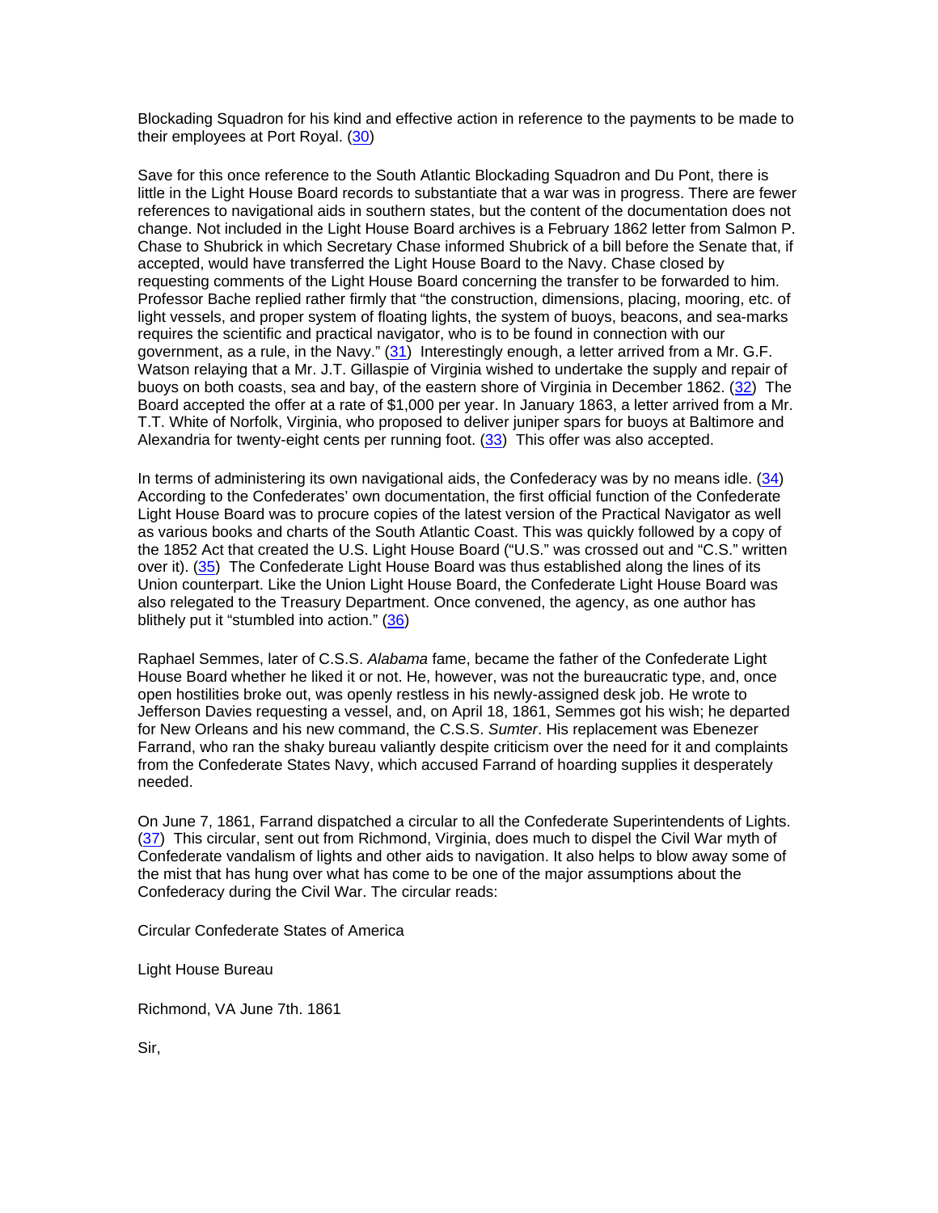Blockading Squadron for his kind and effective action in reference to the payments to be made to their employees at Port Royal. (30)

Save for this once reference to the South Atlantic Blockading Squadron and Du Pont, there is little in the Light House Board records to substantiate that a war was in progress. There are fewer references to navigational aids in southern states, but the content of the documentation does not change. Not included in the Light House Board archives is a February 1862 letter from Salmon P. Chase to Shubrick in which Secretary Chase informed Shubrick of a bill before the Senate that, if accepted, would have transferred the Light House Board to the Navy. Chase closed by requesting comments of the Light House Board concerning the transfer to be forwarded to him. Professor Bache replied rather firmly that "the construction, dimensions, placing, mooring, etc. of light vessels, and proper system of floating lights, the system of buoys, beacons, and sea-marks requires the scientific and practical navigator, who is to be found in connection with our government, as a rule, in the Navy." (31) Interestingly enough, a letter arrived from a Mr. G.F. Watson relaying that a Mr. J.T. Gillaspie of Virginia wished to undertake the supply and repair of buoys on both coasts, sea and bay, of the eastern shore of Virginia in December 1862. (32) The Board accepted the offer at a rate of $1,000 per year. In January 1863, a letter arrived from a Mr. T.T. White of Norfolk, Virginia, who proposed to deliver juniper spars for buoys at Baltimore and Alexandria for twenty-eight cents per running foot. (33) This offer was also accepted.

In terms of administering its own navigational aids, the Confederacy was by no means idle. (34) According to the Confederates' own documentation, the first official function of the Confederate Light House Board was to procure copies of the latest version of the Practical Navigator as well as various books and charts of the South Atlantic Coast. This was quickly followed by a copy of the 1852 Act that created the U.S. Light House Board ("U.S." was crossed out and "C.S." written over it). (35) The Confederate Light House Board was thus established along the lines of its Union counterpart. Like the Union Light House Board, the Confederate Light House Board was also relegated to the Treasury Department. Once convened, the agency, as one author has blithely put it "stumbled into action." (36)

Raphael Semmes, later of C.S.S. *Alabama* fame, became the father of the Confederate Light House Board whether he liked it or not. He, however, was not the bureaucratic type, and, once open hostilities broke out, was openly restless in his newly-assigned desk job. He wrote to Jefferson Davies requesting a vessel, and, on April 18, 1861, Semmes got his wish; he departed for New Orleans and his new command, the C.S.S. *Sumter*. His replacement was Ebenezer Farrand, who ran the shaky bureau valiantly despite criticism over the need for it and complaints from the Confederate States Navy, which accused Farrand of hoarding supplies it desperately needed.

On June 7, 1861, Farrand dispatched a circular to all the Confederate Superintendents of Lights. (37) This circular, sent out from Richmond, Virginia, does much to dispel the Civil War myth of Confederate vandalism of lights and other aids to navigation. It also helps to blow away some of the mist that has hung over what has come to be one of the major assumptions about the Confederacy during the Civil War. The circular reads:

Circular Confederate States of America

Light House Bureau

Richmond, VA June 7th. 1861

Sir,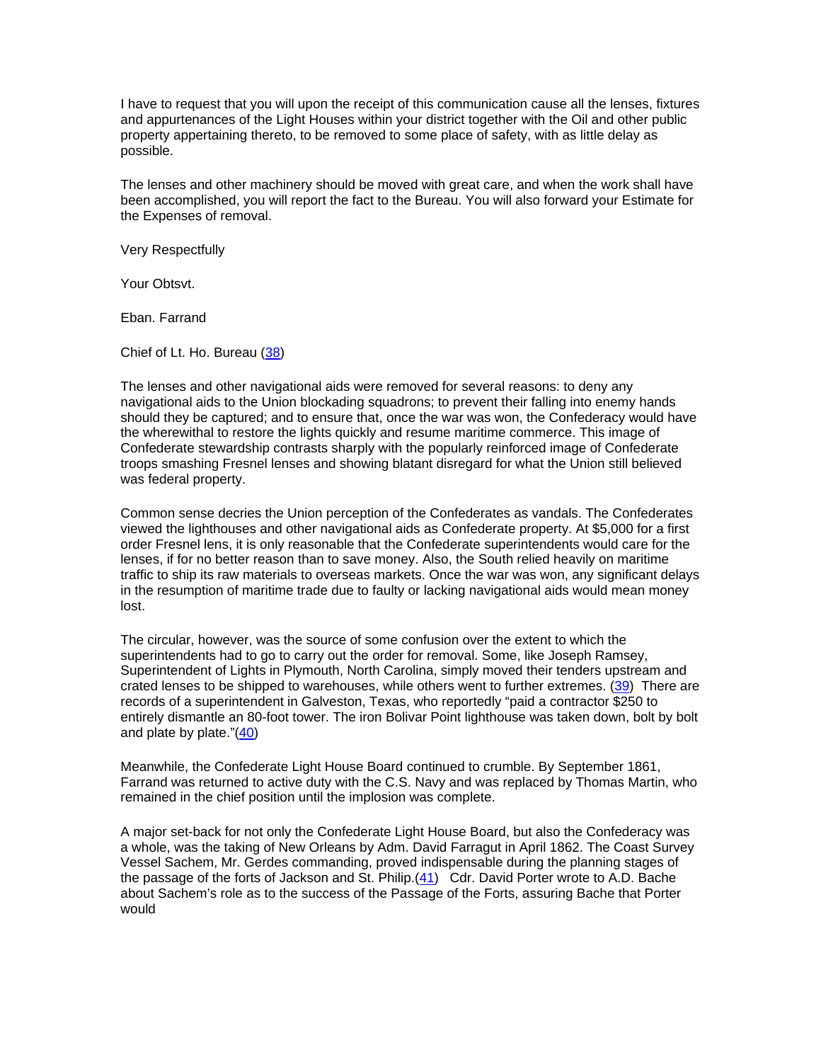I have to request that you will upon the receipt of this communication cause all the lenses, fixtures and appurtenances of the Light Houses within your district together with the Oil and other public property appertaining thereto, to be removed to some place of safety, with as little delay as possible.

The lenses and other machinery should be moved with great care, and when the work shall have been accomplished, you will report the fact to the Bureau. You will also forward your Estimate for the Expenses of removal.

Very Respectfully

Your Obtsvt.

Eban. Farrand

Chief of Lt. Ho. Bureau (38)

The lenses and other navigational aids were removed for several reasons: to deny any navigational aids to the Union blockading squadrons; to prevent their falling into enemy hands should they be captured; and to ensure that, once the war was won, the Confederacy would have the wherewithal to restore the lights quickly and resume maritime commerce. This image of Confederate stewardship contrasts sharply with the popularly reinforced image of Confederate troops smashing Fresnel lenses and showing blatant disregard for what the Union still believed was federal property.

Common sense decries the Union perception of the Confederates as vandals. The Confederates viewed the lighthouses and other navigational aids as Confederate property. At $5,000 for a first order Fresnel lens, it is only reasonable that the Confederate superintendents would care for the lenses, if for no better reason than to save money. Also, the South relied heavily on maritime traffic to ship its raw materials to overseas markets. Once the war was won, any significant delays in the resumption of maritime trade due to faulty or lacking navigational aids would mean money lost.

The circular, however, was the source of some confusion over the extent to which the superintendents had to go to carry out the order for removal. Some, like Joseph Ramsey, Superintendent of Lights in Plymouth, North Carolina, simply moved their tenders upstream and crated lenses to be shipped to warehouses, while others went to further extremes. (39) There are records of a superintendent in Galveston, Texas, who reportedly "paid a contractor $250 to entirely dismantle an 80-foot tower. The iron Bolivar Point lighthouse was taken down, bolt by bolt and plate by plate."(40)

Meanwhile, the Confederate Light House Board continued to crumble. By September 1861, Farrand was returned to active duty with the C.S. Navy and was replaced by Thomas Martin, who remained in the chief position until the implosion was complete.

A major set-back for not only the Confederate Light House Board, but also the Confederacy was a whole, was the taking of New Orleans by Adm. David Farragut in April 1862. The Coast Survey Vessel Sachem, Mr. Gerdes commanding, proved indispensable during the planning stages of the passage of the forts of Jackson and St. Philip.(41) Cdr. David Porter wrote to A.D. Bache about Sachem's role as to the success of the Passage of the Forts, assuring Bache that Porter would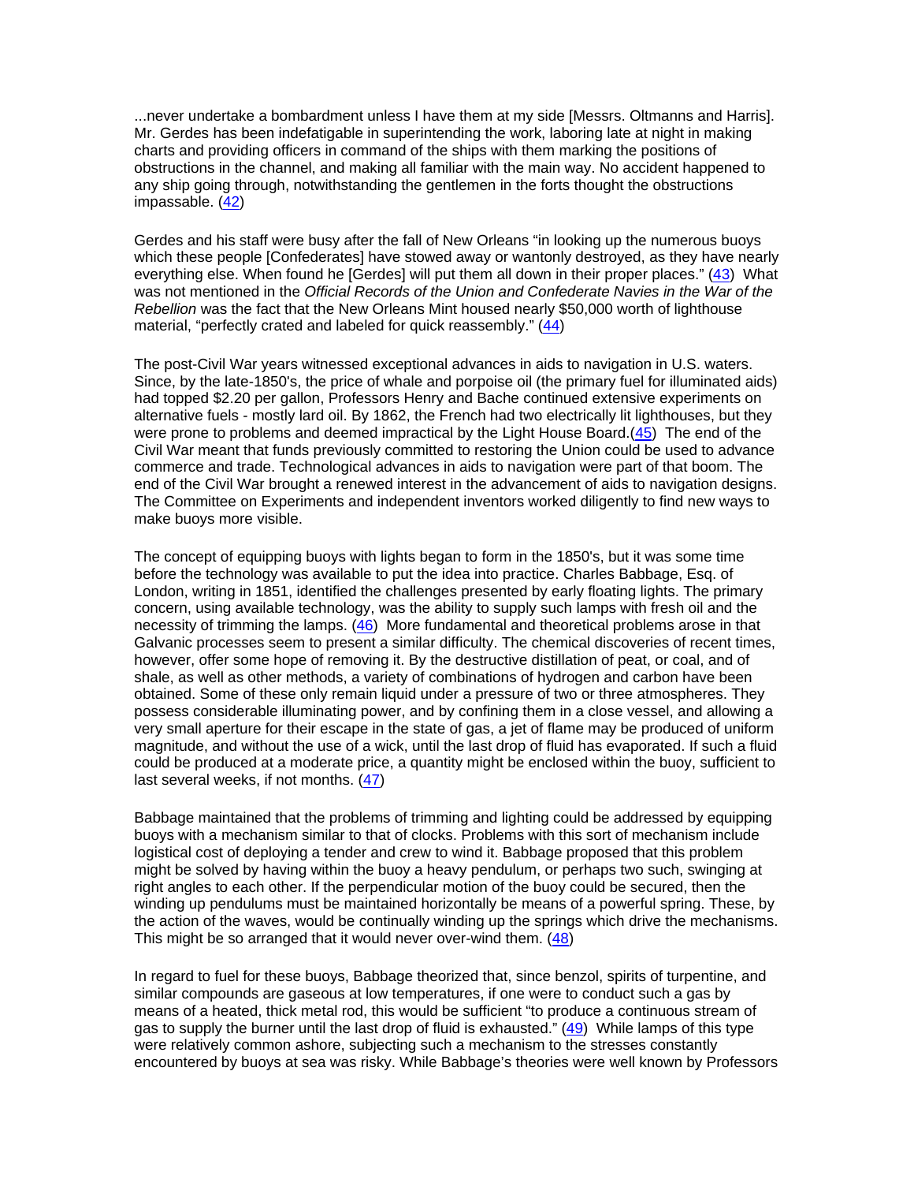...never undertake a bombardment unless I have them at my side [Messrs. Oltmanns and Harris]. Mr. Gerdes has been indefatigable in superintending the work, laboring late at night in making charts and providing officers in command of the ships with them marking the positions of obstructions in the channel, and making all familiar with the main way. No accident happened to any ship going through, notwithstanding the gentlemen in the forts thought the obstructions impassable. (42)

Gerdes and his staff were busy after the fall of New Orleans "in looking up the numerous buoys which these people [Confederates] have stowed away or wantonly destroyed, as they have nearly everything else. When found he [Gerdes] will put them all down in their proper places." (43) What was not mentioned in the *Official Records of the Union and Confederate Navies in the War of the Rebellion* was the fact that the New Orleans Mint housed nearly $50,000 worth of lighthouse material, "perfectly crated and labeled for quick reassembly." (44)

The post-Civil War years witnessed exceptional advances in aids to navigation in U.S. waters. Since, by the late-1850's, the price of whale and porpoise oil (the primary fuel for illuminated aids) had topped $2.20 per gallon, Professors Henry and Bache continued extensive experiments on alternative fuels - mostly lard oil. By 1862, the French had two electrically lit lighthouses, but they were prone to problems and deemed impractical by the Light House Board.(45) The end of the Civil War meant that funds previously committed to restoring the Union could be used to advance commerce and trade. Technological advances in aids to navigation were part of that boom. The end of the Civil War brought a renewed interest in the advancement of aids to navigation designs. The Committee on Experiments and independent inventors worked diligently to find new ways to make buoys more visible.

The concept of equipping buoys with lights began to form in the 1850's, but it was some time before the technology was available to put the idea into practice. Charles Babbage, Esq. of London, writing in 1851, identified the challenges presented by early floating lights. The primary concern, using available technology, was the ability to supply such lamps with fresh oil and the necessity of trimming the lamps. (46) More fundamental and theoretical problems arose in that Galvanic processes seem to present a similar difficulty. The chemical discoveries of recent times, however, offer some hope of removing it. By the destructive distillation of peat, or coal, and of shale, as well as other methods, a variety of combinations of hydrogen and carbon have been obtained. Some of these only remain liquid under a pressure of two or three atmospheres. They possess considerable illuminating power, and by confining them in a close vessel, and allowing a very small aperture for their escape in the state of gas, a jet of flame may be produced of uniform magnitude, and without the use of a wick, until the last drop of fluid has evaporated. If such a fluid could be produced at a moderate price, a quantity might be enclosed within the buoy, sufficient to last several weeks, if not months. (47)

Babbage maintained that the problems of trimming and lighting could be addressed by equipping buoys with a mechanism similar to that of clocks. Problems with this sort of mechanism include logistical cost of deploying a tender and crew to wind it. Babbage proposed that this problem might be solved by having within the buoy a heavy pendulum, or perhaps two such, swinging at right angles to each other. If the perpendicular motion of the buoy could be secured, then the winding up pendulums must be maintained horizontally be means of a powerful spring. These, by the action of the waves, would be continually winding up the springs which drive the mechanisms. This might be so arranged that it would never over-wind them. (48)

In regard to fuel for these buoys, Babbage theorized that, since benzol, spirits of turpentine, and similar compounds are gaseous at low temperatures, if one were to conduct such a gas by means of a heated, thick metal rod, this would be sufficient "to produce a continuous stream of gas to supply the burner until the last drop of fluid is exhausted." (49) While lamps of this type were relatively common ashore, subjecting such a mechanism to the stresses constantly encountered by buoys at sea was risky. While Babbage's theories were well known by Professors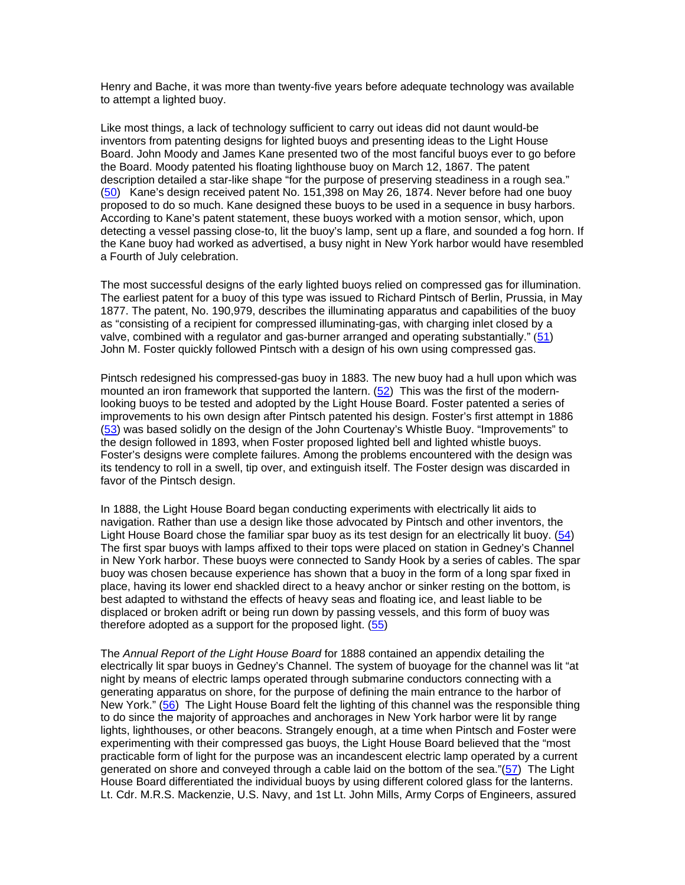Henry and Bache, it was more than twenty-five years before adequate technology was available to attempt a lighted buoy.

Like most things, a lack of technology sufficient to carry out ideas did not daunt would-be inventors from patenting designs for lighted buoys and presenting ideas to the Light House Board. John Moody and James Kane presented two of the most fanciful buoys ever to go before the Board. Moody patented his floating lighthouse buoy on March 12, 1867. The patent description detailed a star-like shape "for the purpose of preserving steadiness in a rough sea." (50) Kane's design received patent No. 151,398 on May 26, 1874. Never before had one buoy proposed to do so much. Kane designed these buoys to be used in a sequence in busy harbors. According to Kane's patent statement, these buoys worked with a motion sensor, which, upon detecting a vessel passing close-to, lit the buoy's lamp, sent up a flare, and sounded a fog horn. If the Kane buoy had worked as advertised, a busy night in New York harbor would have resembled a Fourth of July celebration.

The most successful designs of the early lighted buoys relied on compressed gas for illumination. The earliest patent for a buoy of this type was issued to Richard Pintsch of Berlin, Prussia, in May 1877. The patent, No. 190,979, describes the illuminating apparatus and capabilities of the buoy as "consisting of a recipient for compressed illuminating-gas, with charging inlet closed by a valve, combined with a regulator and gas-burner arranged and operating substantially." (51) John M. Foster quickly followed Pintsch with a design of his own using compressed gas.

Pintsch redesigned his compressed-gas buoy in 1883. The new buoy had a hull upon which was mounted an iron framework that supported the lantern. (52) This was the first of the modern-looking buoys to be tested and adopted by the Light House Board. Foster patented a series of improvements to his own design after Pintsch patented his design. Foster's first attempt in 1886 (53) was based solidly on the design of the John Courtenay's Whistle Buoy. "Improvements" to the design followed in 1893, when Foster proposed lighted bell and lighted whistle buoys. Foster's designs were complete failures. Among the problems encountered with the design was its tendency to roll in a swell, tip over, and extinguish itself. The Foster design was discarded in favor of the Pintsch design.

In 1888, the Light House Board began conducting experiments with electrically lit aids to navigation. Rather than use a design like those advocated by Pintsch and other inventors, the Light House Board chose the familiar spar buoy as its test design for an electrically lit buoy. (54) The first spar buoys with lamps affixed to their tops were placed on station in Gedney's Channel in New York harbor. These buoys were connected to Sandy Hook by a series of cables. The spar buoy was chosen because experience has shown that a buoy in the form of a long spar fixed in place, having its lower end shackled direct to a heavy anchor or sinker resting on the bottom, is best adapted to withstand the effects of heavy seas and floating ice, and least liable to be displaced or broken adrift or being run down by passing vessels, and this form of buoy was therefore adopted as a support for the proposed light. (55)

The *Annual Report of the Light House Board* for 1888 contained an appendix detailing the electrically lit spar buoys in Gedney's Channel. The system of buoyage for the channel was lit "at night by means of electric lamps operated through submarine conductors connecting with a generating apparatus on shore, for the purpose of defining the main entrance to the harbor of New York." (56) The Light House Board felt the lighting of this channel was the responsible thing to do since the majority of approaches and anchorages in New York harbor were lit by range lights, lighthouses, or other beacons. Strangely enough, at a time when Pintsch and Foster were experimenting with their compressed gas buoys, the Light House Board believed that the "most practicable form of light for the purpose was an incandescent electric lamp operated by a current generated on shore and conveyed through a cable laid on the bottom of the sea."(57) The Light House Board differentiated the individual buoys by using different colored glass for the lanterns. Lt. Cdr. M.R.S. Mackenzie, U.S. Navy, and 1st Lt. John Mills, Army Corps of Engineers, assured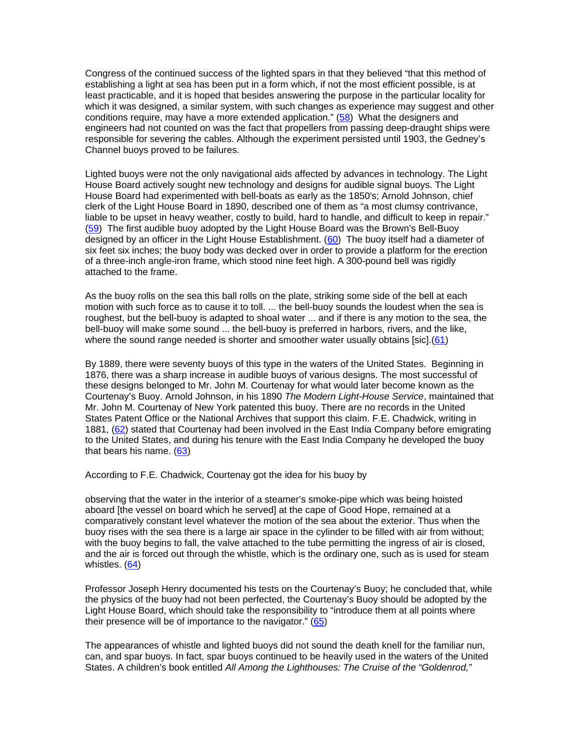Congress of the continued success of the lighted spars in that they believed "that this method of establishing a light at sea has been put in a form which, if not the most efficient possible, is at least practicable, and it is hoped that besides answering the purpose in the particular locality for which it was designed, a similar system, with such changes as experience may suggest and other conditions require, may have a more extended application." (58) What the designers and engineers had not counted on was the fact that propellers from passing deep-draught ships were responsible for severing the cables. Although the experiment persisted until 1903, the Gedney's Channel buoys proved to be failures.

Lighted buoys were not the only navigational aids affected by advances in technology. The Light House Board actively sought new technology and designs for audible signal buoys. The Light House Board had experimented with bell-boats as early as the 1850's; Arnold Johnson, chief clerk of the Light House Board in 1890, described one of them as "a most clumsy contrivance, liable to be upset in heavy weather, costly to build, hard to handle, and difficult to keep in repair." (59) The first audible buoy adopted by the Light House Board was the Brown's Bell-Buoy designed by an officer in the Light House Establishment. (60) The buoy itself had a diameter of six feet six inches; the buoy body was decked over in order to provide a platform for the erection of a three-inch angle-iron frame, which stood nine feet high. A 300-pound bell was rigidly attached to the frame.

As the buoy rolls on the sea this ball rolls on the plate, striking some side of the bell at each motion with such force as to cause it to toll. ... the bell-buoy sounds the loudest when the sea is roughest, but the bell-buoy is adapted to shoal water ... and if there is any motion to the sea, the bell-buoy will make some sound ... the bell-buoy is preferred in harbors, rivers, and the like, where the sound range needed is shorter and smoother water usually obtains [sic].(61)

By 1889, there were seventy buoys of this type in the waters of the United States. Beginning in 1876, there was a sharp increase in audible buoys of various designs. The most successful of these designs belonged to Mr. John M. Courtenay for what would later become known as the Courtenay's Buoy. Arnold Johnson, in his 1890 *The Modern Light-House Service*, maintained that Mr. John M. Courtenay of New York patented this buoy. There are no records in the United States Patent Office or the National Archives that support this claim. F.E. Chadwick, writing in 1881, (62) stated that Courtenay had been involved in the East India Company before emigrating to the United States, and during his tenure with the East India Company he developed the buoy that bears his name. (63)

According to F.E. Chadwick, Courtenay got the idea for his buoy by

observing that the water in the interior of a steamer's smoke-pipe which was being hoisted aboard [the vessel on board which he served] at the cape of Good Hope, remained at a comparatively constant level whatever the motion of the sea about the exterior. Thus when the buoy rises with the sea there is a large air space in the cylinder to be filled with air from without; with the buoy begins to fall, the valve attached to the tube permitting the ingress of air is closed, and the air is forced out through the whistle, which is the ordinary one, such as is used for steam whistles. (64)

Professor Joseph Henry documented his tests on the Courtenay's Buoy; he concluded that, while the physics of the buoy had not been perfected, the Courtenay's Buoy should be adopted by the Light House Board, which should take the responsibility to "introduce them at all points where their presence will be of importance to the navigator." (65)

The appearances of whistle and lighted buoys did not sound the death knell for the familiar nun, can, and spar buoys. In fact, spar buoys continued to be heavily used in the waters of the United States. A children's book entitled *All Among the Lighthouses: The Cruise of the "Goldenrod,"*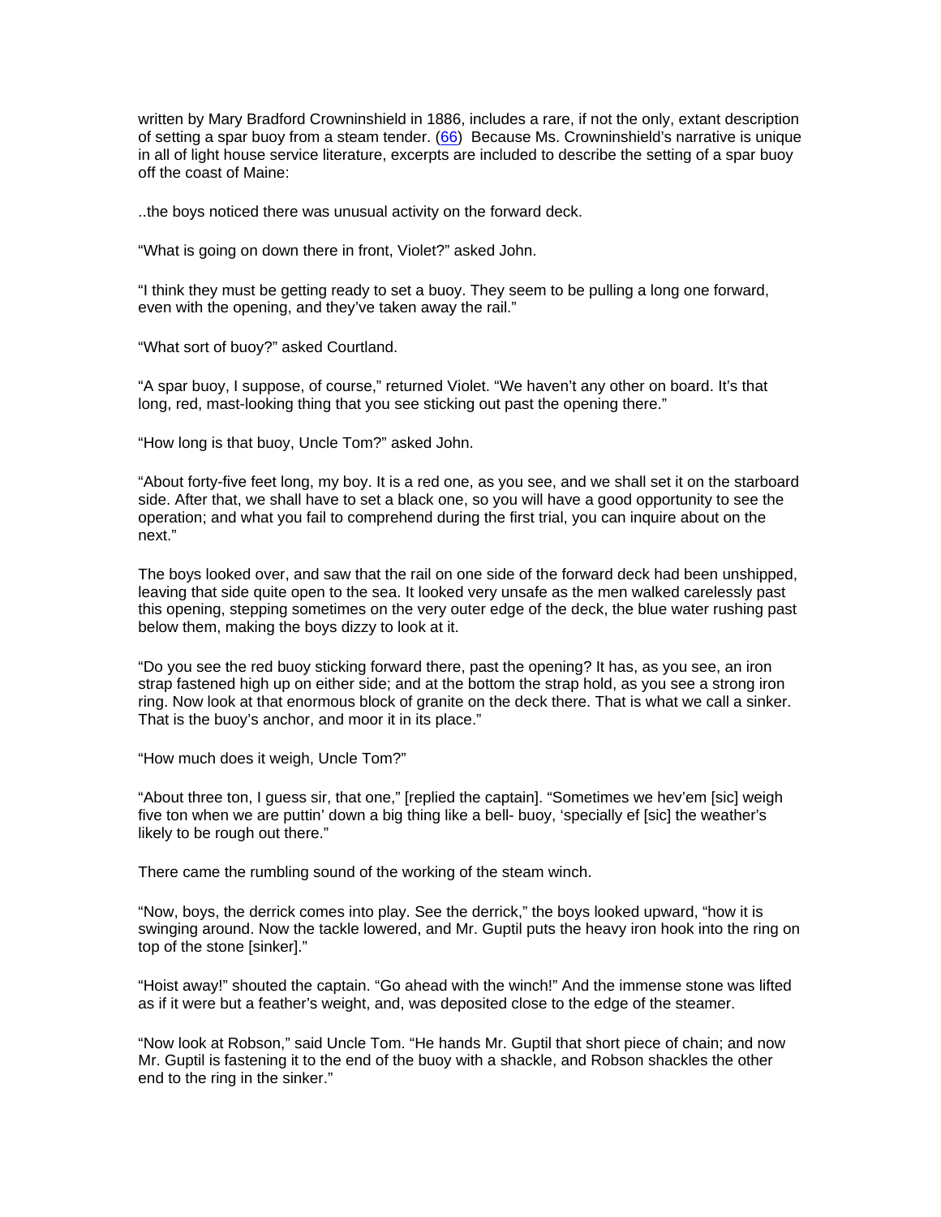written by Mary Bradford Crowninshield in 1886, includes a rare, if not the only, extant description of setting a spar buoy from a steam tender. (66) Because Ms. Crowninshield's narrative is unique in all of light house service literature, excerpts are included to describe the setting of a spar buoy off the coast of Maine:

..the boys noticed there was unusual activity on the forward deck.

"What is going on down there in front, Violet?" asked John.

"I think they must be getting ready to set a buoy. They seem to be pulling a long one forward, even with the opening, and they've taken away the rail."

"What sort of buoy?" asked Courtland.

"A spar buoy, I suppose, of course," returned Violet. "We haven't any other on board. It's that long, red, mast-looking thing that you see sticking out past the opening there."

"How long is that buoy, Uncle Tom?" asked John.

"About forty-five feet long, my boy. It is a red one, as you see, and we shall set it on the starboard side. After that, we shall have to set a black one, so you will have a good opportunity to see the operation; and what you fail to comprehend during the first trial, you can inquire about on the next."

The boys looked over, and saw that the rail on one side of the forward deck had been unshipped, leaving that side quite open to the sea. It looked very unsafe as the men walked carelessly past this opening, stepping sometimes on the very outer edge of the deck, the blue water rushing past below them, making the boys dizzy to look at it.

"Do you see the red buoy sticking forward there, past the opening? It has, as you see, an iron strap fastened high up on either side; and at the bottom the strap hold, as you see a strong iron ring. Now look at that enormous block of granite on the deck there. That is what we call a sinker. That is the buoy's anchor, and moor it in its place."

"How much does it weigh, Uncle Tom?"

"About three ton, I guess sir, that one," [replied the captain]. "Sometimes we hev'em [sic] weigh five ton when we are puttin' down a big thing like a bell- buoy, 'specially ef [sic] the weather's likely to be rough out there."

There came the rumbling sound of the working of the steam winch.

"Now, boys, the derrick comes into play. See the derrick," the boys looked upward, "how it is swinging around. Now the tackle lowered, and Mr. Guptil puts the heavy iron hook into the ring on top of the stone [sinker]."

"Hoist away!" shouted the captain. "Go ahead with the winch!" And the immense stone was lifted as if it were but a feather's weight, and, was deposited close to the edge of the steamer.

"Now look at Robson," said Uncle Tom. "He hands Mr. Guptil that short piece of chain; and now Mr. Guptil is fastening it to the end of the buoy with a shackle, and Robson shackles the other end to the ring in the sinker."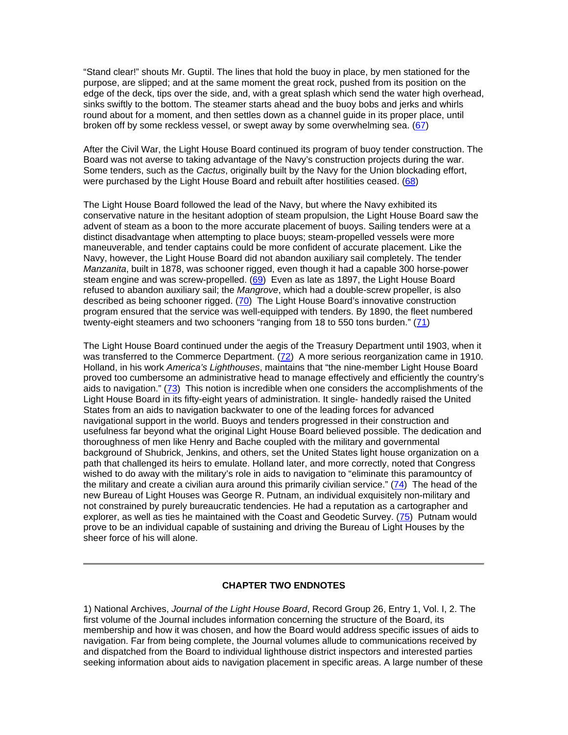"Stand clear!" shouts Mr. Guptil. The lines that hold the buoy in place, by men stationed for the purpose, are slipped; and at the same moment the great rock, pushed from its position on the edge of the deck, tips over the side, and, with a great splash which send the water high overhead, sinks swiftly to the bottom. The steamer starts ahead and the buoy bobs and jerks and whirls round about for a moment, and then settles down as a channel guide in its proper place, until broken off by some reckless vessel, or swept away by some overwhelming sea. (67)

After the Civil War, the Light House Board continued its program of buoy tender construction. The Board was not averse to taking advantage of the Navy's construction projects during the war. Some tenders, such as the *Cactus*, originally built by the Navy for the Union blockading effort, were purchased by the Light House Board and rebuilt after hostilities ceased. (68)

The Light House Board followed the lead of the Navy, but where the Navy exhibited its conservative nature in the hesitant adoption of steam propulsion, the Light House Board saw the advent of steam as a boon to the more accurate placement of buoys. Sailing tenders were at a distinct disadvantage when attempting to place buoys; steam-propelled vessels were more maneuverable, and tender captains could be more confident of accurate placement. Like the Navy, however, the Light House Board did not abandon auxiliary sail completely. The tender *Manzanita*, built in 1878, was schooner rigged, even though it had a capable 300 horse-power steam engine and was screw-propelled. (69) Even as late as 1897, the Light House Board refused to abandon auxiliary sail; the *Mangrove*, which had a double-screw propeller, is also described as being schooner rigged. (70) The Light House Board's innovative construction program ensured that the service was well-equipped with tenders. By 1890, the fleet numbered twenty-eight steamers and two schooners "ranging from 18 to 550 tons burden." (71)

The Light House Board continued under the aegis of the Treasury Department until 1903, when it was transferred to the Commerce Department. (72) A more serious reorganization came in 1910. Holland, in his work *America's Lighthouses*, maintains that "the nine-member Light House Board proved too cumbersome an administrative head to manage effectively and efficiently the country's aids to navigation." (73) This notion is incredible when one considers the accomplishments of the Light House Board in its fifty-eight years of administration. It single- handedly raised the United States from an aids to navigation backwater to one of the leading forces for advanced navigational support in the world. Buoys and tenders progressed in their construction and usefulness far beyond what the original Light House Board believed possible. The dedication and thoroughness of men like Henry and Bache coupled with the military and governmental background of Shubrick, Jenkins, and others, set the United States light house organization on a path that challenged its heirs to emulate. Holland later, and more correctly, noted that Congress wished to do away with the military's role in aids to navigation to "eliminate this paramountcy of the military and create a civilian aura around this primarily civilian service." (74) The head of the new Bureau of Light Houses was George R. Putnam, an individual exquisitely non-military and not constrained by purely bureaucratic tendencies. He had a reputation as a cartographer and explorer, as well as ties he maintained with the Coast and Geodetic Survey. (75) Putnam would prove to be an individual capable of sustaining and driving the Bureau of Light Houses by the sheer force of his will alone.

---

**CHAPTER TWO ENDNOTES**

1) National Archives, *Journal of the Light House Board*, Record Group 26, Entry 1, Vol. I, 2. The first volume of the Journal includes information concerning the structure of the Board, its membership and how it was chosen, and how the Board would address specific issues of aids to navigation. Far from being complete, the Journal volumes allude to communications received by and dispatched from the Board to individual lighthouse district inspectors and interested parties seeking information about aids to navigation placement in specific areas. A large number of these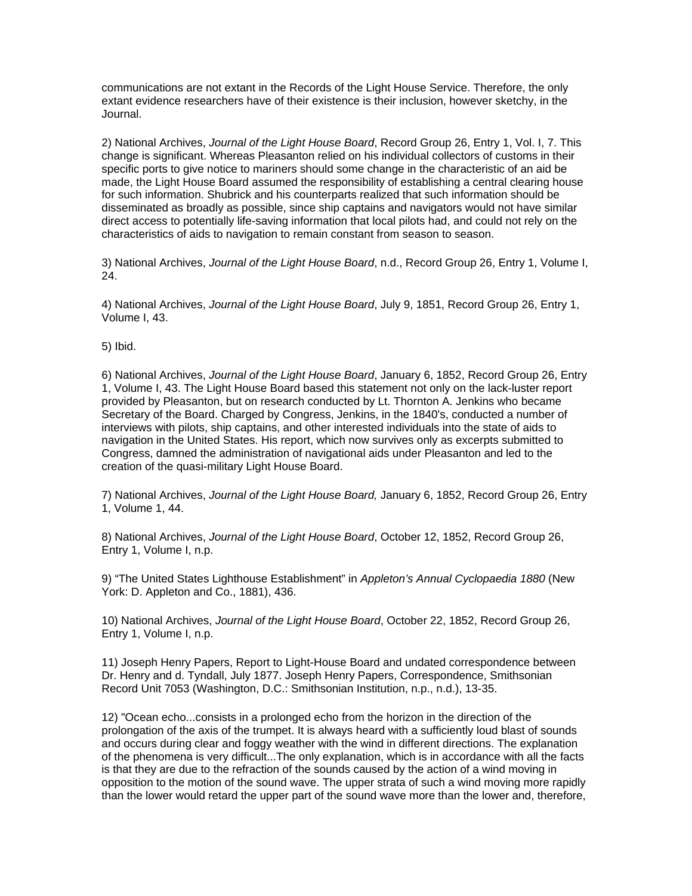communications are not extant in the Records of the Light House Service. Therefore, the only extant evidence researchers have of their existence is their inclusion, however sketchy, in the Journal.

2) National Archives, *Journal of the Light House Board*, Record Group 26, Entry 1, Vol. I, 7. This change is significant. Whereas Pleasanton relied on his individual collectors of customs in their specific ports to give notice to mariners should some change in the characteristic of an aid be made, the Light House Board assumed the responsibility of establishing a central clearing house for such information. Shubrick and his counterparts realized that such information should be disseminated as broadly as possible, since ship captains and navigators would not have similar direct access to potentially life-saving information that local pilots had, and could not rely on the characteristics of aids to navigation to remain constant from season to season.

3) National Archives, *Journal of the Light House Board*, n.d., Record Group 26, Entry 1, Volume I, 24.

4) National Archives, *Journal of the Light House Board*, July 9, 1851, Record Group 26, Entry 1, Volume I, 43.

5) Ibid.

6) National Archives, *Journal of the Light House Board*, January 6, 1852, Record Group 26, Entry 1, Volume I, 43. The Light House Board based this statement not only on the lack-luster report provided by Pleasanton, but on research conducted by Lt. Thornton A. Jenkins who became Secretary of the Board. Charged by Congress, Jenkins, in the 1840's, conducted a number of interviews with pilots, ship captains, and other interested individuals into the state of aids to navigation in the United States. His report, which now survives only as excerpts submitted to Congress, damned the administration of navigational aids under Pleasanton and led to the creation of the quasi-military Light House Board.

7) National Archives, *Journal of the Light House Board,* January 6, 1852, Record Group 26, Entry 1, Volume 1, 44.

8) National Archives, *Journal of the Light House Board*, October 12, 1852, Record Group 26, Entry 1, Volume I, n.p.

9) “The United States Lighthouse Establishment” in *Appleton’s Annual Cyclopaedia 1880* (New York: D. Appleton and Co., 1881), 436.

10) National Archives, *Journal of the Light House Board*, October 22, 1852, Record Group 26, Entry 1, Volume I, n.p.

11) Joseph Henry Papers, Report to Light-House Board and undated correspondence between Dr. Henry and d. Tyndall, July 1877. Joseph Henry Papers, Correspondence, Smithsonian Record Unit 7053 (Washington, D.C.: Smithsonian Institution, n.p., n.d.), 13-35.

12) "Ocean echo...consists in a prolonged echo from the horizon in the direction of the prolongation of the axis of the trumpet. It is always heard with a sufficiently loud blast of sounds and occurs during clear and foggy weather with the wind in different directions. The explanation of the phenomena is very difficult...The only explanation, which is in accordance with all the facts is that they are due to the refraction of the sounds caused by the action of a wind moving in opposition to the motion of the sound wave. The upper strata of such a wind moving more rapidly than the lower would retard the upper part of the sound wave more than the lower and, therefore,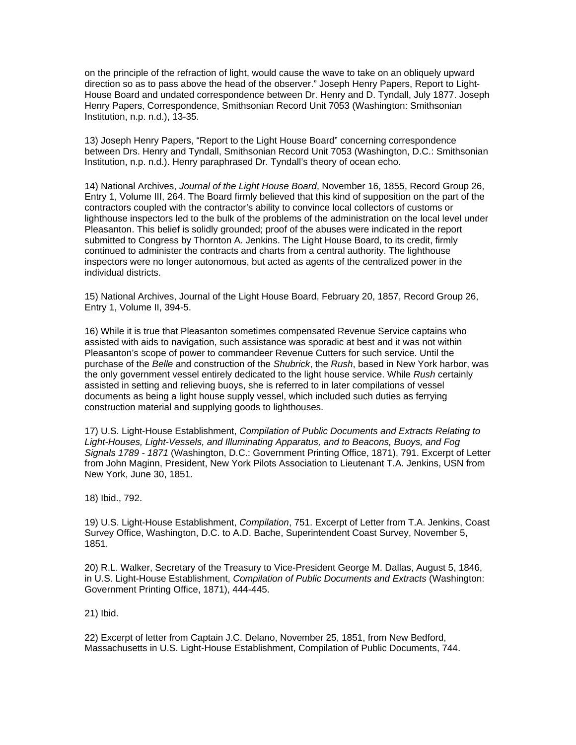on the principle of the refraction of light, would cause the wave to take on an obliquely upward direction so as to pass above the head of the observer." Joseph Henry Papers, Report to Light-House Board and undated correspondence between Dr. Henry and D. Tyndall, July 1877. Joseph Henry Papers, Correspondence, Smithsonian Record Unit 7053 (Washington: Smithsonian Institution, n.p. n.d.), 13-35.

13) Joseph Henry Papers, "Report to the Light House Board" concerning correspondence between Drs. Henry and Tyndall, Smithsonian Record Unit 7053 (Washington, D.C.: Smithsonian Institution, n.p. n.d.). Henry paraphrased Dr. Tyndall's theory of ocean echo.

14) National Archives, *Journal of the Light House Board*, November 16, 1855, Record Group 26, Entry 1, Volume III, 264. The Board firmly believed that this kind of supposition on the part of the contractors coupled with the contractor's ability to convince local collectors of customs or lighthouse inspectors led to the bulk of the problems of the administration on the local level under Pleasanton. This belief is solidly grounded; proof of the abuses were indicated in the report submitted to Congress by Thornton A. Jenkins. The Light House Board, to its credit, firmly continued to administer the contracts and charts from a central authority. The lighthouse inspectors were no longer autonomous, but acted as agents of the centralized power in the individual districts.

15) National Archives, Journal of the Light House Board, February 20, 1857, Record Group 26, Entry 1, Volume II, 394-5.

16) While it is true that Pleasanton sometimes compensated Revenue Service captains who assisted with aids to navigation, such assistance was sporadic at best and it was not within Pleasanton's scope of power to commandeer Revenue Cutters for such service. Until the purchase of the *Belle* and construction of the *Shubrick*, the *Rush*, based in New York harbor, was the only government vessel entirely dedicated to the light house service. While *Rush* certainly assisted in setting and relieving buoys, she is referred to in later compilations of vessel documents as being a light house supply vessel, which included such duties as ferrying construction material and supplying goods to lighthouses.

17) U.S. Light-House Establishment, *Compilation of Public Documents and Extracts Relating to Light-Houses, Light-Vessels, and Illuminating Apparatus, and to Beacons, Buoys, and Fog Signals 1789 - 1871* (Washington, D.C.: Government Printing Office, 1871), 791. Excerpt of Letter from John Maginn, President, New York Pilots Association to Lieutenant T.A. Jenkins, USN from New York, June 30, 1851.

18) Ibid., 792.

19) U.S. Light-House Establishment, *Compilation*, 751. Excerpt of Letter from T.A. Jenkins, Coast Survey Office, Washington, D.C. to A.D. Bache, Superintendent Coast Survey, November 5, 1851.

20) R.L. Walker, Secretary of the Treasury to Vice-President George M. Dallas, August 5, 1846, in U.S. Light-House Establishment, *Compilation of Public Documents and Extracts* (Washington: Government Printing Office, 1871), 444-445.

21) Ibid.

22) Excerpt of letter from Captain J.C. Delano, November 25, 1851, from New Bedford, Massachusetts in U.S. Light-House Establishment, Compilation of Public Documents, 744.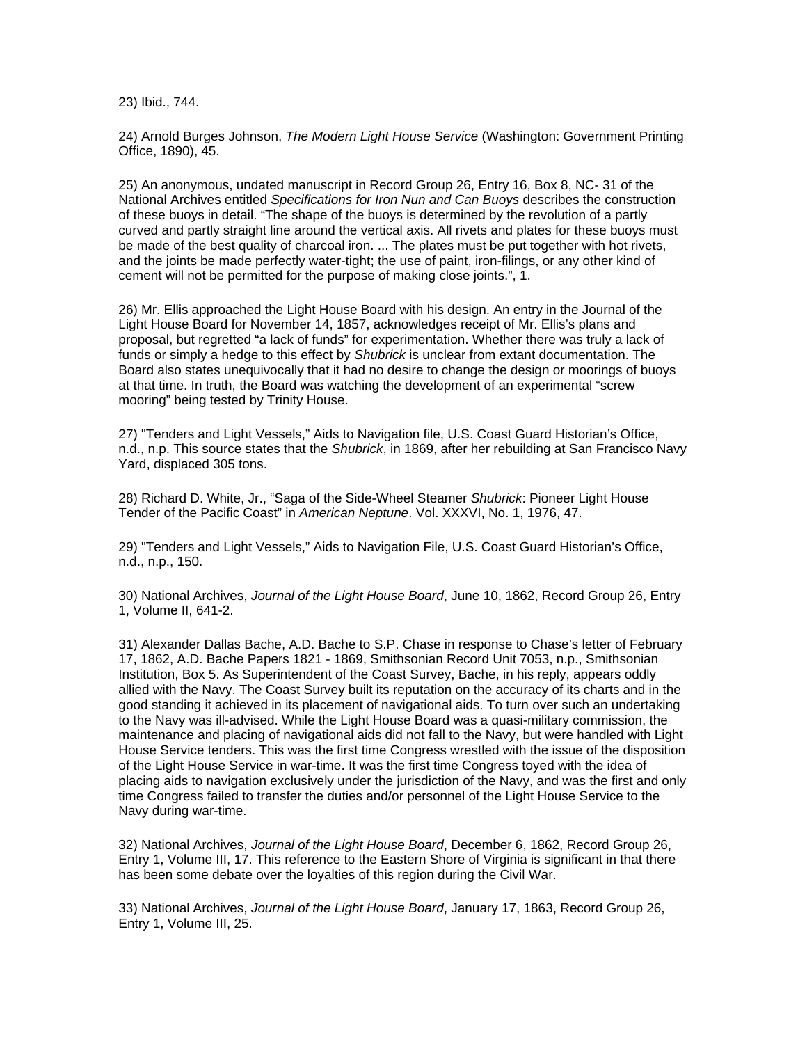23) Ibid., 744.

24) Arnold Burges Johnson, *The Modern Light House Service* (Washington: Government Printing Office, 1890), 45.

25) An anonymous, undated manuscript in Record Group 26, Entry 16, Box 8, NC- 31 of the National Archives entitled *Specifications for Iron Nun and Can Buoys* describes the construction of these buoys in detail. "The shape of the buoys is determined by the revolution of a partly curved and partly straight line around the vertical axis. All rivets and plates for these buoys must be made of the best quality of charcoal iron. ... The plates must be put together with hot rivets, and the joints be made perfectly water-tight; the use of paint, iron-filings, or any other kind of cement will not be permitted for the purpose of making close joints.", 1.

26) Mr. Ellis approached the Light House Board with his design. An entry in the Journal of the Light House Board for November 14, 1857, acknowledges receipt of Mr. Ellis's plans and proposal, but regretted "a lack of funds" for experimentation. Whether there was truly a lack of funds or simply a hedge to this effect by *Shubrick* is unclear from extant documentation. The Board also states unequivocally that it had no desire to change the design or moorings of buoys at that time. In truth, the Board was watching the development of an experimental "screw mooring" being tested by Trinity House.

27) "Tenders and Light Vessels," Aids to Navigation file, U.S. Coast Guard Historian's Office, n.d., n.p. This source states that the *Shubrick*, in 1869, after her rebuilding at San Francisco Navy Yard, displaced 305 tons.

28) Richard D. White, Jr., "Saga of the Side-Wheel Steamer *Shubrick*: Pioneer Light House Tender of the Pacific Coast" in *American Neptune*. Vol. XXXVI, No. 1, 1976, 47.

29) "Tenders and Light Vessels," Aids to Navigation File, U.S. Coast Guard Historian's Office, n.d., n.p., 150.

30) National Archives, *Journal of the Light House Board*, June 10, 1862, Record Group 26, Entry 1, Volume II, 641-2.

31) Alexander Dallas Bache, A.D. Bache to S.P. Chase in response to Chase's letter of February 17, 1862, A.D. Bache Papers 1821 - 1869, Smithsonian Record Unit 7053, n.p., Smithsonian Institution, Box 5. As Superintendent of the Coast Survey, Bache, in his reply, appears oddly allied with the Navy. The Coast Survey built its reputation on the accuracy of its charts and in the good standing it achieved in its placement of navigational aids. To turn over such an undertaking to the Navy was ill-advised. While the Light House Board was a quasi-military commission, the maintenance and placing of navigational aids did not fall to the Navy, but were handled with Light House Service tenders. This was the first time Congress wrestled with the issue of the disposition of the Light House Service in war-time. It was the first time Congress toyed with the idea of placing aids to navigation exclusively under the jurisdiction of the Navy, and was the first and only time Congress failed to transfer the duties and/or personnel of the Light House Service to the Navy during war-time.

32) National Archives, *Journal of the Light House Board*, December 6, 1862, Record Group 26, Entry 1, Volume III, 17. This reference to the Eastern Shore of Virginia is significant in that there has been some debate over the loyalties of this region during the Civil War.

33) National Archives, *Journal of the Light House Board*, January 17, 1863, Record Group 26, Entry 1, Volume III, 25.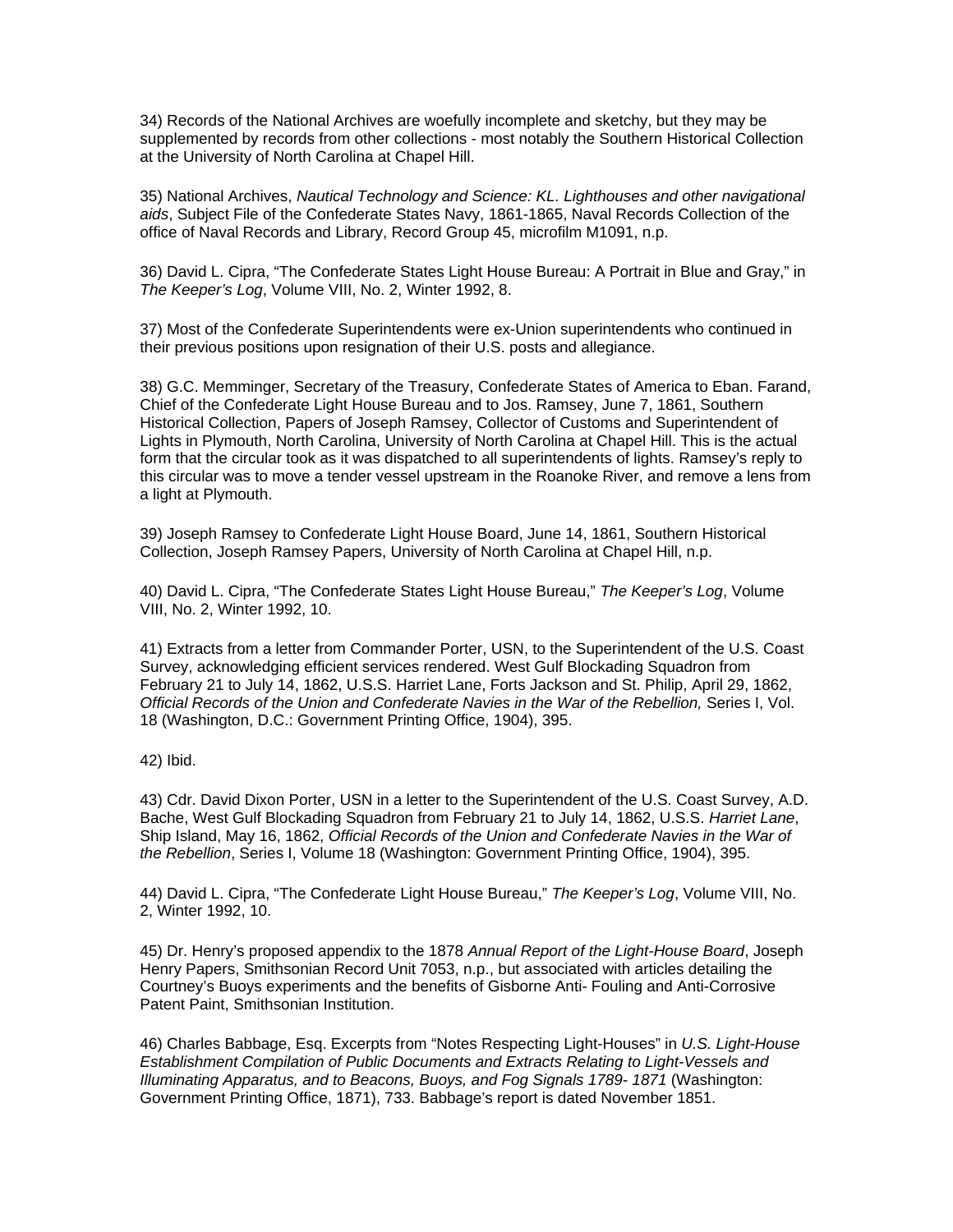34) Records of the National Archives are woefully incomplete and sketchy, but they may be supplemented by records from other collections - most notably the Southern Historical Collection at the University of North Carolina at Chapel Hill.

35) National Archives, *Nautical Technology and Science: KL. Lighthouses and other navigational aids*, Subject File of the Confederate States Navy, 1861-1865, Naval Records Collection of the office of Naval Records and Library, Record Group 45, microfilm M1091, n.p.

36) David L. Cipra, "The Confederate States Light House Bureau: A Portrait in Blue and Gray," in *The Keeper's Log*, Volume VIII, No. 2, Winter 1992, 8.

37) Most of the Confederate Superintendents were ex-Union superintendents who continued in their previous positions upon resignation of their U.S. posts and allegiance.

38) G.C. Memminger, Secretary of the Treasury, Confederate States of America to Eban. Farand, Chief of the Confederate Light House Bureau and to Jos. Ramsey, June 7, 1861, Southern Historical Collection, Papers of Joseph Ramsey, Collector of Customs and Superintendent of Lights in Plymouth, North Carolina, University of North Carolina at Chapel Hill. This is the actual form that the circular took as it was dispatched to all superintendents of lights. Ramsey's reply to this circular was to move a tender vessel upstream in the Roanoke River, and remove a lens from a light at Plymouth.

39) Joseph Ramsey to Confederate Light House Board, June 14, 1861, Southern Historical Collection, Joseph Ramsey Papers, University of North Carolina at Chapel Hill, n.p.

40) David L. Cipra, "The Confederate States Light House Bureau," *The Keeper's Log*, Volume VIII, No. 2, Winter 1992, 10.

41) Extracts from a letter from Commander Porter, USN, to the Superintendent of the U.S. Coast Survey, acknowledging efficient services rendered. West Gulf Blockading Squadron from February 21 to July 14, 1862, U.S.S. Harriet Lane, Forts Jackson and St. Philip, April 29, 1862, *Official Records of the Union and Confederate Navies in the War of the Rebellion,* Series I, Vol. 18 (Washington, D.C.: Government Printing Office, 1904), 395.

42) Ibid.

43) Cdr. David Dixon Porter, USN in a letter to the Superintendent of the U.S. Coast Survey, A.D. Bache, West Gulf Blockading Squadron from February 21 to July 14, 1862, U.S.S. *Harriet Lane*, Ship Island, May 16, 1862, *Official Records of the Union and Confederate Navies in the War of the Rebellion*, Series I, Volume 18 (Washington: Government Printing Office, 1904), 395.

44) David L. Cipra, "The Confederate Light House Bureau," *The Keeper's Log*, Volume VIII, No. 2, Winter 1992, 10.

45) Dr. Henry's proposed appendix to the 1878 *Annual Report of the Light-House Board*, Joseph Henry Papers, Smithsonian Record Unit 7053, n.p., but associated with articles detailing the Courtney's Buoys experiments and the benefits of Gisborne Anti- Fouling and Anti-Corrosive Patent Paint, Smithsonian Institution.

46) Charles Babbage, Esq. Excerpts from "Notes Respecting Light-Houses" in *U.S. Light-House Establishment Compilation of Public Documents and Extracts Relating to Light-Vessels and Illuminating Apparatus, and to Beacons, Buoys, and Fog Signals 1789- 1871* (Washington: Government Printing Office, 1871), 733. Babbage's report is dated November 1851.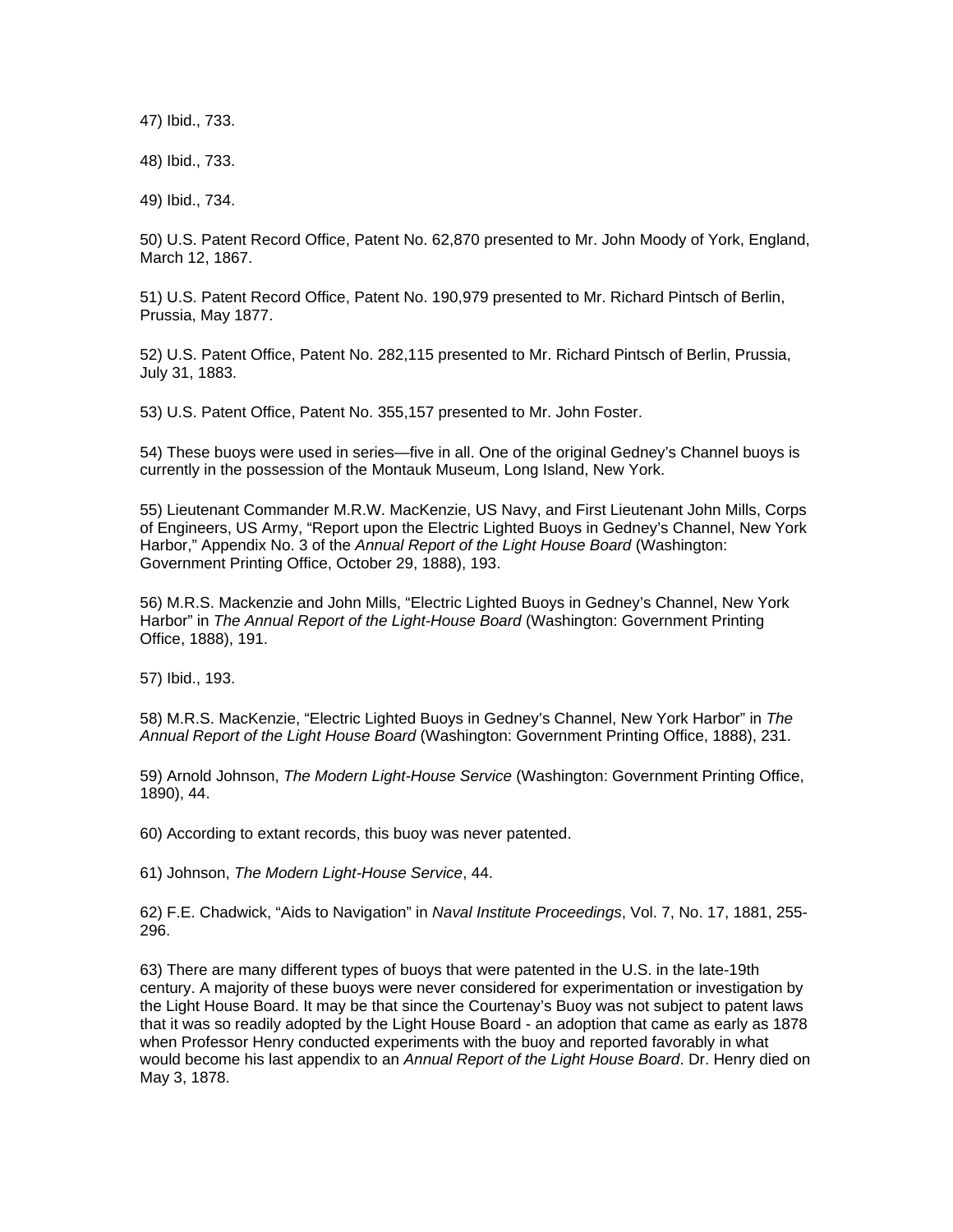47) Ibid., 733.

48) Ibid., 733.

49) Ibid., 734.

50) U.S. Patent Record Office, Patent No. 62,870 presented to Mr. John Moody of York, England, March 12, 1867.

51) U.S. Patent Record Office, Patent No. 190,979 presented to Mr. Richard Pintsch of Berlin, Prussia, May 1877.

52) U.S. Patent Office, Patent No. 282,115 presented to Mr. Richard Pintsch of Berlin, Prussia, July 31, 1883.

53) U.S. Patent Office, Patent No. 355,157 presented to Mr. John Foster.

54) These buoys were used in series—five in all. One of the original Gedney's Channel buoys is currently in the possession of the Montauk Museum, Long Island, New York.

55) Lieutenant Commander M.R.W. MacKenzie, US Navy, and First Lieutenant John Mills, Corps of Engineers, US Army, "Report upon the Electric Lighted Buoys in Gedney's Channel, New York Harbor," Appendix No. 3 of the *Annual Report of the Light House Board* (Washington: Government Printing Office, October 29, 1888), 193.

56) M.R.S. Mackenzie and John Mills, "Electric Lighted Buoys in Gedney's Channel, New York Harbor" in *The Annual Report of the Light-House Board* (Washington: Government Printing Office, 1888), 191.

57) Ibid., 193.

58) M.R.S. MacKenzie, "Electric Lighted Buoys in Gedney's Channel, New York Harbor" in *The Annual Report of the Light House Board* (Washington: Government Printing Office, 1888), 231.

59) Arnold Johnson, *The Modern Light-House Service* (Washington: Government Printing Office, 1890), 44.

60) According to extant records, this buoy was never patented.

61) Johnson, *The Modern Light-House Service*, 44.

62) F.E. Chadwick, "Aids to Navigation" in *Naval Institute Proceedings*, Vol. 7, No. 17, 1881, 255-296.

63) There are many different types of buoys that were patented in the U.S. in the late-19th century. A majority of these buoys were never considered for experimentation or investigation by the Light House Board. It may be that since the Courtenay's Buoy was not subject to patent laws that it was so readily adopted by the Light House Board - an adoption that came as early as 1878 when Professor Henry conducted experiments with the buoy and reported favorably in what would become his last appendix to an *Annual Report of the Light House Board*. Dr. Henry died on May 3, 1878.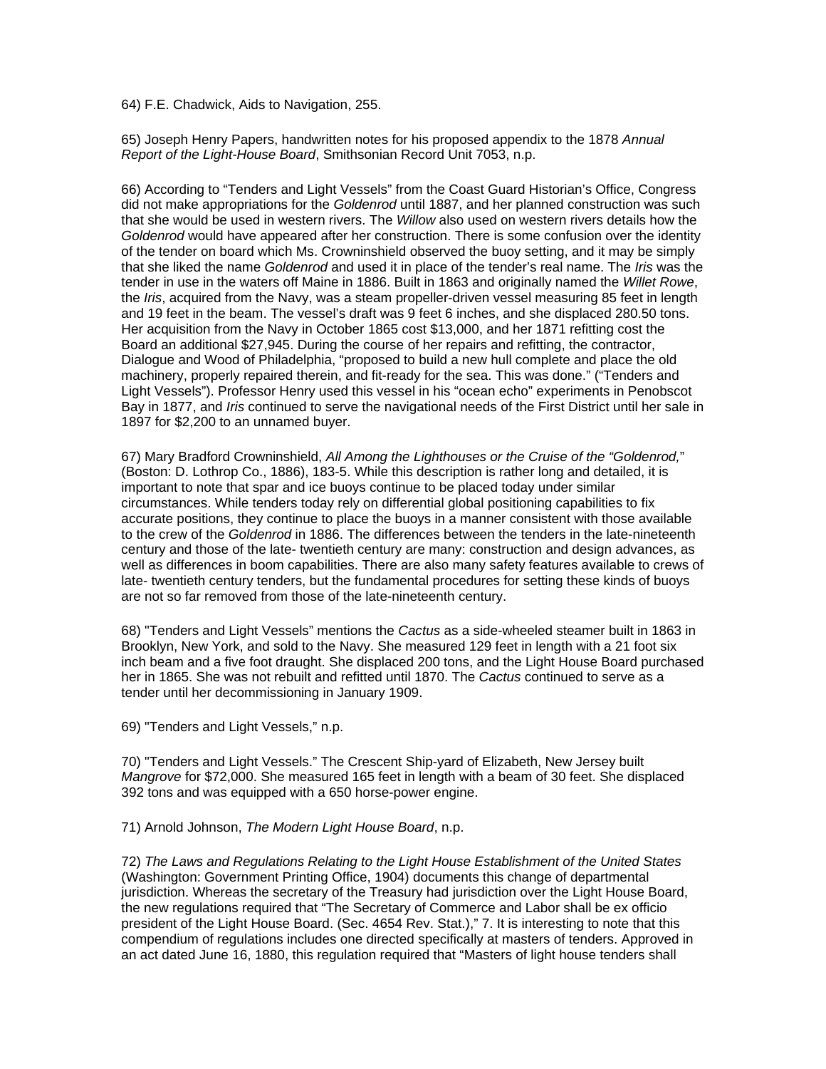64) F.E. Chadwick, Aids to Navigation, 255.

65) Joseph Henry Papers, handwritten notes for his proposed appendix to the 1878 *Annual Report of the Light-House Board*, Smithsonian Record Unit 7053, n.p.

66) According to "Tenders and Light Vessels" from the Coast Guard Historian's Office, Congress did not make appropriations for the *Goldenrod* until 1887, and her planned construction was such that she would be used in western rivers. The *Willow* also used on western rivers details how the *Goldenrod* would have appeared after her construction. There is some confusion over the identity of the tender on board which Ms. Crowninshield observed the buoy setting, and it may be simply that she liked the name *Goldenrod* and used it in place of the tender's real name. The *Iris* was the tender in use in the waters off Maine in 1886. Built in 1863 and originally named the *Willet Rowe*, the *Iris*, acquired from the Navy, was a steam propeller-driven vessel measuring 85 feet in length and 19 feet in the beam. The vessel's draft was 9 feet 6 inches, and she displaced 280.50 tons. Her acquisition from the Navy in October 1865 cost $13,000, and her 1871 refitting cost the Board an additional $27,945. During the course of her repairs and refitting, the contractor, Dialogue and Wood of Philadelphia, "proposed to build a new hull complete and place the old machinery, properly repaired therein, and fit-ready for the sea. This was done." ("Tenders and Light Vessels"). Professor Henry used this vessel in his "ocean echo" experiments in Penobscot Bay in 1877, and *Iris* continued to serve the navigational needs of the First District until her sale in 1897 for $2,200 to an unnamed buyer.

67) Mary Bradford Crowninshield, *All Among the Lighthouses or the Cruise of the "Goldenrod,"* (Boston: D. Lothrop Co., 1886), 183-5. While this description is rather long and detailed, it is important to note that spar and ice buoys continue to be placed today under similar circumstances. While tenders today rely on differential global positioning capabilities to fix accurate positions, they continue to place the buoys in a manner consistent with those available to the crew of the *Goldenrod* in 1886. The differences between the tenders in the late-nineteenth century and those of the late- twentieth century are many: construction and design advances, as well as differences in boom capabilities. There are also many safety features available to crews of late- twentieth century tenders, but the fundamental procedures for setting these kinds of buoys are not so far removed from those of the late-nineteenth century.

68) "Tenders and Light Vessels" mentions the *Cactus* as a side-wheeled steamer built in 1863 in Brooklyn, New York, and sold to the Navy. She measured 129 feet in length with a 21 foot six inch beam and a five foot draught. She displaced 200 tons, and the Light House Board purchased her in 1865. She was not rebuilt and refitted until 1870. The *Cactus* continued to serve as a tender until her decommissioning in January 1909.

69) "Tenders and Light Vessels," n.p.

70) "Tenders and Light Vessels." The Crescent Ship-yard of Elizabeth, New Jersey built *Mangrove* for $72,000. She measured 165 feet in length with a beam of 30 feet. She displaced 392 tons and was equipped with a 650 horse-power engine.

71) Arnold Johnson, *The Modern Light House Board*, n.p.

72) *The Laws and Regulations Relating to the Light House Establishment of the United States* (Washington: Government Printing Office, 1904) documents this change of departmental jurisdiction. Whereas the secretary of the Treasury had jurisdiction over the Light House Board, the new regulations required that "The Secretary of Commerce and Labor shall be ex officio president of the Light House Board. (Sec. 4654 Rev. Stat.)," 7. It is interesting to note that this compendium of regulations includes one directed specifically at masters of tenders. Approved in an act dated June 16, 1880, this regulation required that "Masters of light house tenders shall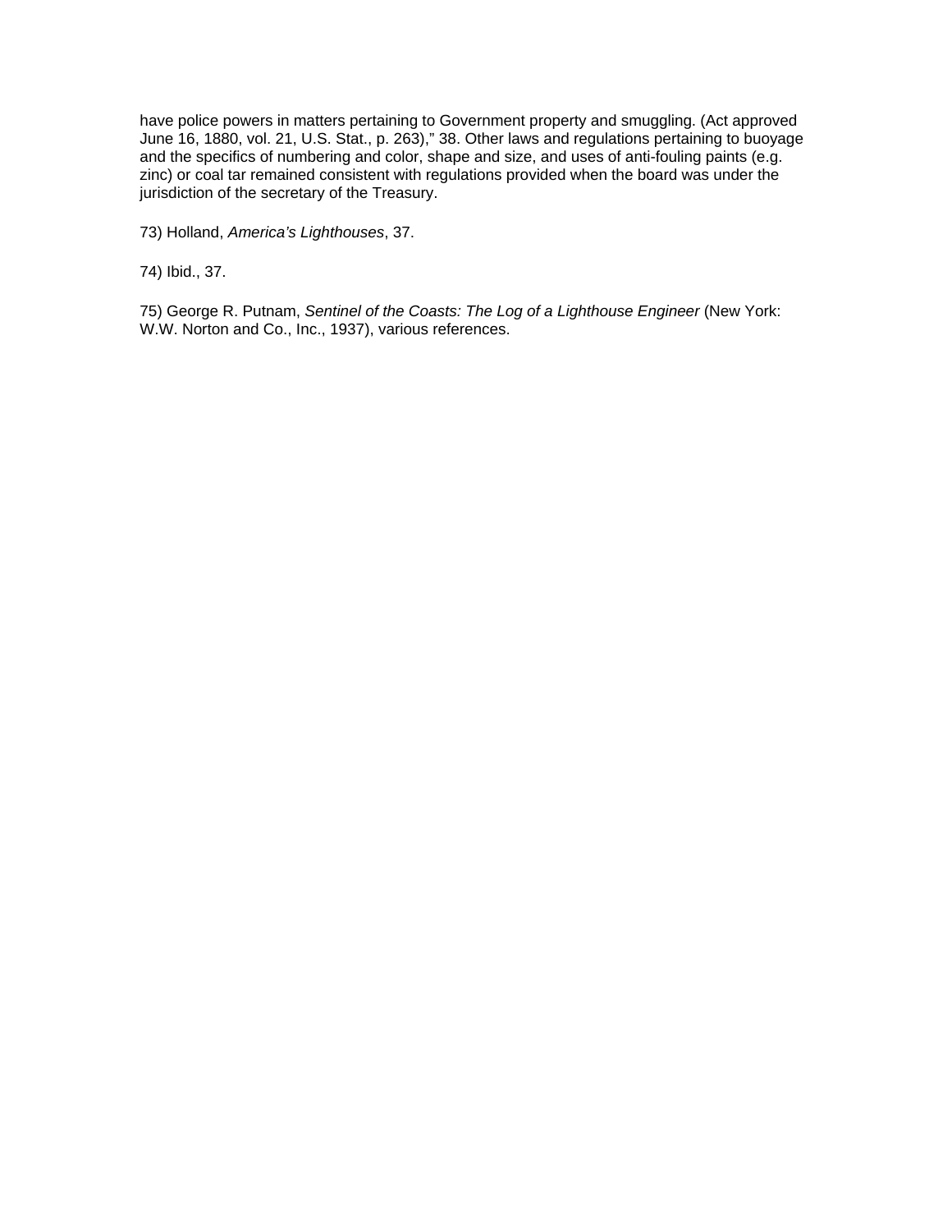have police powers in matters pertaining to Government property and smuggling. (Act approved June 16, 1880, vol. 21, U.S. Stat., p. 263)," 38. Other laws and regulations pertaining to buoyage and the specifics of numbering and color, shape and size, and uses of anti-fouling paints (e.g. zinc) or coal tar remained consistent with regulations provided when the board was under the jurisdiction of the secretary of the Treasury.

73) Holland, *America's Lighthouses*, 37.

74) Ibid., 37.

75) George R. Putnam, *Sentinel of the Coasts: The Log of a Lighthouse Engineer* (New York: W.W. Norton and Co., Inc., 1937), various references.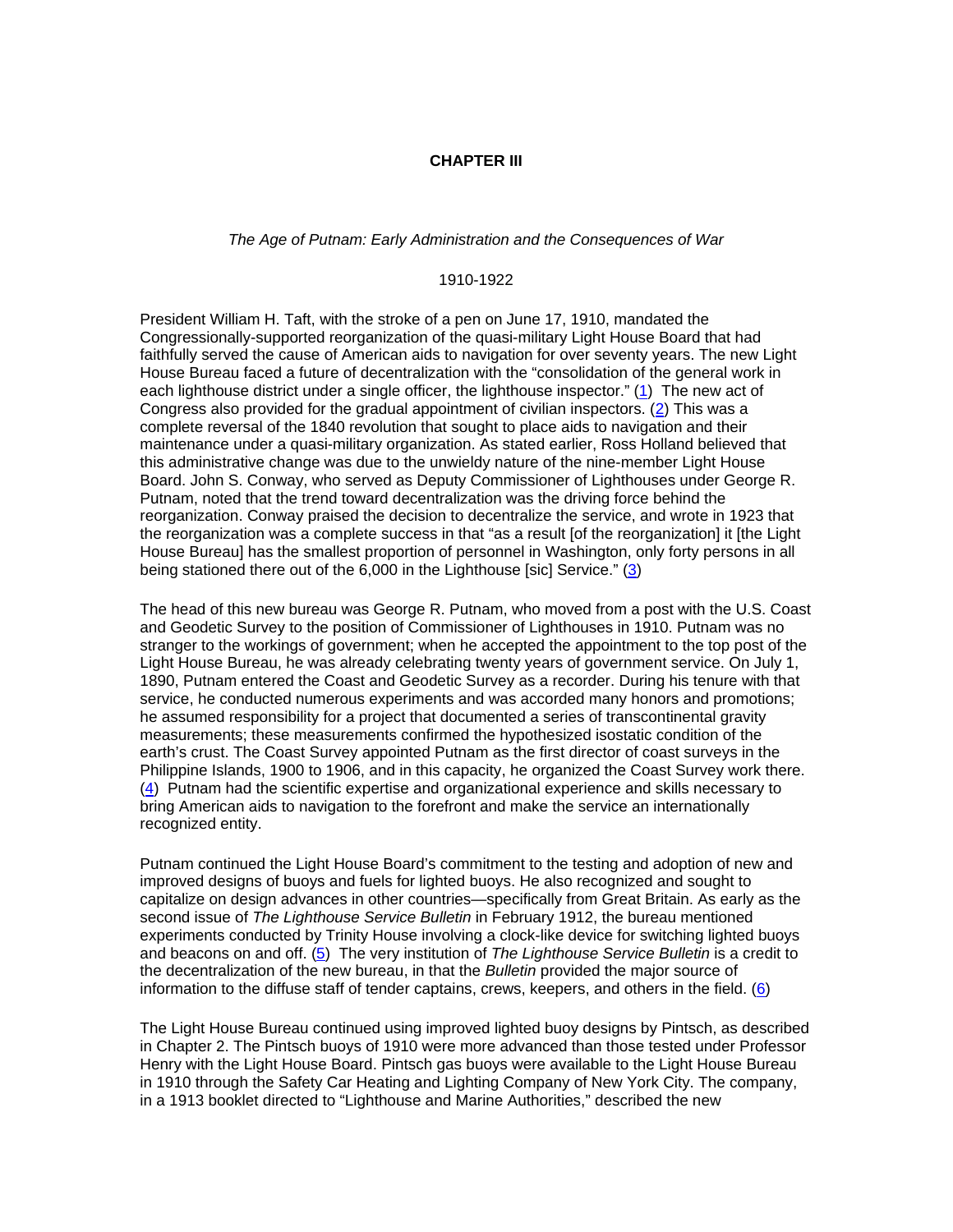## CHAPTER III

*The Age of Putnam: Early Administration and the Consequences of War*

1910-1922

President William H. Taft, with the stroke of a pen on June 17, 1910, mandated the Congressionally-supported reorganization of the quasi-military Light House Board that had faithfully served the cause of American aids to navigation for over seventy years. The new Light House Bureau faced a future of decentralization with the "consolidation of the general work in each lighthouse district under a single officer, the lighthouse inspector." (1) The new act of Congress also provided for the gradual appointment of civilian inspectors. (2) This was a complete reversal of the 1840 revolution that sought to place aids to navigation and their maintenance under a quasi-military organization. As stated earlier, Ross Holland believed that this administrative change was due to the unwieldy nature of the nine-member Light House Board. John S. Conway, who served as Deputy Commissioner of Lighthouses under George R. Putnam, noted that the trend toward decentralization was the driving force behind the reorganization. Conway praised the decision to decentralize the service, and wrote in 1923 that the reorganization was a complete success in that "as a result [of the reorganization] it [the Light House Bureau] has the smallest proportion of personnel in Washington, only forty persons in all being stationed there out of the 6,000 in the Lighthouse [sic] Service." (3)

The head of this new bureau was George R. Putnam, who moved from a post with the U.S. Coast and Geodetic Survey to the position of Commissioner of Lighthouses in 1910. Putnam was no stranger to the workings of government; when he accepted the appointment to the top post of the Light House Bureau, he was already celebrating twenty years of government service. On July 1, 1890, Putnam entered the Coast and Geodetic Survey as a recorder. During his tenure with that service, he conducted numerous experiments and was accorded many honors and promotions; he assumed responsibility for a project that documented a series of transcontinental gravity measurements; these measurements confirmed the hypothesized isostatic condition of the earth's crust. The Coast Survey appointed Putnam as the first director of coast surveys in the Philippine Islands, 1900 to 1906, and in this capacity, he organized the Coast Survey work there. (4) Putnam had the scientific expertise and organizational experience and skills necessary to bring American aids to navigation to the forefront and make the service an internationally recognized entity.

Putnam continued the Light House Board's commitment to the testing and adoption of new and improved designs of buoys and fuels for lighted buoys. He also recognized and sought to capitalize on design advances in other countries—specifically from Great Britain. As early as the second issue of *The Lighthouse Service Bulletin* in February 1912, the bureau mentioned experiments conducted by Trinity House involving a clock-like device for switching lighted buoys and beacons on and off. (5) The very institution of *The Lighthouse Service Bulletin* is a credit to the decentralization of the new bureau, in that the *Bulletin* provided the major source of information to the diffuse staff of tender captains, crews, keepers, and others in the field. (6)

The Light House Bureau continued using improved lighted buoy designs by Pintsch, as described in Chapter 2. The Pintsch buoys of 1910 were more advanced than those tested under Professor Henry with the Light House Board. Pintsch gas buoys were available to the Light House Bureau in 1910 through the Safety Car Heating and Lighting Company of New York City. The company, in a 1913 booklet directed to "Lighthouse and Marine Authorities," described the new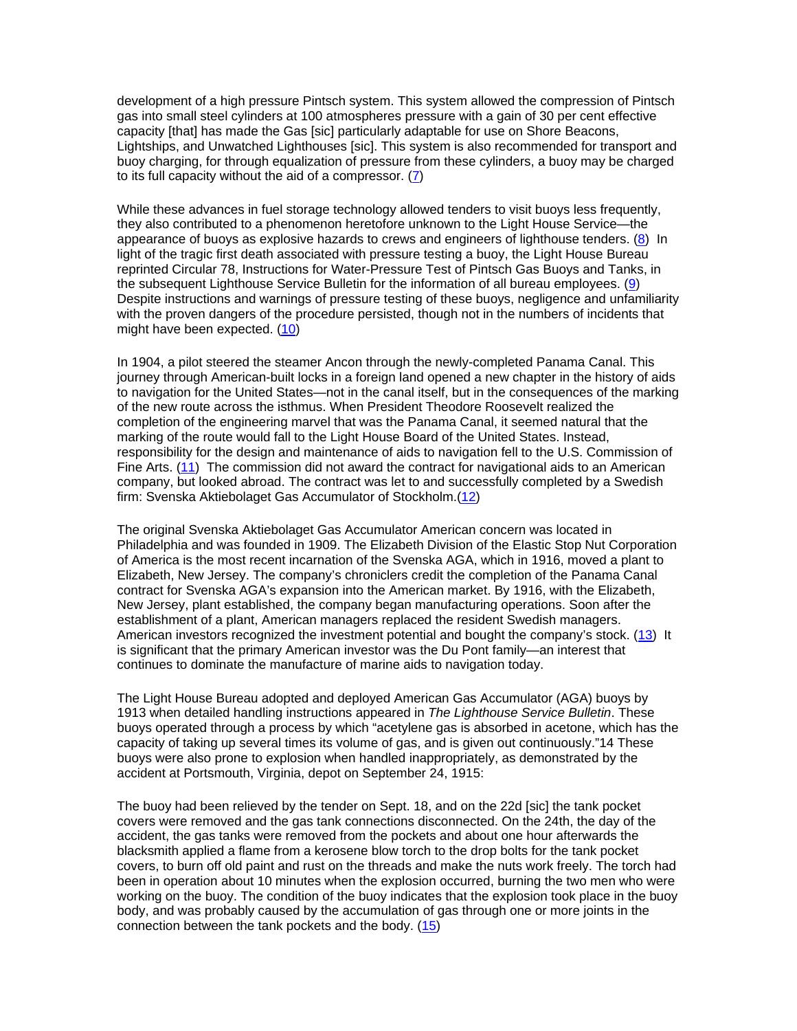development of a high pressure Pintsch system. This system allowed the compression of Pintsch gas into small steel cylinders at 100 atmospheres pressure with a gain of 30 per cent effective capacity [that] has made the Gas [sic] particularly adaptable for use on Shore Beacons, Lightships, and Unwatched Lighthouses [sic]. This system is also recommended for transport and buoy charging, for through equalization of pressure from these cylinders, a buoy may be charged to its full capacity without the aid of a compressor. (7)

While these advances in fuel storage technology allowed tenders to visit buoys less frequently, they also contributed to a phenomenon heretofore unknown to the Light House Service—the appearance of buoys as explosive hazards to crews and engineers of lighthouse tenders. (8) In light of the tragic first death associated with pressure testing a buoy, the Light House Bureau reprinted Circular 78, Instructions for Water-Pressure Test of Pintsch Gas Buoys and Tanks, in the subsequent Lighthouse Service Bulletin for the information of all bureau employees. (9) Despite instructions and warnings of pressure testing of these buoys, negligence and unfamiliarity with the proven dangers of the procedure persisted, though not in the numbers of incidents that might have been expected. (10)

In 1904, a pilot steered the steamer Ancon through the newly-completed Panama Canal. This journey through American-built locks in a foreign land opened a new chapter in the history of aids to navigation for the United States—not in the canal itself, but in the consequences of the marking of the new route across the isthmus. When President Theodore Roosevelt realized the completion of the engineering marvel that was the Panama Canal, it seemed natural that the marking of the route would fall to the Light House Board of the United States. Instead, responsibility for the design and maintenance of aids to navigation fell to the U.S. Commission of Fine Arts. (11) The commission did not award the contract for navigational aids to an American company, but looked abroad. The contract was let to and successfully completed by a Swedish firm: Svenska Aktiebolaget Gas Accumulator of Stockholm.(12)

The original Svenska Aktiebolaget Gas Accumulator American concern was located in Philadelphia and was founded in 1909. The Elizabeth Division of the Elastic Stop Nut Corporation of America is the most recent incarnation of the Svenska AGA, which in 1916, moved a plant to Elizabeth, New Jersey. The company's chroniclers credit the completion of the Panama Canal contract for Svenska AGA's expansion into the American market. By 1916, with the Elizabeth, New Jersey, plant established, the company began manufacturing operations. Soon after the establishment of a plant, American managers replaced the resident Swedish managers. American investors recognized the investment potential and bought the company's stock. (13) It is significant that the primary American investor was the Du Pont family—an interest that continues to dominate the manufacture of marine aids to navigation today.

The Light House Bureau adopted and deployed American Gas Accumulator (AGA) buoys by 1913 when detailed handling instructions appeared in *The Lighthouse Service Bulletin*. These buoys operated through a process by which "acetylene gas is absorbed in acetone, which has the capacity of taking up several times its volume of gas, and is given out continuously."14 These buoys were also prone to explosion when handled inappropriately, as demonstrated by the accident at Portsmouth, Virginia, depot on September 24, 1915:

The buoy had been relieved by the tender on Sept. 18, and on the 22d [sic] the tank pocket covers were removed and the gas tank connections disconnected. On the 24th, the day of the accident, the gas tanks were removed from the pockets and about one hour afterwards the blacksmith applied a flame from a kerosene blow torch to the drop bolts for the tank pocket covers, to burn off old paint and rust on the threads and make the nuts work freely. The torch had been in operation about 10 minutes when the explosion occurred, burning the two men who were working on the buoy. The condition of the buoy indicates that the explosion took place in the buoy body, and was probably caused by the accumulation of gas through one or more joints in the connection between the tank pockets and the body. (15)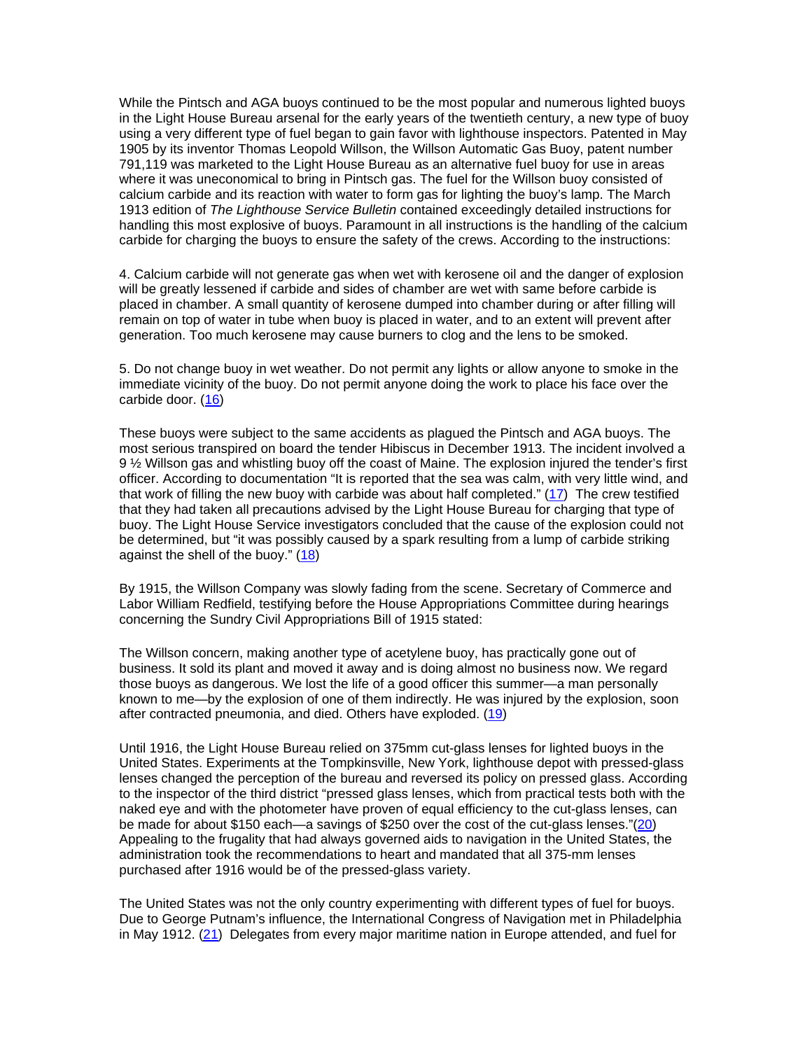While the Pintsch and AGA buoys continued to be the most popular and numerous lighted buoys in the Light House Bureau arsenal for the early years of the twentieth century, a new type of buoy using a very different type of fuel began to gain favor with lighthouse inspectors. Patented in May 1905 by its inventor Thomas Leopold Willson, the Willson Automatic Gas Buoy, patent number 791,119 was marketed to the Light House Bureau as an alternative fuel buoy for use in areas where it was uneconomical to bring in Pintsch gas. The fuel for the Willson buoy consisted of calcium carbide and its reaction with water to form gas for lighting the buoy's lamp. The March 1913 edition of *The Lighthouse Service Bulletin* contained exceedingly detailed instructions for handling this most explosive of buoys. Paramount in all instructions is the handling of the calcium carbide for charging the buoys to ensure the safety of the crews. According to the instructions:

4. Calcium carbide will not generate gas when wet with kerosene oil and the danger of explosion will be greatly lessened if carbide and sides of chamber are wet with same before carbide is placed in chamber. A small quantity of kerosene dumped into chamber during or after filling will remain on top of water in tube when buoy is placed in water, and to an extent will prevent after generation. Too much kerosene may cause burners to clog and the lens to be smoked.

5. Do not change buoy in wet weather. Do not permit any lights or allow anyone to smoke in the immediate vicinity of the buoy. Do not permit anyone doing the work to place his face over the carbide door. (16)

These buoys were subject to the same accidents as plagued the Pintsch and AGA buoys. The most serious transpired on board the tender Hibiscus in December 1913. The incident involved a 9 ½ Willson gas and whistling buoy off the coast of Maine. The explosion injured the tender's first officer. According to documentation "It is reported that the sea was calm, with very little wind, and that work of filling the new buoy with carbide was about half completed." (17) The crew testified that they had taken all precautions advised by the Light House Bureau for charging that type of buoy. The Light House Service investigators concluded that the cause of the explosion could not be determined, but "it was possibly caused by a spark resulting from a lump of carbide striking against the shell of the buoy." (18)

By 1915, the Willson Company was slowly fading from the scene. Secretary of Commerce and Labor William Redfield, testifying before the House Appropriations Committee during hearings concerning the Sundry Civil Appropriations Bill of 1915 stated:

The Willson concern, making another type of acetylene buoy, has practically gone out of business. It sold its plant and moved it away and is doing almost no business now. We regard those buoys as dangerous. We lost the life of a good officer this summer—a man personally known to me—by the explosion of one of them indirectly. He was injured by the explosion, soon after contracted pneumonia, and died. Others have exploded. (19)

Until 1916, the Light House Bureau relied on 375mm cut-glass lenses for lighted buoys in the United States. Experiments at the Tompkinsville, New York, lighthouse depot with pressed-glass lenses changed the perception of the bureau and reversed its policy on pressed glass. According to the inspector of the third district "pressed glass lenses, which from practical tests both with the naked eye and with the photometer have proven of equal efficiency to the cut-glass lenses, can be made for about $150 each—a savings of $250 over the cost of the cut-glass lenses."(20) Appealing to the frugality that had always governed aids to navigation in the United States, the administration took the recommendations to heart and mandated that all 375-mm lenses purchased after 1916 would be of the pressed-glass variety.

The United States was not the only country experimenting with different types of fuel for buoys. Due to George Putnam's influence, the International Congress of Navigation met in Philadelphia in May 1912. (21) Delegates from every major maritime nation in Europe attended, and fuel for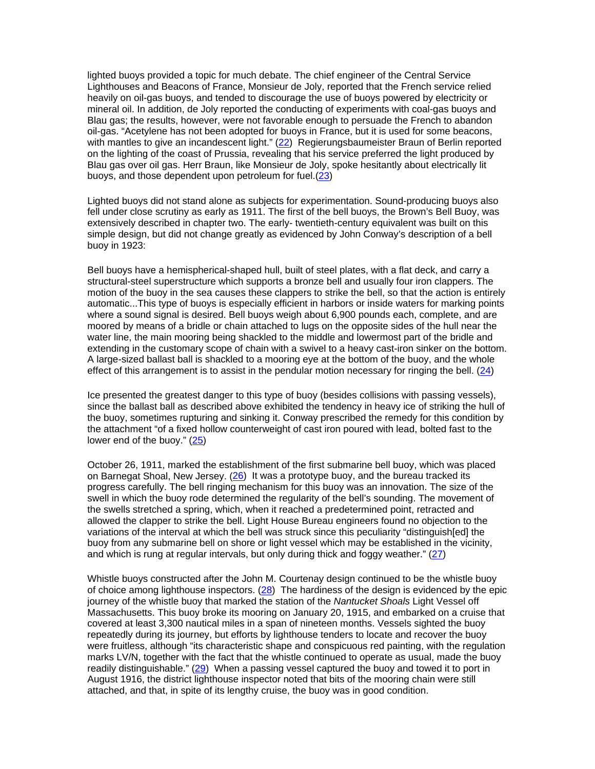lighted buoys provided a topic for much debate. The chief engineer of the Central Service Lighthouses and Beacons of France, Monsieur de Joly, reported that the French service relied heavily on oil-gas buoys, and tended to discourage the use of buoys powered by electricity or mineral oil. In addition, de Joly reported the conducting of experiments with coal-gas buoys and Blau gas; the results, however, were not favorable enough to persuade the French to abandon oil-gas. "Acetylene has not been adopted for buoys in France, but it is used for some beacons, with mantles to give an incandescent light." (22) Regierungsbaumeister Braun of Berlin reported on the lighting of the coast of Prussia, revealing that his service preferred the light produced by Blau gas over oil gas. Herr Braun, like Monsieur de Joly, spoke hesitantly about electrically lit buoys, and those dependent upon petroleum for fuel.(23)

Lighted buoys did not stand alone as subjects for experimentation. Sound-producing buoys also fell under close scrutiny as early as 1911. The first of the bell buoys, the Brown's Bell Buoy, was extensively described in chapter two. The early- twentieth-century equivalent was built on this simple design, but did not change greatly as evidenced by John Conway's description of a bell buoy in 1923:

Bell buoys have a hemispherical-shaped hull, built of steel plates, with a flat deck, and carry a structural-steel superstructure which supports a bronze bell and usually four iron clappers. The motion of the buoy in the sea causes these clappers to strike the bell, so that the action is entirely automatic...This type of buoys is especially efficient in harbors or inside waters for marking points where a sound signal is desired. Bell buoys weigh about 6,900 pounds each, complete, and are moored by means of a bridle or chain attached to lugs on the opposite sides of the hull near the water line, the main mooring being shackled to the middle and lowermost part of the bridle and extending in the customary scope of chain with a swivel to a heavy cast-iron sinker on the bottom. A large-sized ballast ball is shackled to a mooring eye at the bottom of the buoy, and the whole effect of this arrangement is to assist in the pendular motion necessary for ringing the bell. (24)

Ice presented the greatest danger to this type of buoy (besides collisions with passing vessels), since the ballast ball as described above exhibited the tendency in heavy ice of striking the hull of the buoy, sometimes rupturing and sinking it. Conway prescribed the remedy for this condition by the attachment "of a fixed hollow counterweight of cast iron poured with lead, bolted fast to the lower end of the buoy." (25)

October 26, 1911, marked the establishment of the first submarine bell buoy, which was placed on Barnegat Shoal, New Jersey. (26) It was a prototype buoy, and the bureau tracked its progress carefully. The bell ringing mechanism for this buoy was an innovation. The size of the swell in which the buoy rode determined the regularity of the bell's sounding. The movement of the swells stretched a spring, which, when it reached a predetermined point, retracted and allowed the clapper to strike the bell. Light House Bureau engineers found no objection to the variations of the interval at which the bell was struck since this peculiarity "distinguish[ed] the buoy from any submarine bell on shore or light vessel which may be established in the vicinity, and which is rung at regular intervals, but only during thick and foggy weather." (27)

Whistle buoys constructed after the John M. Courtenay design continued to be the whistle buoy of choice among lighthouse inspectors. (28) The hardiness of the design is evidenced by the epic journey of the whistle buoy that marked the station of the *Nantucket Shoals* Light Vessel off Massachusetts. This buoy broke its mooring on January 20, 1915, and embarked on a cruise that covered at least 3,300 nautical miles in a span of nineteen months. Vessels sighted the buoy repeatedly during its journey, but efforts by lighthouse tenders to locate and recover the buoy were fruitless, although "its characteristic shape and conspicuous red painting, with the regulation marks LV/N, together with the fact that the whistle continued to operate as usual, made the buoy readily distinguishable." (29) When a passing vessel captured the buoy and towed it to port in August 1916, the district lighthouse inspector noted that bits of the mooring chain were still attached, and that, in spite of its lengthy cruise, the buoy was in good condition.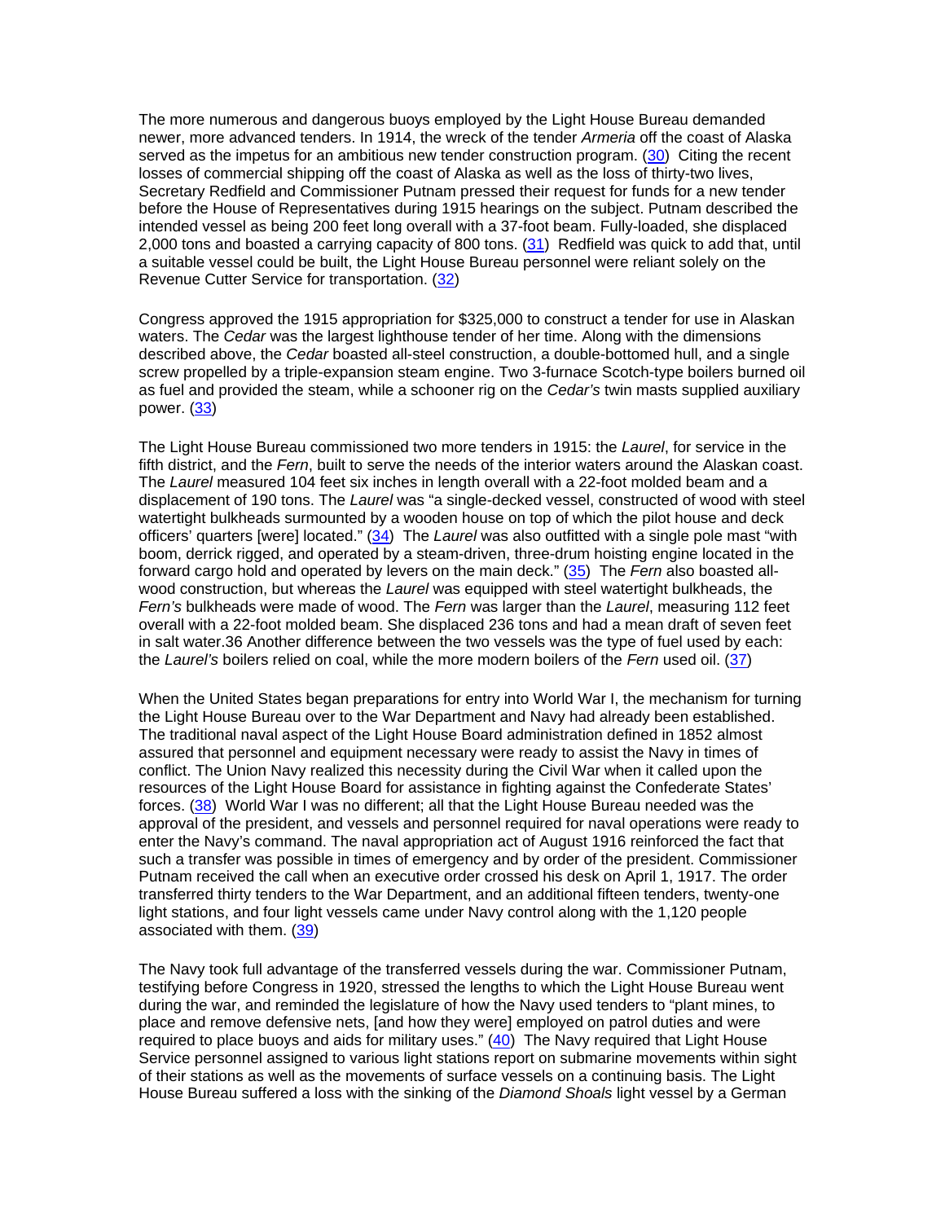The more numerous and dangerous buoys employed by the Light House Bureau demanded newer, more advanced tenders. In 1914, the wreck of the tender *Armeria* off the coast of Alaska served as the impetus for an ambitious new tender construction program. (30) Citing the recent losses of commercial shipping off the coast of Alaska as well as the loss of thirty-two lives, Secretary Redfield and Commissioner Putnam pressed their request for funds for a new tender before the House of Representatives during 1915 hearings on the subject. Putnam described the intended vessel as being 200 feet long overall with a 37-foot beam. Fully-loaded, she displaced 2,000 tons and boasted a carrying capacity of 800 tons. (31) Redfield was quick to add that, until a suitable vessel could be built, the Light House Bureau personnel were reliant solely on the Revenue Cutter Service for transportation. (32)

Congress approved the 1915 appropriation for $325,000 to construct a tender for use in Alaskan waters. The *Cedar* was the largest lighthouse tender of her time. Along with the dimensions described above, the *Cedar* boasted all-steel construction, a double-bottomed hull, and a single screw propelled by a triple-expansion steam engine. Two 3-furnace Scotch-type boilers burned oil as fuel and provided the steam, while a schooner rig on the *Cedar's* twin masts supplied auxiliary power. (33)

The Light House Bureau commissioned two more tenders in 1915: the *Laurel*, for service in the fifth district, and the *Fern*, built to serve the needs of the interior waters around the Alaskan coast. The *Laurel* measured 104 feet six inches in length overall with a 22-foot molded beam and a displacement of 190 tons. The *Laurel* was "a single-decked vessel, constructed of wood with steel watertight bulkheads surmounted by a wooden house on top of which the pilot house and deck officers' quarters [were] located." (34) The *Laurel* was also outfitted with a single pole mast "with boom, derrick rigged, and operated by a steam-driven, three-drum hoisting engine located in the forward cargo hold and operated by levers on the main deck." (35) The *Fern* also boasted all-wood construction, but whereas the *Laurel* was equipped with steel watertight bulkheads, the *Fern's* bulkheads were made of wood. The *Fern* was larger than the *Laurel*, measuring 112 feet overall with a 22-foot molded beam. She displaced 236 tons and had a mean draft of seven feet in salt water.36 Another difference between the two vessels was the type of fuel used by each: the *Laurel's* boilers relied on coal, while the more modern boilers of the *Fern* used oil. (37)

When the United States began preparations for entry into World War I, the mechanism for turning the Light House Bureau over to the War Department and Navy had already been established. The traditional naval aspect of the Light House Board administration defined in 1852 almost assured that personnel and equipment necessary were ready to assist the Navy in times of conflict. The Union Navy realized this necessity during the Civil War when it called upon the resources of the Light House Board for assistance in fighting against the Confederate States' forces. (38) World War I was no different; all that the Light House Bureau needed was the approval of the president, and vessels and personnel required for naval operations were ready to enter the Navy's command. The naval appropriation act of August 1916 reinforced the fact that such a transfer was possible in times of emergency and by order of the president. Commissioner Putnam received the call when an executive order crossed his desk on April 1, 1917. The order transferred thirty tenders to the War Department, and an additional fifteen tenders, twenty-one light stations, and four light vessels came under Navy control along with the 1,120 people associated with them. (39)

The Navy took full advantage of the transferred vessels during the war. Commissioner Putnam, testifying before Congress in 1920, stressed the lengths to which the Light House Bureau went during the war, and reminded the legislature of how the Navy used tenders to "plant mines, to place and remove defensive nets, [and how they were] employed on patrol duties and were required to place buoys and aids for military uses." (40) The Navy required that Light House Service personnel assigned to various light stations report on submarine movements within sight of their stations as well as the movements of surface vessels on a continuing basis. The Light House Bureau suffered a loss with the sinking of the *Diamond Shoals* light vessel by a German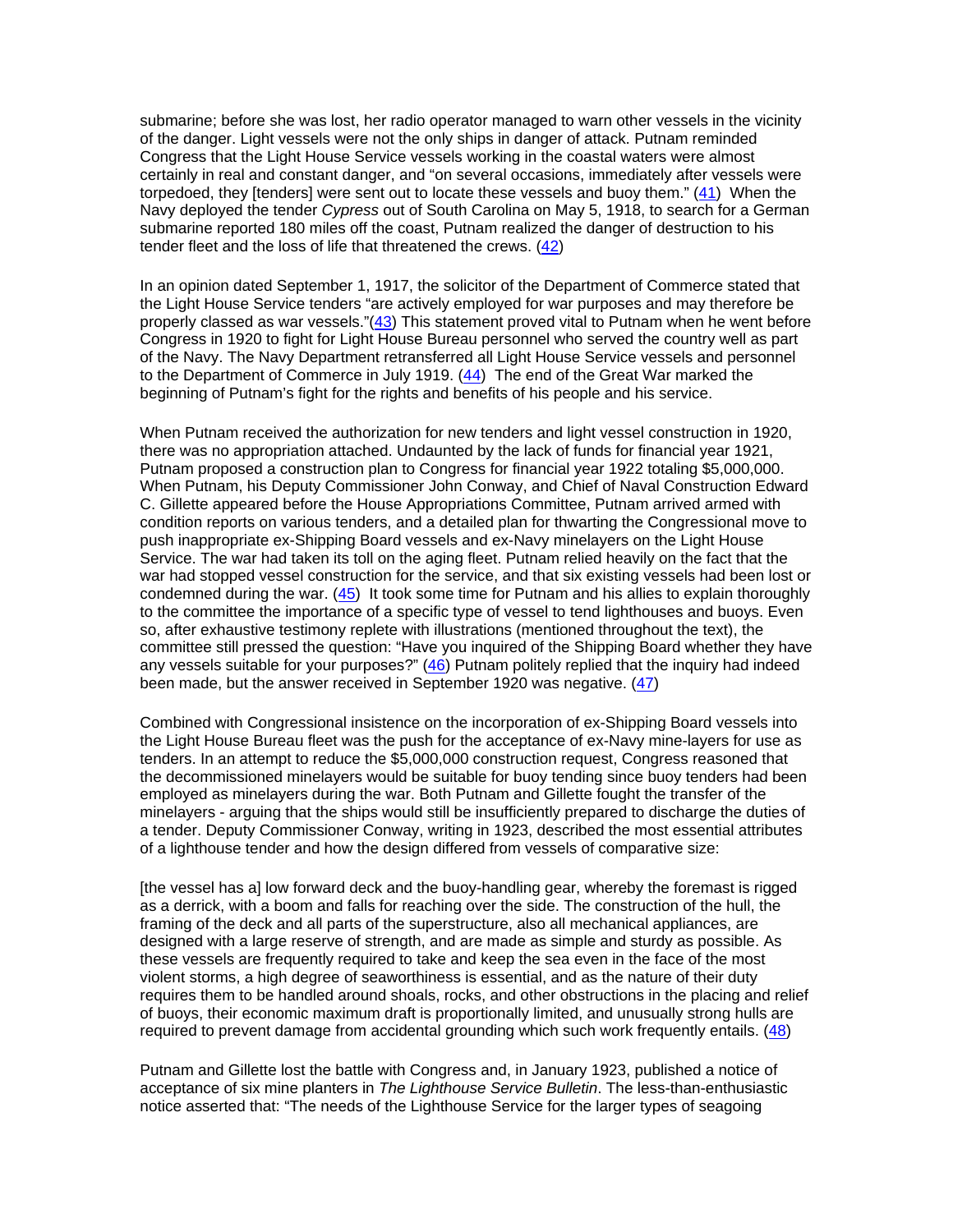submarine; before she was lost, her radio operator managed to warn other vessels in the vicinity of the danger. Light vessels were not the only ships in danger of attack. Putnam reminded Congress that the Light House Service vessels working in the coastal waters were almost certainly in real and constant danger, and "on several occasions, immediately after vessels were torpedoed, they [tenders] were sent out to locate these vessels and buoy them." (41) When the Navy deployed the tender *Cypress* out of South Carolina on May 5, 1918, to search for a German submarine reported 180 miles off the coast, Putnam realized the danger of destruction to his tender fleet and the loss of life that threatened the crews. (42)

In an opinion dated September 1, 1917, the solicitor of the Department of Commerce stated that the Light House Service tenders "are actively employed for war purposes and may therefore be properly classed as war vessels."(43) This statement proved vital to Putnam when he went before Congress in 1920 to fight for Light House Bureau personnel who served the country well as part of the Navy. The Navy Department retransferred all Light House Service vessels and personnel to the Department of Commerce in July 1919. (44) The end of the Great War marked the beginning of Putnam's fight for the rights and benefits of his people and his service.

When Putnam received the authorization for new tenders and light vessel construction in 1920, there was no appropriation attached. Undaunted by the lack of funds for financial year 1921, Putnam proposed a construction plan to Congress for financial year 1922 totaling $5,000,000. When Putnam, his Deputy Commissioner John Conway, and Chief of Naval Construction Edward C. Gillette appeared before the House Appropriations Committee, Putnam arrived armed with condition reports on various tenders, and a detailed plan for thwarting the Congressional move to push inappropriate ex-Shipping Board vessels and ex-Navy minelayers on the Light House Service. The war had taken its toll on the aging fleet. Putnam relied heavily on the fact that the war had stopped vessel construction for the service, and that six existing vessels had been lost or condemned during the war. (45) It took some time for Putnam and his allies to explain thoroughly to the committee the importance of a specific type of vessel to tend lighthouses and buoys. Even so, after exhaustive testimony replete with illustrations (mentioned throughout the text), the committee still pressed the question: "Have you inquired of the Shipping Board whether they have any vessels suitable for your purposes?" (46) Putnam politely replied that the inquiry had indeed been made, but the answer received in September 1920 was negative. (47)

Combined with Congressional insistence on the incorporation of ex-Shipping Board vessels into the Light House Bureau fleet was the push for the acceptance of ex-Navy mine-layers for use as tenders. In an attempt to reduce the $5,000,000 construction request, Congress reasoned that the decommissioned minelayers would be suitable for buoy tending since buoy tenders had been employed as minelayers during the war. Both Putnam and Gillette fought the transfer of the minelayers - arguing that the ships would still be insufficiently prepared to discharge the duties of a tender. Deputy Commissioner Conway, writing in 1923, described the most essential attributes of a lighthouse tender and how the design differed from vessels of comparative size:

[the vessel has a] low forward deck and the buoy-handling gear, whereby the foremast is rigged as a derrick, with a boom and falls for reaching over the side. The construction of the hull, the framing of the deck and all parts of the superstructure, also all mechanical appliances, are designed with a large reserve of strength, and are made as simple and sturdy as possible. As these vessels are frequently required to take and keep the sea even in the face of the most violent storms, a high degree of seaworthiness is essential, and as the nature of their duty requires them to be handled around shoals, rocks, and other obstructions in the placing and relief of buoys, their economic maximum draft is proportionally limited, and unusually strong hulls are required to prevent damage from accidental grounding which such work frequently entails. (48)

Putnam and Gillette lost the battle with Congress and, in January 1923, published a notice of acceptance of six mine planters in *The Lighthouse Service Bulletin*. The less-than-enthusiastic notice asserted that: "The needs of the Lighthouse Service for the larger types of seagoing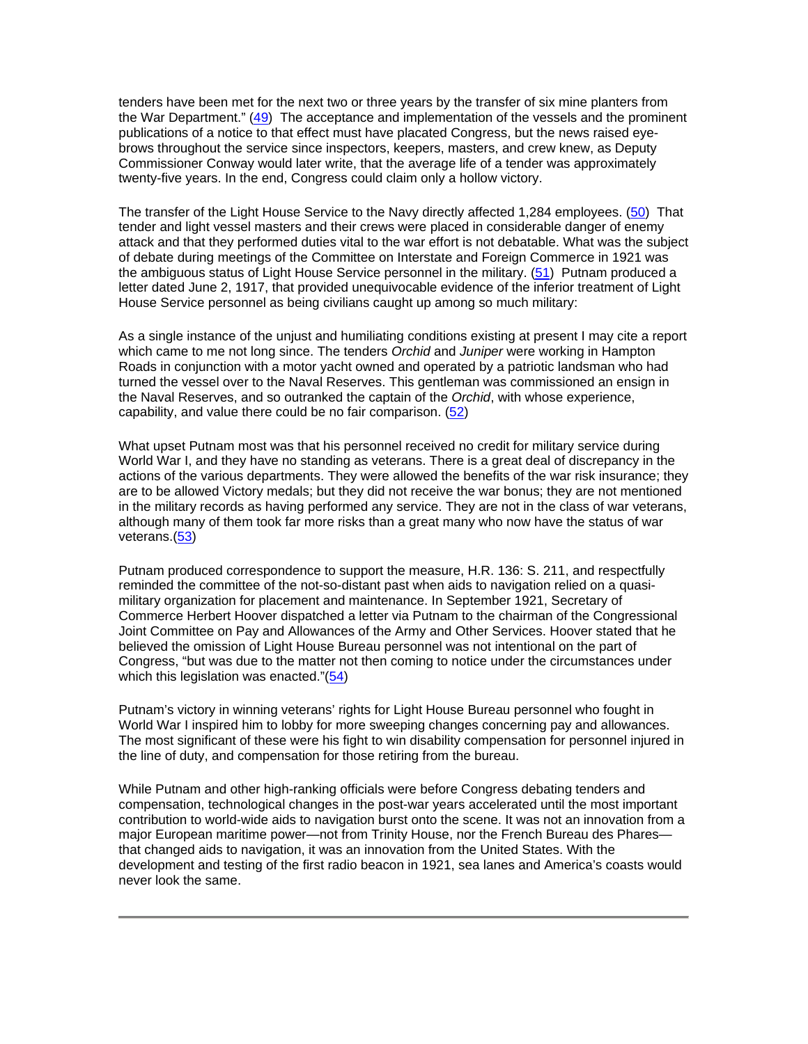tenders have been met for the next two or three years by the transfer of six mine planters from the War Department." (49) The acceptance and implementation of the vessels and the prominent publications of a notice to that effect must have placated Congress, but the news raised eyebrows throughout the service since inspectors, keepers, masters, and crew knew, as Deputy Commissioner Conway would later write, that the average life of a tender was approximately twenty-five years. In the end, Congress could claim only a hollow victory.

The transfer of the Light House Service to the Navy directly affected 1,284 employees. (50) That tender and light vessel masters and their crews were placed in considerable danger of enemy attack and that they performed duties vital to the war effort is not debatable. What was the subject of debate during meetings of the Committee on Interstate and Foreign Commerce in 1921 was the ambiguous status of Light House Service personnel in the military. (51) Putnam produced a letter dated June 2, 1917, that provided unequivocable evidence of the inferior treatment of Light House Service personnel as being civilians caught up among so much military:

As a single instance of the unjust and humiliating conditions existing at present I may cite a report which came to me not long since. The tenders *Orchid* and *Juniper* were working in Hampton Roads in conjunction with a motor yacht owned and operated by a patriotic landsman who had turned the vessel over to the Naval Reserves. This gentleman was commissioned an ensign in the Naval Reserves, and so outranked the captain of the *Orchid*, with whose experience, capability, and value there could be no fair comparison. (52)

What upset Putnam most was that his personnel received no credit for military service during World War I, and they have no standing as veterans. There is a great deal of discrepancy in the actions of the various departments. They were allowed the benefits of the war risk insurance; they are to be allowed Victory medals; but they did not receive the war bonus; they are not mentioned in the military records as having performed any service. They are not in the class of war veterans, although many of them took far more risks than a great many who now have the status of war veterans.(53)

Putnam produced correspondence to support the measure, H.R. 136: S. 211, and respectfully reminded the committee of the not-so-distant past when aids to navigation relied on a quasi-military organization for placement and maintenance. In September 1921, Secretary of Commerce Herbert Hoover dispatched a letter via Putnam to the chairman of the Congressional Joint Committee on Pay and Allowances of the Army and Other Services. Hoover stated that he believed the omission of Light House Bureau personnel was not intentional on the part of Congress, "but was due to the matter not then coming to notice under the circumstances under which this legislation was enacted."(54)

Putnam's victory in winning veterans' rights for Light House Bureau personnel who fought in World War I inspired him to lobby for more sweeping changes concerning pay and allowances. The most significant of these were his fight to win disability compensation for personnel injured in the line of duty, and compensation for those retiring from the bureau.

While Putnam and other high-ranking officials were before Congress debating tenders and compensation, technological changes in the post-war years accelerated until the most important contribution to world-wide aids to navigation burst onto the scene. It was not an innovation from a major European maritime power—not from Trinity House, nor the French Bureau des Phares—that changed aids to navigation, it was an innovation from the United States. With the development and testing of the first radio beacon in 1921, sea lanes and America's coasts would never look the same.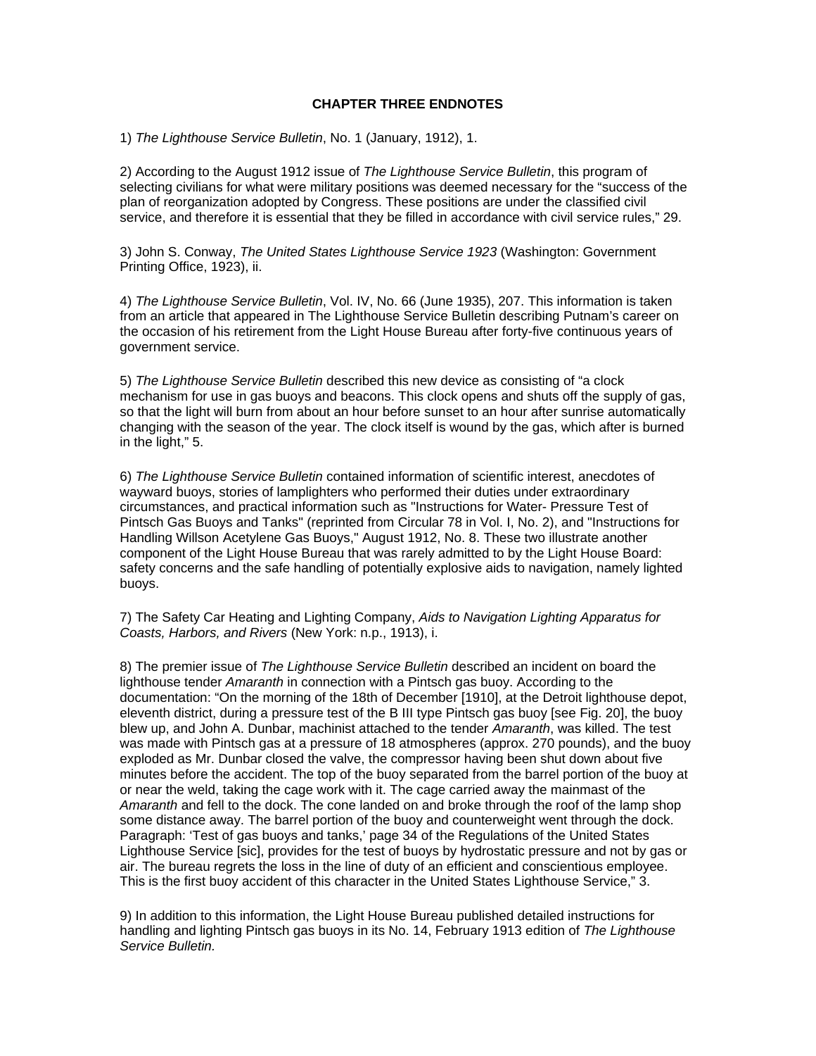## CHAPTER THREE ENDNOTES

1) *The Lighthouse Service Bulletin*, No. 1 (January, 1912), 1.

2) According to the August 1912 issue of *The Lighthouse Service Bulletin*, this program of selecting civilians for what were military positions was deemed necessary for the "success of the plan of reorganization adopted by Congress. These positions are under the classified civil service, and therefore it is essential that they be filled in accordance with civil service rules," 29.

3) John S. Conway, *The United States Lighthouse Service 1923* (Washington: Government Printing Office, 1923), ii.

4) *The Lighthouse Service Bulletin*, Vol. IV, No. 66 (June 1935), 207. This information is taken from an article that appeared in The Lighthouse Service Bulletin describing Putnam's career on the occasion of his retirement from the Light House Bureau after forty-five continuous years of government service.

5) *The Lighthouse Service Bulletin* described this new device as consisting of "a clock mechanism for use in gas buoys and beacons. This clock opens and shuts off the supply of gas, so that the light will burn from about an hour before sunset to an hour after sunrise automatically changing with the season of the year. The clock itself is wound by the gas, which after is burned in the light," 5.

6) *The Lighthouse Service Bulletin* contained information of scientific interest, anecdotes of wayward buoys, stories of lamplighters who performed their duties under extraordinary circumstances, and practical information such as "Instructions for Water- Pressure Test of Pintsch Gas Buoys and Tanks" (reprinted from Circular 78 in Vol. I, No. 2), and "Instructions for Handling Willson Acetylene Gas Buoys," August 1912, No. 8. These two illustrate another component of the Light House Bureau that was rarely admitted to by the Light House Board: safety concerns and the safe handling of potentially explosive aids to navigation, namely lighted buoys.

7) The Safety Car Heating and Lighting Company, *Aids to Navigation Lighting Apparatus for Coasts, Harbors, and Rivers* (New York: n.p., 1913), i.

8) The premier issue of *The Lighthouse Service Bulletin* described an incident on board the lighthouse tender *Amaranth* in connection with a Pintsch gas buoy. According to the documentation: "On the morning of the 18th of December [1910], at the Detroit lighthouse depot, eleventh district, during a pressure test of the B III type Pintsch gas buoy [see Fig. 20], the buoy blew up, and John A. Dunbar, machinist attached to the tender *Amaranth*, was killed. The test was made with Pintsch gas at a pressure of 18 atmospheres (approx. 270 pounds), and the buoy exploded as Mr. Dunbar closed the valve, the compressor having been shut down about five minutes before the accident. The top of the buoy separated from the barrel portion of the buoy at or near the weld, taking the cage work with it. The cage carried away the mainmast of the *Amaranth* and fell to the dock. The cone landed on and broke through the roof of the lamp shop some distance away. The barrel portion of the buoy and counterweight went through the dock. Paragraph: 'Test of gas buoys and tanks,' page 34 of the Regulations of the United States Lighthouse Service [sic], provides for the test of buoys by hydrostatic pressure and not by gas or air. The bureau regrets the loss in the line of duty of an efficient and conscientious employee. This is the first buoy accident of this character in the United States Lighthouse Service," 3.

9) In addition to this information, the Light House Bureau published detailed instructions for handling and lighting Pintsch gas buoys in its No. 14, February 1913 edition of *The Lighthouse Service Bulletin.*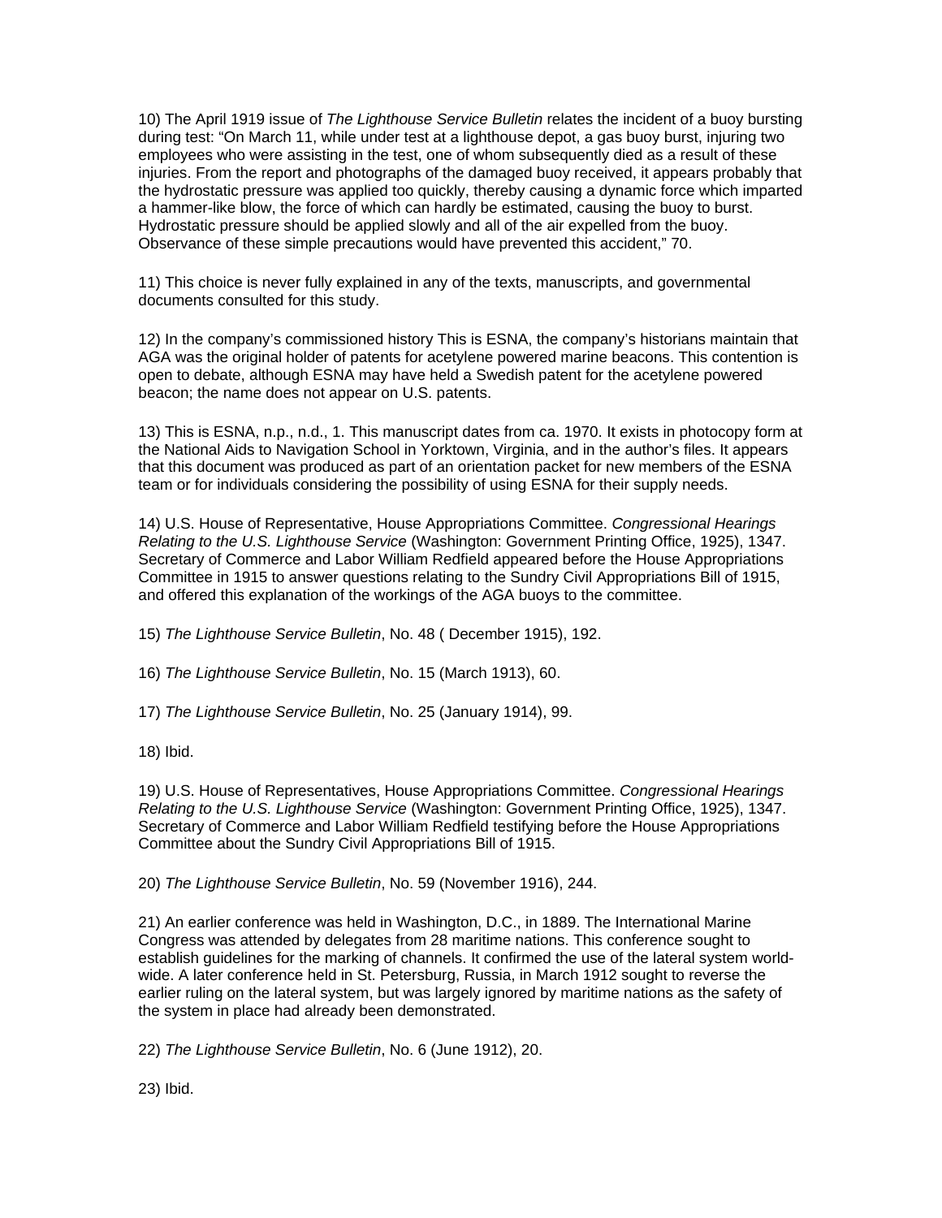10) The April 1919 issue of *The Lighthouse Service Bulletin* relates the incident of a buoy bursting during test: "On March 11, while under test at a lighthouse depot, a gas buoy burst, injuring two employees who were assisting in the test, one of whom subsequently died as a result of these injuries. From the report and photographs of the damaged buoy received, it appears probably that the hydrostatic pressure was applied too quickly, thereby causing a dynamic force which imparted a hammer-like blow, the force of which can hardly be estimated, causing the buoy to burst. Hydrostatic pressure should be applied slowly and all of the air expelled from the buoy. Observance of these simple precautions would have prevented this accident," 70.

11) This choice is never fully explained in any of the texts, manuscripts, and governmental documents consulted for this study.

12) In the company's commissioned history This is ESNA, the company's historians maintain that AGA was the original holder of patents for acetylene powered marine beacons. This contention is open to debate, although ESNA may have held a Swedish patent for the acetylene powered beacon; the name does not appear on U.S. patents.

13) This is ESNA, n.p., n.d., 1. This manuscript dates from ca. 1970. It exists in photocopy form at the National Aids to Navigation School in Yorktown, Virginia, and in the author's files. It appears that this document was produced as part of an orientation packet for new members of the ESNA team or for individuals considering the possibility of using ESNA for their supply needs.

14) U.S. House of Representative, House Appropriations Committee. *Congressional Hearings Relating to the U.S. Lighthouse Service* (Washington: Government Printing Office, 1925), 1347. Secretary of Commerce and Labor William Redfield appeared before the House Appropriations Committee in 1915 to answer questions relating to the Sundry Civil Appropriations Bill of 1915, and offered this explanation of the workings of the AGA buoys to the committee.

15) *The Lighthouse Service Bulletin*, No. 48 ( December 1915), 192.

16) *The Lighthouse Service Bulletin*, No. 15 (March 1913), 60.

17) *The Lighthouse Service Bulletin*, No. 25 (January 1914), 99.

18) Ibid.

19) U.S. House of Representatives, House Appropriations Committee. *Congressional Hearings Relating to the U.S. Lighthouse Service* (Washington: Government Printing Office, 1925), 1347. Secretary of Commerce and Labor William Redfield testifying before the House Appropriations Committee about the Sundry Civil Appropriations Bill of 1915.

20) *The Lighthouse Service Bulletin*, No. 59 (November 1916), 244.

21) An earlier conference was held in Washington, D.C., in 1889. The International Marine Congress was attended by delegates from 28 maritime nations. This conference sought to establish guidelines for the marking of channels. It confirmed the use of the lateral system world-wide. A later conference held in St. Petersburg, Russia, in March 1912 sought to reverse the earlier ruling on the lateral system, but was largely ignored by maritime nations as the safety of the system in place had already been demonstrated.

22) *The Lighthouse Service Bulletin*, No. 6 (June 1912), 20.

23) Ibid.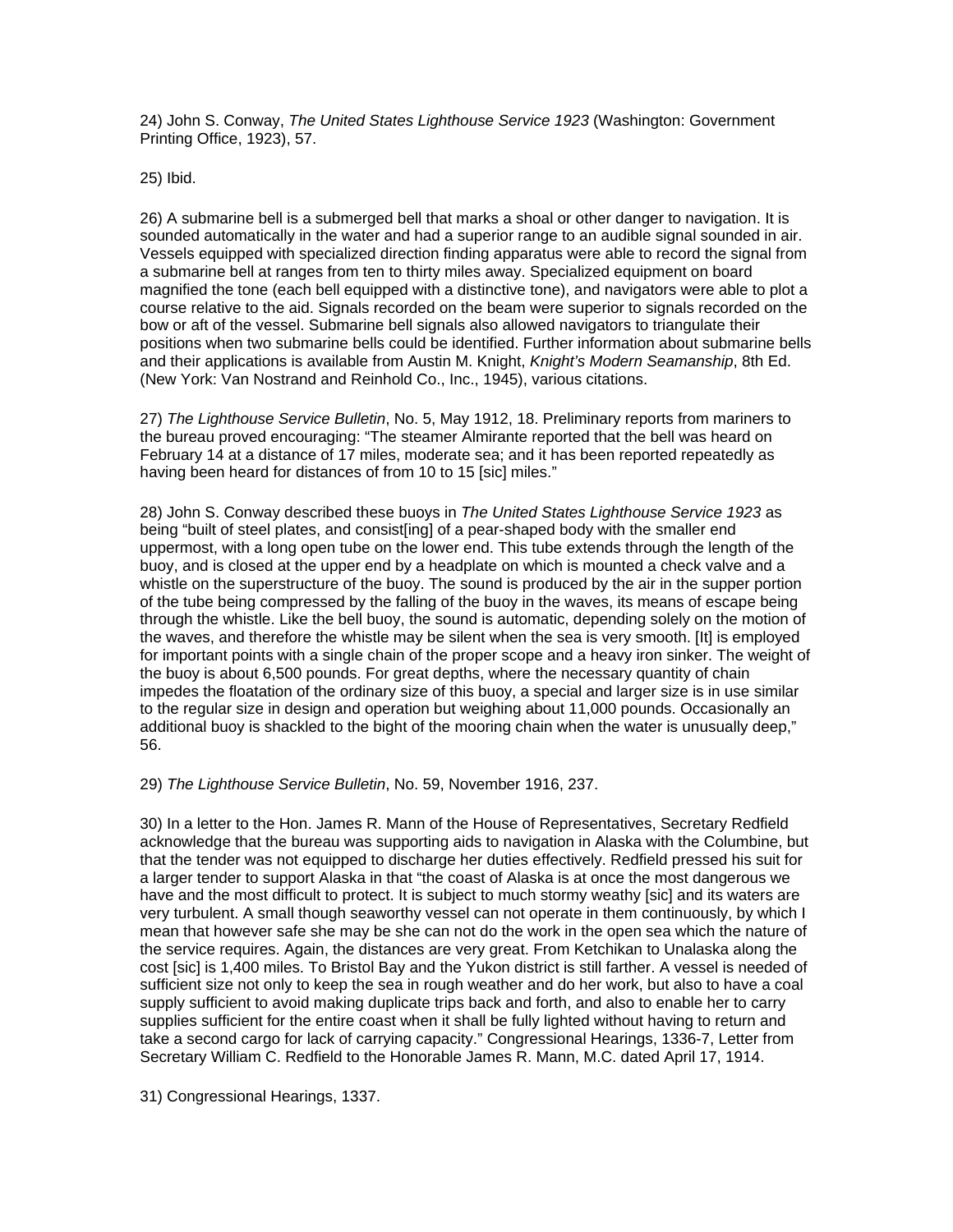24) John S. Conway, *The United States Lighthouse Service 1923* (Washington: Government Printing Office, 1923), 57.

25) Ibid.

26) A submarine bell is a submerged bell that marks a shoal or other danger to navigation. It is sounded automatically in the water and had a superior range to an audible signal sounded in air. Vessels equipped with specialized direction finding apparatus were able to record the signal from a submarine bell at ranges from ten to thirty miles away. Specialized equipment on board magnified the tone (each bell equipped with a distinctive tone), and navigators were able to plot a course relative to the aid. Signals recorded on the beam were superior to signals recorded on the bow or aft of the vessel. Submarine bell signals also allowed navigators to triangulate their positions when two submarine bells could be identified. Further information about submarine bells and their applications is available from Austin M. Knight, *Knight's Modern Seamanship*, 8th Ed. (New York: Van Nostrand and Reinhold Co., Inc., 1945), various citations.

27) *The Lighthouse Service Bulletin*, No. 5, May 1912, 18. Preliminary reports from mariners to the bureau proved encouraging: "The steamer Almirante reported that the bell was heard on February 14 at a distance of 17 miles, moderate sea; and it has been reported repeatedly as having been heard for distances of from 10 to 15 [sic] miles."

28) John S. Conway described these buoys in *The United States Lighthouse Service 1923* as being "built of steel plates, and consist[ing] of a pear-shaped body with the smaller end uppermost, with a long open tube on the lower end. This tube extends through the length of the buoy, and is closed at the upper end by a headplate on which is mounted a check valve and a whistle on the superstructure of the buoy. The sound is produced by the air in the supper portion of the tube being compressed by the falling of the buoy in the waves, its means of escape being through the whistle. Like the bell buoy, the sound is automatic, depending solely on the motion of the waves, and therefore the whistle may be silent when the sea is very smooth. [It] is employed for important points with a single chain of the proper scope and a heavy iron sinker. The weight of the buoy is about 6,500 pounds. For great depths, where the necessary quantity of chain impedes the floatation of the ordinary size of this buoy, a special and larger size is in use similar to the regular size in design and operation but weighing about 11,000 pounds. Occasionally an additional buoy is shackled to the bight of the mooring chain when the water is unusually deep," 56.

29) *The Lighthouse Service Bulletin*, No. 59, November 1916, 237.

30) In a letter to the Hon. James R. Mann of the House of Representatives, Secretary Redfield acknowledge that the bureau was supporting aids to navigation in Alaska with the Columbine, but that the tender was not equipped to discharge her duties effectively. Redfield pressed his suit for a larger tender to support Alaska in that "the coast of Alaska is at once the most dangerous we have and the most difficult to protect. It is subject to much stormy weathy [sic] and its waters are very turbulent. A small though seaworthy vessel can not operate in them continuously, by which I mean that however safe she may be she can not do the work in the open sea which the nature of the service requires. Again, the distances are very great. From Ketchikan to Unalaska along the cost [sic] is 1,400 miles. To Bristol Bay and the Yukon district is still farther. A vessel is needed of sufficient size not only to keep the sea in rough weather and do her work, but also to have a coal supply sufficient to avoid making duplicate trips back and forth, and also to enable her to carry supplies sufficient for the entire coast when it shall be fully lighted without having to return and take a second cargo for lack of carrying capacity." Congressional Hearings, 1336-7, Letter from Secretary William C. Redfield to the Honorable James R. Mann, M.C. dated April 17, 1914.

31) Congressional Hearings, 1337.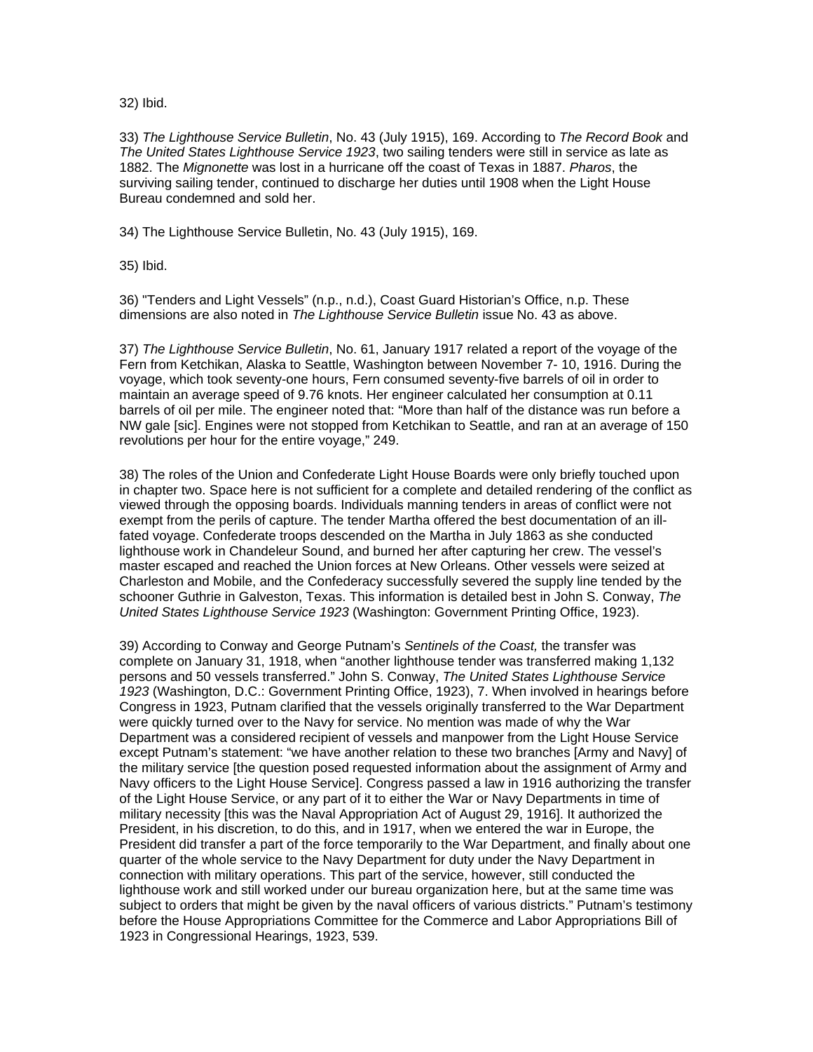32) Ibid.

33) *The Lighthouse Service Bulletin*, No. 43 (July 1915), 169. According to *The Record Book* and *The United States Lighthouse Service 1923*, two sailing tenders were still in service as late as 1882. The *Mignonette* was lost in a hurricane off the coast of Texas in 1887. *Pharos*, the surviving sailing tender, continued to discharge her duties until 1908 when the Light House Bureau condemned and sold her.

34) The Lighthouse Service Bulletin, No. 43 (July 1915), 169.

35) Ibid.

36) "Tenders and Light Vessels" (n.p., n.d.), Coast Guard Historian's Office, n.p. These dimensions are also noted in *The Lighthouse Service Bulletin* issue No. 43 as above.

37) *The Lighthouse Service Bulletin*, No. 61, January 1917 related a report of the voyage of the Fern from Ketchikan, Alaska to Seattle, Washington between November 7- 10, 1916. During the voyage, which took seventy-one hours, Fern consumed seventy-five barrels of oil in order to maintain an average speed of 9.76 knots. Her engineer calculated her consumption at 0.11 barrels of oil per mile. The engineer noted that: "More than half of the distance was run before a NW gale [sic]. Engines were not stopped from Ketchikan to Seattle, and ran at an average of 150 revolutions per hour for the entire voyage," 249.

38) The roles of the Union and Confederate Light House Boards were only briefly touched upon in chapter two. Space here is not sufficient for a complete and detailed rendering of the conflict as viewed through the opposing boards. Individuals manning tenders in areas of conflict were not exempt from the perils of capture. The tender Martha offered the best documentation of an ill-fated voyage. Confederate troops descended on the Martha in July 1863 as she conducted lighthouse work in Chandeleur Sound, and burned her after capturing her crew. The vessel's master escaped and reached the Union forces at New Orleans. Other vessels were seized at Charleston and Mobile, and the Confederacy successfully severed the supply line tended by the schooner Guthrie in Galveston, Texas. This information is detailed best in John S. Conway, *The United States Lighthouse Service 1923* (Washington: Government Printing Office, 1923).

39) According to Conway and George Putnam's *Sentinels of the Coast,* the transfer was complete on January 31, 1918, when "another lighthouse tender was transferred making 1,132 persons and 50 vessels transferred." John S. Conway, *The United States Lighthouse Service 1923* (Washington, D.C.: Government Printing Office, 1923), 7. When involved in hearings before Congress in 1923, Putnam clarified that the vessels originally transferred to the War Department were quickly turned over to the Navy for service. No mention was made of why the War Department was a considered recipient of vessels and manpower from the Light House Service except Putnam's statement: "we have another relation to these two branches [Army and Navy] of the military service [the question posed requested information about the assignment of Army and Navy officers to the Light House Service]. Congress passed a law in 1916 authorizing the transfer of the Light House Service, or any part of it to either the War or Navy Departments in time of military necessity [this was the Naval Appropriation Act of August 29, 1916]. It authorized the President, in his discretion, to do this, and in 1917, when we entered the war in Europe, the President did transfer a part of the force temporarily to the War Department, and finally about one quarter of the whole service to the Navy Department for duty under the Navy Department in connection with military operations. This part of the service, however, still conducted the lighthouse work and still worked under our bureau organization here, but at the same time was subject to orders that might be given by the naval officers of various districts." Putnam's testimony before the House Appropriations Committee for the Commerce and Labor Appropriations Bill of 1923 in Congressional Hearings, 1923, 539.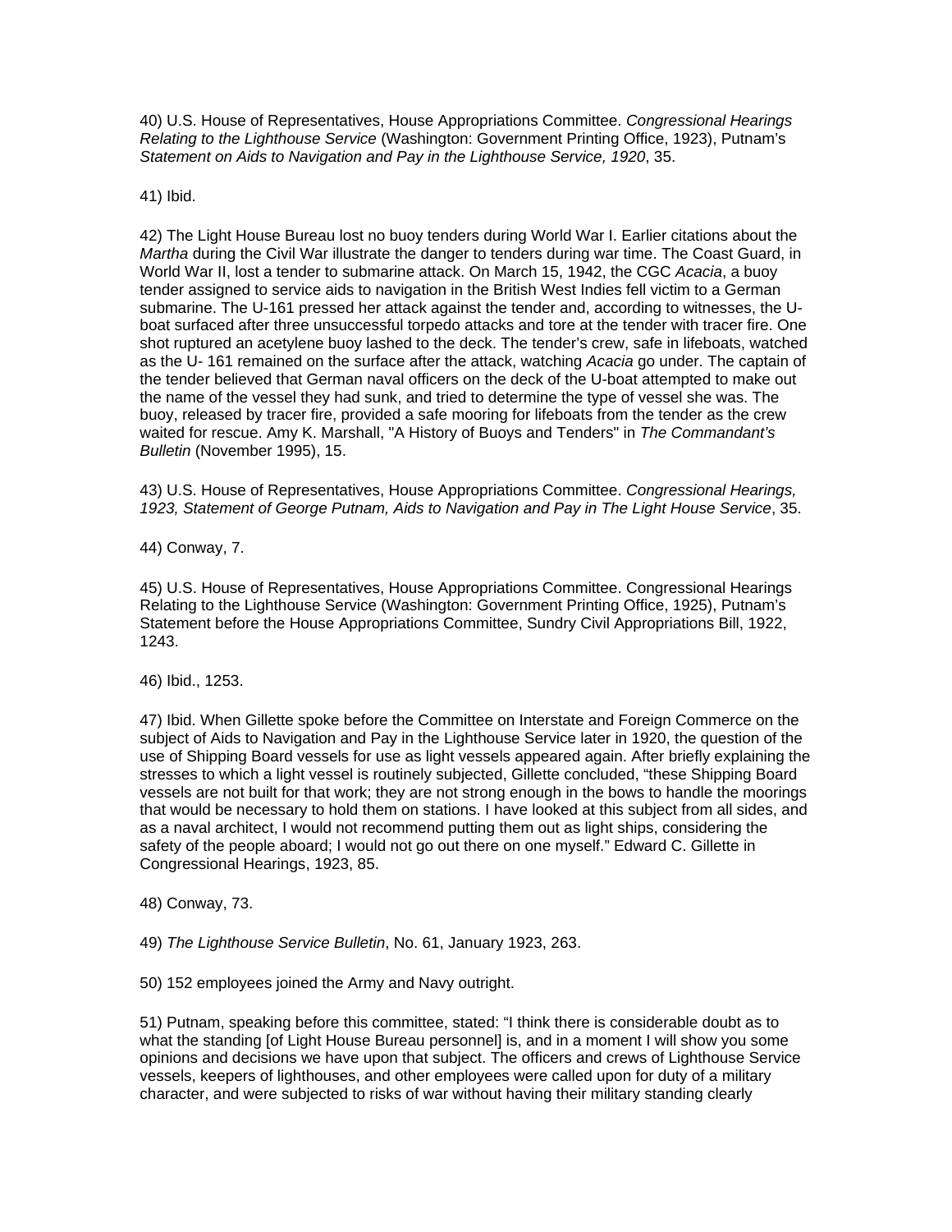40) U.S. House of Representatives, House Appropriations Committee. *Congressional Hearings Relating to the Lighthouse Service* (Washington: Government Printing Office, 1923), Putnam's *Statement on Aids to Navigation and Pay in the Lighthouse Service, 1920*, 35.

41) Ibid.

42) The Light House Bureau lost no buoy tenders during World War I. Earlier citations about the *Martha* during the Civil War illustrate the danger to tenders during war time. The Coast Guard, in World War II, lost a tender to submarine attack. On March 15, 1942, the CGC *Acacia*, a buoy tender assigned to service aids to navigation in the British West Indies fell victim to a German submarine. The U-161 pressed her attack against the tender and, according to witnesses, the U-boat surfaced after three unsuccessful torpedo attacks and tore at the tender with tracer fire. One shot ruptured an acetylene buoy lashed to the deck. The tender's crew, safe in lifeboats, watched as the U- 161 remained on the surface after the attack, watching *Acacia* go under. The captain of the tender believed that German naval officers on the deck of the U-boat attempted to make out the name of the vessel they had sunk, and tried to determine the type of vessel she was. The buoy, released by tracer fire, provided a safe mooring for lifeboats from the tender as the crew waited for rescue. Amy K. Marshall, "A History of Buoys and Tenders" in *The Commandant's Bulletin* (November 1995), 15.

43) U.S. House of Representatives, House Appropriations Committee. *Congressional Hearings, 1923, Statement of George Putnam, Aids to Navigation and Pay in The Light House Service*, 35.

44) Conway, 7.

45) U.S. House of Representatives, House Appropriations Committee. Congressional Hearings Relating to the Lighthouse Service (Washington: Government Printing Office, 1925), Putnam's Statement before the House Appropriations Committee, Sundry Civil Appropriations Bill, 1922, 1243.

46) Ibid., 1253.

47) Ibid. When Gillette spoke before the Committee on Interstate and Foreign Commerce on the subject of Aids to Navigation and Pay in the Lighthouse Service later in 1920, the question of the use of Shipping Board vessels for use as light vessels appeared again. After briefly explaining the stresses to which a light vessel is routinely subjected, Gillette concluded, "these Shipping Board vessels are not built for that work; they are not strong enough in the bows to handle the moorings that would be necessary to hold them on stations. I have looked at this subject from all sides, and as a naval architect, I would not recommend putting them out as light ships, considering the safety of the people aboard; I would not go out there on one myself." Edward C. Gillette in Congressional Hearings, 1923, 85.

48) Conway, 73.

49) *The Lighthouse Service Bulletin*, No. 61, January 1923, 263.

50) 152 employees joined the Army and Navy outright.

51) Putnam, speaking before this committee, stated: "I think there is considerable doubt as to what the standing [of Light House Bureau personnel] is, and in a moment I will show you some opinions and decisions we have upon that subject. The officers and crews of Lighthouse Service vessels, keepers of lighthouses, and other employees were called upon for duty of a military character, and were subjected to risks of war without having their military standing clearly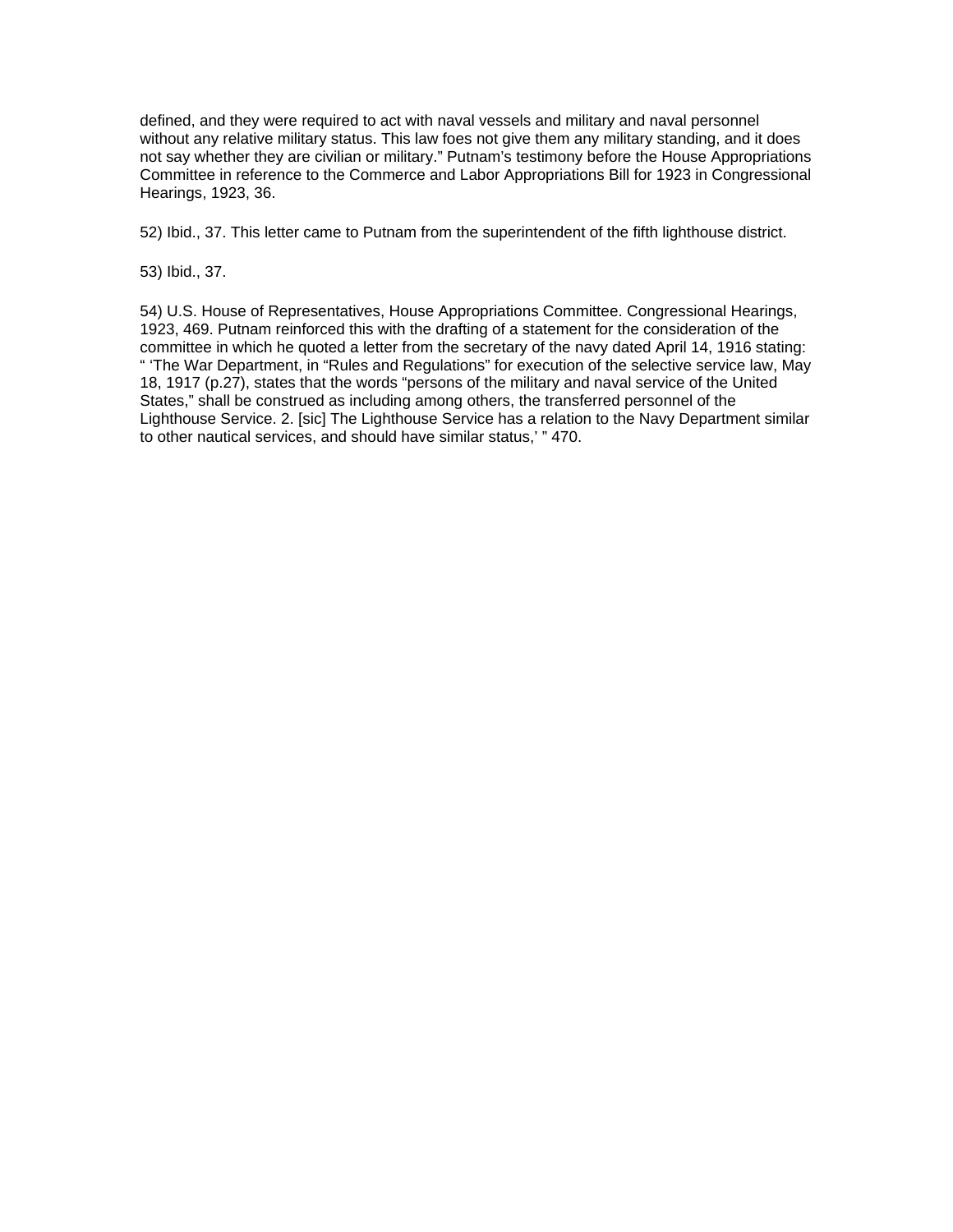defined, and they were required to act with naval vessels and military and naval personnel without any relative military status. This law foes not give them any military standing, and it does not say whether they are civilian or military." Putnam's testimony before the House Appropriations Committee in reference to the Commerce and Labor Appropriations Bill for 1923 in Congressional Hearings, 1923, 36.

52) Ibid., 37. This letter came to Putnam from the superintendent of the fifth lighthouse district.

53) Ibid., 37.

54) U.S. House of Representatives, House Appropriations Committee. Congressional Hearings, 1923, 469. Putnam reinforced this with the drafting of a statement for the consideration of the committee in which he quoted a letter from the secretary of the navy dated April 14, 1916 stating: " 'The War Department, in "Rules and Regulations" for execution of the selective service law, May 18, 1917 (p.27), states that the words "persons of the military and naval service of the United States," shall be construed as including among others, the transferred personnel of the Lighthouse Service. 2. [sic] The Lighthouse Service has a relation to the Navy Department similar to other nautical services, and should have similar status,' " 470.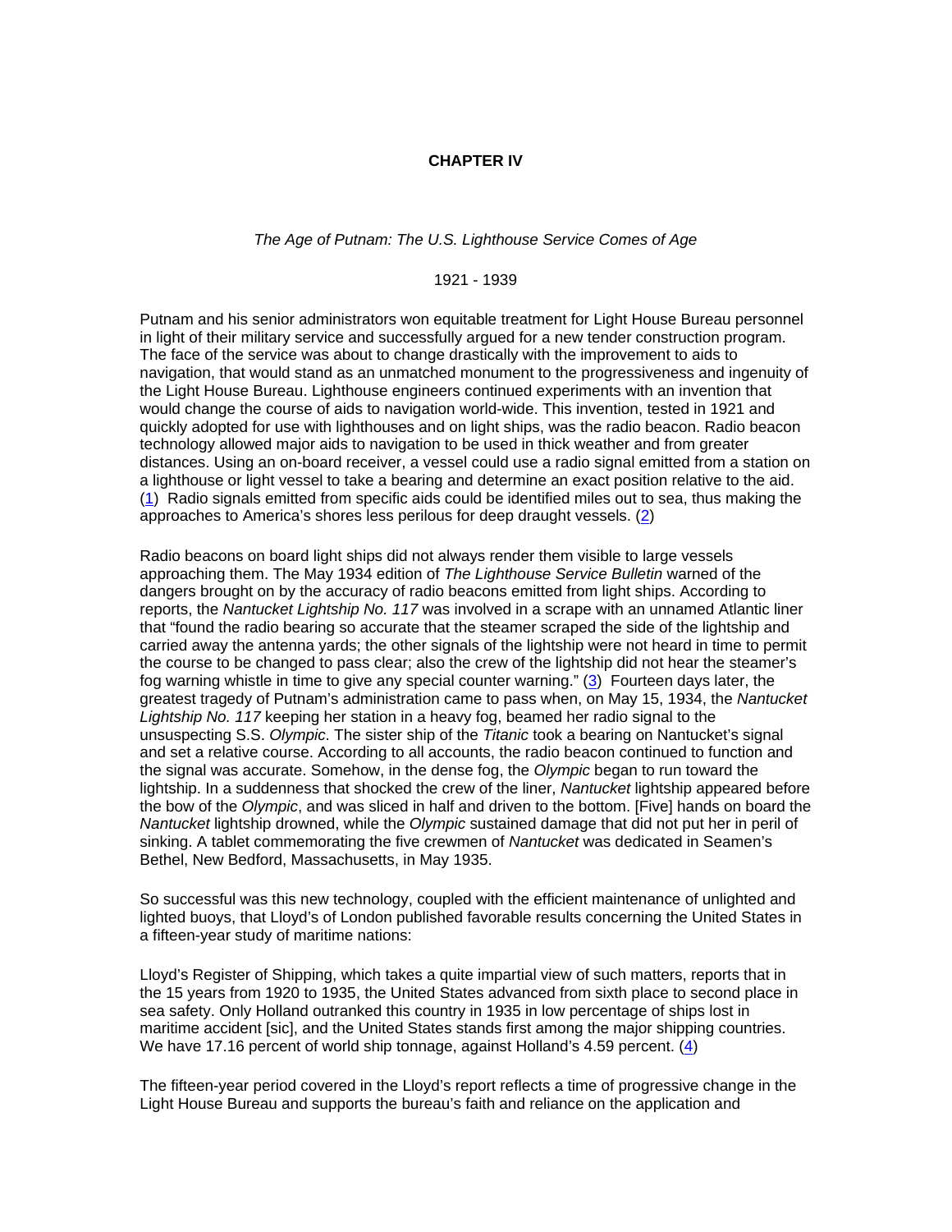# CHAPTER IV

*The Age of Putnam: The U.S. Lighthouse Service Comes of Age*

1921 - 1939

Putnam and his senior administrators won equitable treatment for Light House Bureau personnel in light of their military service and successfully argued for a new tender construction program. The face of the service was about to change drastically with the improvement to aids to navigation, that would stand as an unmatched monument to the progressiveness and ingenuity of the Light House Bureau. Lighthouse engineers continued experiments with an invention that would change the course of aids to navigation world-wide. This invention, tested in 1921 and quickly adopted for use with lighthouses and on light ships, was the radio beacon. Radio beacon technology allowed major aids to navigation to be used in thick weather and from greater distances. Using an on-board receiver, a vessel could use a radio signal emitted from a station on a lighthouse or light vessel to take a bearing and determine an exact position relative to the aid. (1) Radio signals emitted from specific aids could be identified miles out to sea, thus making the approaches to America's shores less perilous for deep draught vessels. (2)

Radio beacons on board light ships did not always render them visible to large vessels approaching them. The May 1934 edition of *The Lighthouse Service Bulletin* warned of the dangers brought on by the accuracy of radio beacons emitted from light ships. According to reports, the *Nantucket Lightship No. 117* was involved in a scrape with an unnamed Atlantic liner that "found the radio bearing so accurate that the steamer scraped the side of the lightship and carried away the antenna yards; the other signals of the lightship were not heard in time to permit the course to be changed to pass clear; also the crew of the lightship did not hear the steamer's fog warning whistle in time to give any special counter warning." (3) Fourteen days later, the greatest tragedy of Putnam's administration came to pass when, on May 15, 1934, the *Nantucket Lightship No. 117* keeping her station in a heavy fog, beamed her radio signal to the unsuspecting S.S. *Olympic*. The sister ship of the *Titanic* took a bearing on Nantucket's signal and set a relative course. According to all accounts, the radio beacon continued to function and the signal was accurate. Somehow, in the dense fog, the *Olympic* began to run toward the lightship. In a suddenness that shocked the crew of the liner, *Nantucket* lightship appeared before the bow of the *Olympic*, and was sliced in half and driven to the bottom. [Five] hands on board the *Nantucket* lightship drowned, while the *Olympic* sustained damage that did not put her in peril of sinking. A tablet commemorating the five crewmen of *Nantucket* was dedicated in Seamen's Bethel, New Bedford, Massachusetts, in May 1935.

So successful was this new technology, coupled with the efficient maintenance of unlighted and lighted buoys, that Lloyd's of London published favorable results concerning the United States in a fifteen-year study of maritime nations:

Lloyd's Register of Shipping, which takes a quite impartial view of such matters, reports that in the 15 years from 1920 to 1935, the United States advanced from sixth place to second place in sea safety. Only Holland outranked this country in 1935 in low percentage of ships lost in maritime accident [sic], and the United States stands first among the major shipping countries. We have 17.16 percent of world ship tonnage, against Holland's 4.59 percent. (4)

The fifteen-year period covered in the Lloyd's report reflects a time of progressive change in the Light House Bureau and supports the bureau's faith and reliance on the application and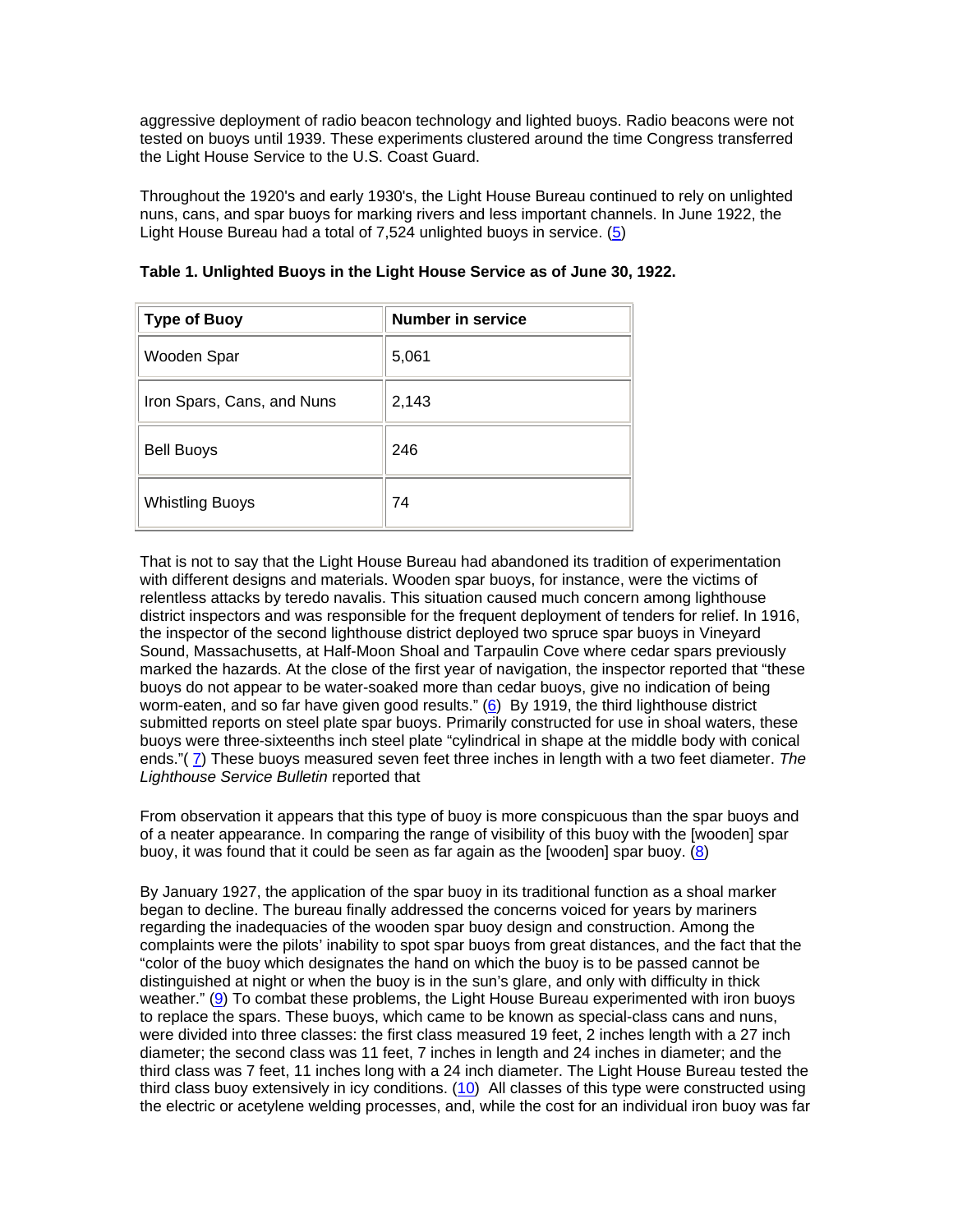aggressive deployment of radio beacon technology and lighted buoys. Radio beacons were not tested on buoys until 1939. These experiments clustered around the time Congress transferred the Light House Service to the U.S. Coast Guard.

Throughout the 1920's and early 1930's, the Light House Bureau continued to rely on unlighted nuns, cans, and spar buoys for marking rivers and less important channels. In June 1922, the Light House Bureau had a total of 7,524 unlighted buoys in service. (5)

**Table 1. Unlighted Buoys in the Light House Service as of June 30, 1922.**

| Type of Buoy | Number in service |
|---|---|
| Wooden Spar | 5,061 |
| Iron Spars, Cans, and Nuns | 2,143 |
| Bell Buoys | 246 |
| Whistling Buoys | 74 |

That is not to say that the Light House Bureau had abandoned its tradition of experimentation with different designs and materials. Wooden spar buoys, for instance, were the victims of relentless attacks by teredo navalis. This situation caused much concern among lighthouse district inspectors and was responsible for the frequent deployment of tenders for relief. In 1916, the inspector of the second lighthouse district deployed two spruce spar buoys in Vineyard Sound, Massachusetts, at Half-Moon Shoal and Tarpaulin Cove where cedar spars previously marked the hazards. At the close of the first year of navigation, the inspector reported that "these buoys do not appear to be water-soaked more than cedar buoys, give no indication of being worm-eaten, and so far have given good results." (6) By 1919, the third lighthouse district submitted reports on steel plate spar buoys. Primarily constructed for use in shoal waters, these buoys were three-sixteenths inch steel plate "cylindrical in shape at the middle body with conical ends."( 7) These buoys measured seven feet three inches in length with a two feet diameter. *The Lighthouse Service Bulletin* reported that

From observation it appears that this type of buoy is more conspicuous than the spar buoys and of a neater appearance. In comparing the range of visibility of this buoy with the [wooden] spar buoy, it was found that it could be seen as far again as the [wooden] spar buoy. (8)

By January 1927, the application of the spar buoy in its traditional function as a shoal marker began to decline. The bureau finally addressed the concerns voiced for years by mariners regarding the inadequacies of the wooden spar buoy design and construction. Among the complaints were the pilots' inability to spot spar buoys from great distances, and the fact that the "color of the buoy which designates the hand on which the buoy is to be passed cannot be distinguished at night or when the buoy is in the sun's glare, and only with difficulty in thick weather." (9) To combat these problems, the Light House Bureau experimented with iron buoys to replace the spars. These buoys, which came to be known as special-class cans and nuns, were divided into three classes: the first class measured 19 feet, 2 inches length with a 27 inch diameter; the second class was 11 feet, 7 inches in length and 24 inches in diameter; and the third class was 7 feet, 11 inches long with a 24 inch diameter. The Light House Bureau tested the third class buoy extensively in icy conditions. (10) All classes of this type were constructed using the electric or acetylene welding processes, and, while the cost for an individual iron buoy was far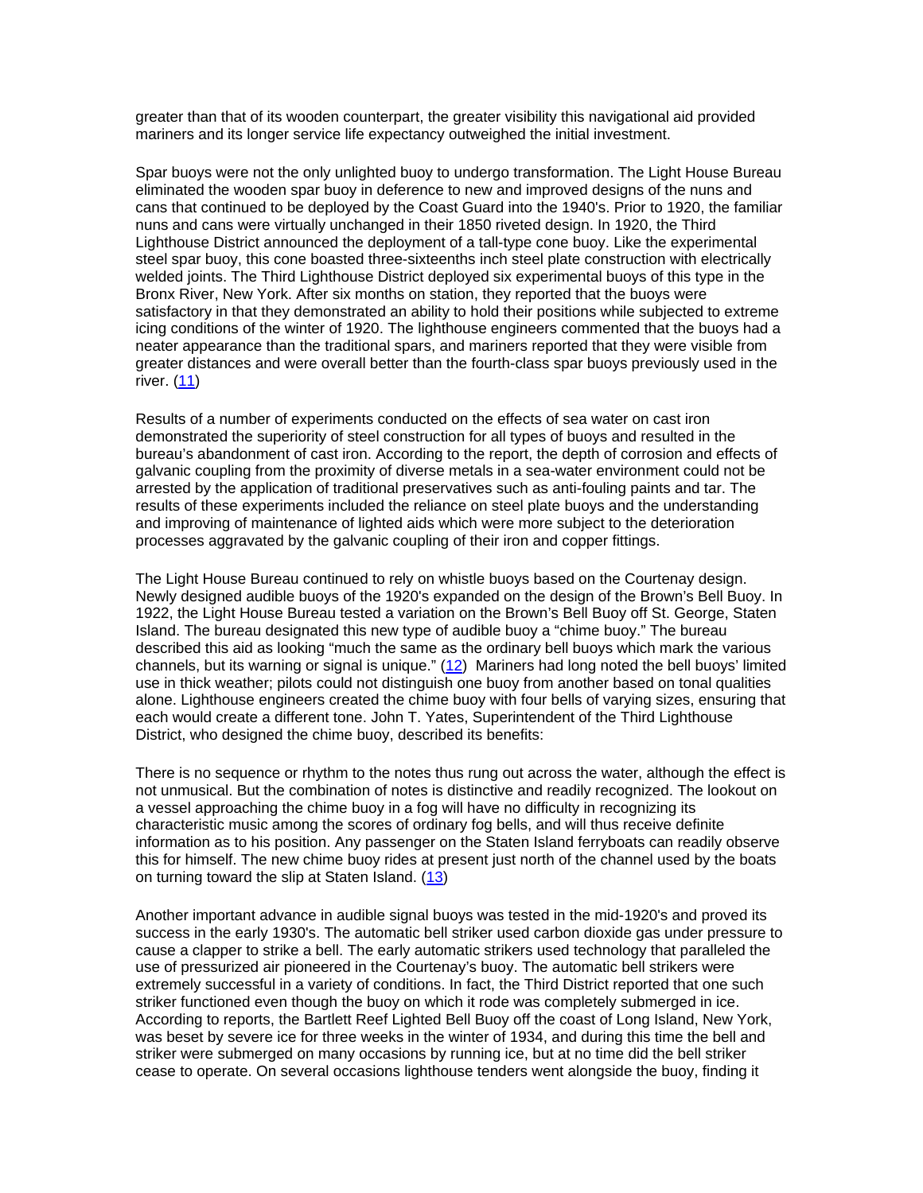greater than that of its wooden counterpart, the greater visibility this navigational aid provided mariners and its longer service life expectancy outweighed the initial investment.

Spar buoys were not the only unlighted buoy to undergo transformation. The Light House Bureau eliminated the wooden spar buoy in deference to new and improved designs of the nuns and cans that continued to be deployed by the Coast Guard into the 1940's. Prior to 1920, the familiar nuns and cans were virtually unchanged in their 1850 riveted design. In 1920, the Third Lighthouse District announced the deployment of a tall-type cone buoy. Like the experimental steel spar buoy, this cone boasted three-sixteenths inch steel plate construction with electrically welded joints. The Third Lighthouse District deployed six experimental buoys of this type in the Bronx River, New York. After six months on station, they reported that the buoys were satisfactory in that they demonstrated an ability to hold their positions while subjected to extreme icing conditions of the winter of 1920. The lighthouse engineers commented that the buoys had a neater appearance than the traditional spars, and mariners reported that they were visible from greater distances and were overall better than the fourth-class spar buoys previously used in the river. (11)

Results of a number of experiments conducted on the effects of sea water on cast iron demonstrated the superiority of steel construction for all types of buoys and resulted in the bureau's abandonment of cast iron. According to the report, the depth of corrosion and effects of galvanic coupling from the proximity of diverse metals in a sea-water environment could not be arrested by the application of traditional preservatives such as anti-fouling paints and tar. The results of these experiments included the reliance on steel plate buoys and the understanding and improving of maintenance of lighted aids which were more subject to the deterioration processes aggravated by the galvanic coupling of their iron and copper fittings.

The Light House Bureau continued to rely on whistle buoys based on the Courtenay design. Newly designed audible buoys of the 1920's expanded on the design of the Brown's Bell Buoy. In 1922, the Light House Bureau tested a variation on the Brown's Bell Buoy off St. George, Staten Island. The bureau designated this new type of audible buoy a "chime buoy." The bureau described this aid as looking "much the same as the ordinary bell buoys which mark the various channels, but its warning or signal is unique." (12) Mariners had long noted the bell buoys' limited use in thick weather; pilots could not distinguish one buoy from another based on tonal qualities alone. Lighthouse engineers created the chime buoy with four bells of varying sizes, ensuring that each would create a different tone. John T. Yates, Superintendent of the Third Lighthouse District, who designed the chime buoy, described its benefits:

There is no sequence or rhythm to the notes thus rung out across the water, although the effect is not unmusical. But the combination of notes is distinctive and readily recognized. The lookout on a vessel approaching the chime buoy in a fog will have no difficulty in recognizing its characteristic music among the scores of ordinary fog bells, and will thus receive definite information as to his position. Any passenger on the Staten Island ferryboats can readily observe this for himself. The new chime buoy rides at present just north of the channel used by the boats on turning toward the slip at Staten Island. (13)

Another important advance in audible signal buoys was tested in the mid-1920's and proved its success in the early 1930's. The automatic bell striker used carbon dioxide gas under pressure to cause a clapper to strike a bell. The early automatic strikers used technology that paralleled the use of pressurized air pioneered in the Courtenay's buoy. The automatic bell strikers were extremely successful in a variety of conditions. In fact, the Third District reported that one such striker functioned even though the buoy on which it rode was completely submerged in ice. According to reports, the Bartlett Reef Lighted Bell Buoy off the coast of Long Island, New York, was beset by severe ice for three weeks in the winter of 1934, and during this time the bell and striker were submerged on many occasions by running ice, but at no time did the bell striker cease to operate. On several occasions lighthouse tenders went alongside the buoy, finding it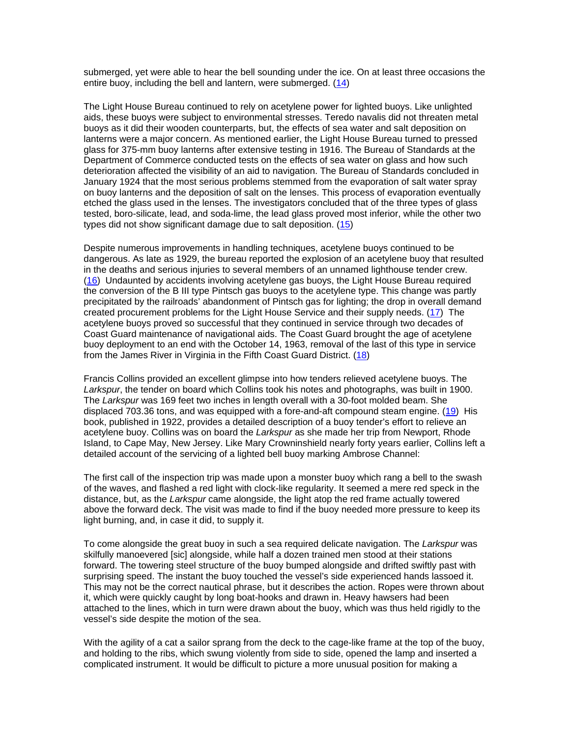submerged, yet were able to hear the bell sounding under the ice. On at least three occasions the entire buoy, including the bell and lantern, were submerged. (14)

The Light House Bureau continued to rely on acetylene power for lighted buoys. Like unlighted aids, these buoys were subject to environmental stresses. Teredo navalis did not threaten metal buoys as it did their wooden counterparts, but, the effects of sea water and salt deposition on lanterns were a major concern. As mentioned earlier, the Light House Bureau turned to pressed glass for 375-mm buoy lanterns after extensive testing in 1916. The Bureau of Standards at the Department of Commerce conducted tests on the effects of sea water on glass and how such deterioration affected the visibility of an aid to navigation. The Bureau of Standards concluded in January 1924 that the most serious problems stemmed from the evaporation of salt water spray on buoy lanterns and the deposition of salt on the lenses. This process of evaporation eventually etched the glass used in the lenses. The investigators concluded that of the three types of glass tested, boro-silicate, lead, and soda-lime, the lead glass proved most inferior, while the other two types did not show significant damage due to salt deposition. (15)

Despite numerous improvements in handling techniques, acetylene buoys continued to be dangerous. As late as 1929, the bureau reported the explosion of an acetylene buoy that resulted in the deaths and serious injuries to several members of an unnamed lighthouse tender crew. (16) Undaunted by accidents involving acetylene gas buoys, the Light House Bureau required the conversion of the B III type Pintsch gas buoys to the acetylene type. This change was partly precipitated by the railroads' abandonment of Pintsch gas for lighting; the drop in overall demand created procurement problems for the Light House Service and their supply needs. (17) The acetylene buoys proved so successful that they continued in service through two decades of Coast Guard maintenance of navigational aids. The Coast Guard brought the age of acetylene buoy deployment to an end with the October 14, 1963, removal of the last of this type in service from the James River in Virginia in the Fifth Coast Guard District. (18)

Francis Collins provided an excellent glimpse into how tenders relieved acetylene buoys. The *Larkspur*, the tender on board which Collins took his notes and photographs, was built in 1900. The *Larkspur* was 169 feet two inches in length overall with a 30-foot molded beam. She displaced 703.36 tons, and was equipped with a fore-and-aft compound steam engine. (19) His book, published in 1922, provides a detailed description of a buoy tender's effort to relieve an acetylene buoy. Collins was on board the *Larkspur* as she made her trip from Newport, Rhode Island, to Cape May, New Jersey. Like Mary Crowninshield nearly forty years earlier, Collins left a detailed account of the servicing of a lighted bell buoy marking Ambrose Channel:

The first call of the inspection trip was made upon a monster buoy which rang a bell to the swash of the waves, and flashed a red light with clock-like regularity. It seemed a mere red speck in the distance, but, as the *Larkspur* came alongside, the light atop the red frame actually towered above the forward deck. The visit was made to find if the buoy needed more pressure to keep its light burning, and, in case it did, to supply it.

To come alongside the great buoy in such a sea required delicate navigation. The *Larkspur* was skilfully manoevered [sic] alongside, while half a dozen trained men stood at their stations forward. The towering steel structure of the buoy bumped alongside and drifted swiftly past with surprising speed. The instant the buoy touched the vessel's side experienced hands lassoed it. This may not be the correct nautical phrase, but it describes the action. Ropes were thrown about it, which were quickly caught by long boat-hooks and drawn in. Heavy hawsers had been attached to the lines, which in turn were drawn about the buoy, which was thus held rigidly to the vessel's side despite the motion of the sea.

With the agility of a cat a sailor sprang from the deck to the cage-like frame at the top of the buoy, and holding to the ribs, which swung violently from side to side, opened the lamp and inserted a complicated instrument. It would be difficult to picture a more unusual position for making a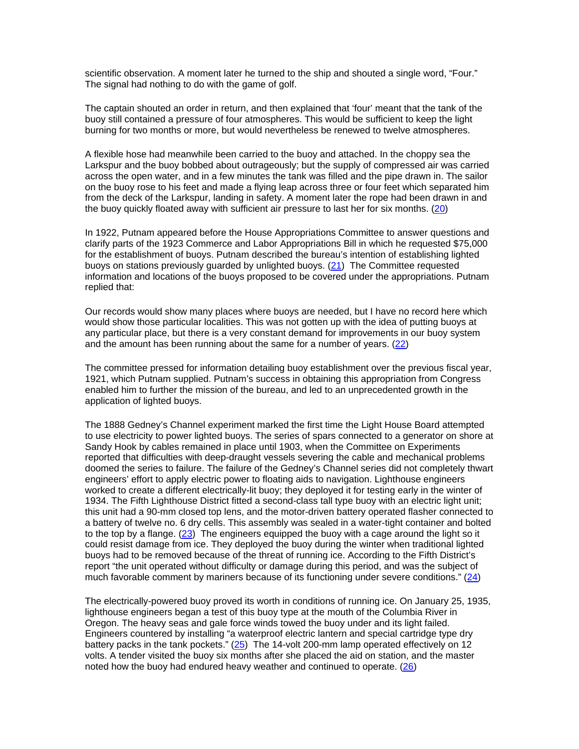scientific observation. A moment later he turned to the ship and shouted a single word, "Four." The signal had nothing to do with the game of golf.

The captain shouted an order in return, and then explained that 'four' meant that the tank of the buoy still contained a pressure of four atmospheres. This would be sufficient to keep the light burning for two months or more, but would nevertheless be renewed to twelve atmospheres.

A flexible hose had meanwhile been carried to the buoy and attached. In the choppy sea the Larkspur and the buoy bobbed about outrageously; but the supply of compressed air was carried across the open water, and in a few minutes the tank was filled and the pipe drawn in. The sailor on the buoy rose to his feet and made a flying leap across three or four feet which separated him from the deck of the Larkspur, landing in safety. A moment later the rope had been drawn in and the buoy quickly floated away with sufficient air pressure to last her for six months. (20)

In 1922, Putnam appeared before the House Appropriations Committee to answer questions and clarify parts of the 1923 Commerce and Labor Appropriations Bill in which he requested $75,000 for the establishment of buoys. Putnam described the bureau's intention of establishing lighted buoys on stations previously guarded by unlighted buoys. (21) The Committee requested information and locations of the buoys proposed to be covered under the appropriations. Putnam replied that:

Our records would show many places where buoys are needed, but I have no record here which would show those particular localities. This was not gotten up with the idea of putting buoys at any particular place, but there is a very constant demand for improvements in our buoy system and the amount has been running about the same for a number of years. (22)

The committee pressed for information detailing buoy establishment over the previous fiscal year, 1921, which Putnam supplied. Putnam's success in obtaining this appropriation from Congress enabled him to further the mission of the bureau, and led to an unprecedented growth in the application of lighted buoys.

The 1888 Gedney's Channel experiment marked the first time the Light House Board attempted to use electricity to power lighted buoys. The series of spars connected to a generator on shore at Sandy Hook by cables remained in place until 1903, when the Committee on Experiments reported that difficulties with deep-draught vessels severing the cable and mechanical problems doomed the series to failure. The failure of the Gedney's Channel series did not completely thwart engineers' effort to apply electric power to floating aids to navigation. Lighthouse engineers worked to create a different electrically-lit buoy; they deployed it for testing early in the winter of 1934. The Fifth Lighthouse District fitted a second-class tall type buoy with an electric light unit; this unit had a 90-mm closed top lens, and the motor-driven battery operated flasher connected to a battery of twelve no. 6 dry cells. This assembly was sealed in a water-tight container and bolted to the top by a flange. (23) The engineers equipped the buoy with a cage around the light so it could resist damage from ice. They deployed the buoy during the winter when traditional lighted buoys had to be removed because of the threat of running ice. According to the Fifth District's report "the unit operated without difficulty or damage during this period, and was the subject of much favorable comment by mariners because of its functioning under severe conditions." (24)

The electrically-powered buoy proved its worth in conditions of running ice. On January 25, 1935, lighthouse engineers began a test of this buoy type at the mouth of the Columbia River in Oregon. The heavy seas and gale force winds towed the buoy under and its light failed. Engineers countered by installing "a waterproof electric lantern and special cartridge type dry battery packs in the tank pockets." (25) The 14-volt 200-mm lamp operated effectively on 12 volts. A tender visited the buoy six months after she placed the aid on station, and the master noted how the buoy had endured heavy weather and continued to operate. (26)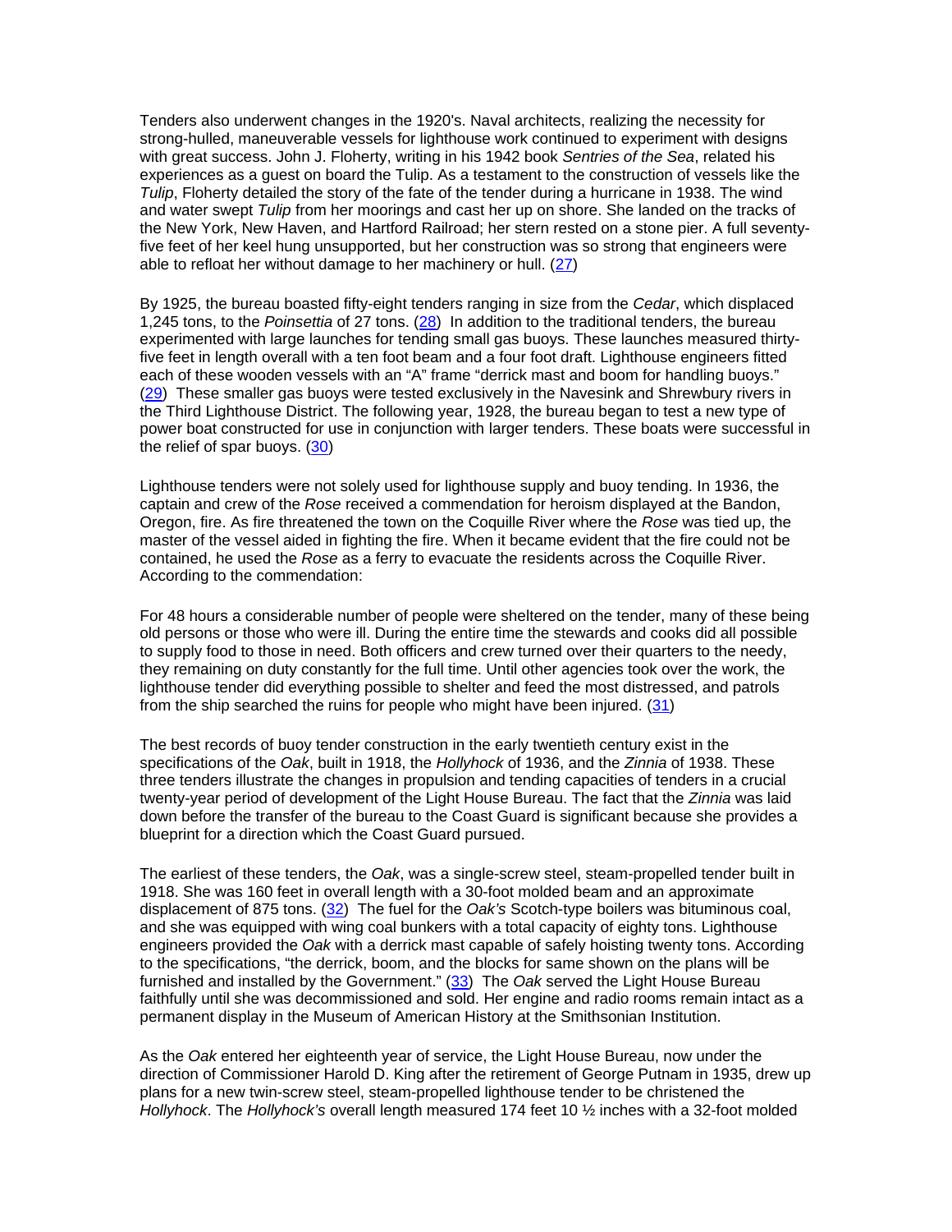Tenders also underwent changes in the 1920's. Naval architects, realizing the necessity for strong-hulled, maneuverable vessels for lighthouse work continued to experiment with designs with great success. John J. Floherty, writing in his 1942 book *Sentries of the Sea*, related his experiences as a guest on board the Tulip. As a testament to the construction of vessels like the *Tulip*, Floherty detailed the story of the fate of the tender during a hurricane in 1938. The wind and water swept *Tulip* from her moorings and cast her up on shore. She landed on the tracks of the New York, New Haven, and Hartford Railroad; her stern rested on a stone pier. A full seventy-five feet of her keel hung unsupported, but her construction was so strong that engineers were able to refloat her without damage to her machinery or hull. (27)

By 1925, the bureau boasted fifty-eight tenders ranging in size from the *Cedar*, which displaced 1,245 tons, to the *Poinsettia* of 27 tons. (28) In addition to the traditional tenders, the bureau experimented with large launches for tending small gas buoys. These launches measured thirty-five feet in length overall with a ten foot beam and a four foot draft. Lighthouse engineers fitted each of these wooden vessels with an "A" frame "derrick mast and boom for handling buoys." (29) These smaller gas buoys were tested exclusively in the Navesink and Shrewbury rivers in the Third Lighthouse District. The following year, 1928, the bureau began to test a new type of power boat constructed for use in conjunction with larger tenders. These boats were successful in the relief of spar buoys. (30)

Lighthouse tenders were not solely used for lighthouse supply and buoy tending. In 1936, the captain and crew of the *Rose* received a commendation for heroism displayed at the Bandon, Oregon, fire. As fire threatened the town on the Coquille River where the *Rose* was tied up, the master of the vessel aided in fighting the fire. When it became evident that the fire could not be contained, he used the *Rose* as a ferry to evacuate the residents across the Coquille River. According to the commendation:

For 48 hours a considerable number of people were sheltered on the tender, many of these being old persons or those who were ill. During the entire time the stewards and cooks did all possible to supply food to those in need. Both officers and crew turned over their quarters to the needy, they remaining on duty constantly for the full time. Until other agencies took over the work, the lighthouse tender did everything possible to shelter and feed the most distressed, and patrols from the ship searched the ruins for people who might have been injured. (31)

The best records of buoy tender construction in the early twentieth century exist in the specifications of the *Oak*, built in 1918, the *Hollyhock* of 1936, and the *Zinnia* of 1938. These three tenders illustrate the changes in propulsion and tending capacities of tenders in a crucial twenty-year period of development of the Light House Bureau. The fact that the *Zinnia* was laid down before the transfer of the bureau to the Coast Guard is significant because she provides a blueprint for a direction which the Coast Guard pursued.

The earliest of these tenders, the *Oak*, was a single-screw steel, steam-propelled tender built in 1918. She was 160 feet in overall length with a 30-foot molded beam and an approximate displacement of 875 tons. (32) The fuel for the *Oak's* Scotch-type boilers was bituminous coal, and she was equipped with wing coal bunkers with a total capacity of eighty tons. Lighthouse engineers provided the *Oak* with a derrick mast capable of safely hoisting twenty tons. According to the specifications, "the derrick, boom, and the blocks for same shown on the plans will be furnished and installed by the Government." (33) The *Oak* served the Light House Bureau faithfully until she was decommissioned and sold. Her engine and radio rooms remain intact as a permanent display in the Museum of American History at the Smithsonian Institution.

As the *Oak* entered her eighteenth year of service, the Light House Bureau, now under the direction of Commissioner Harold D. King after the retirement of George Putnam in 1935, drew up plans for a new twin-screw steel, steam-propelled lighthouse tender to be christened the *Hollyhock*. The *Hollyhock's* overall length measured 174 feet 10 ½ inches with a 32-foot molded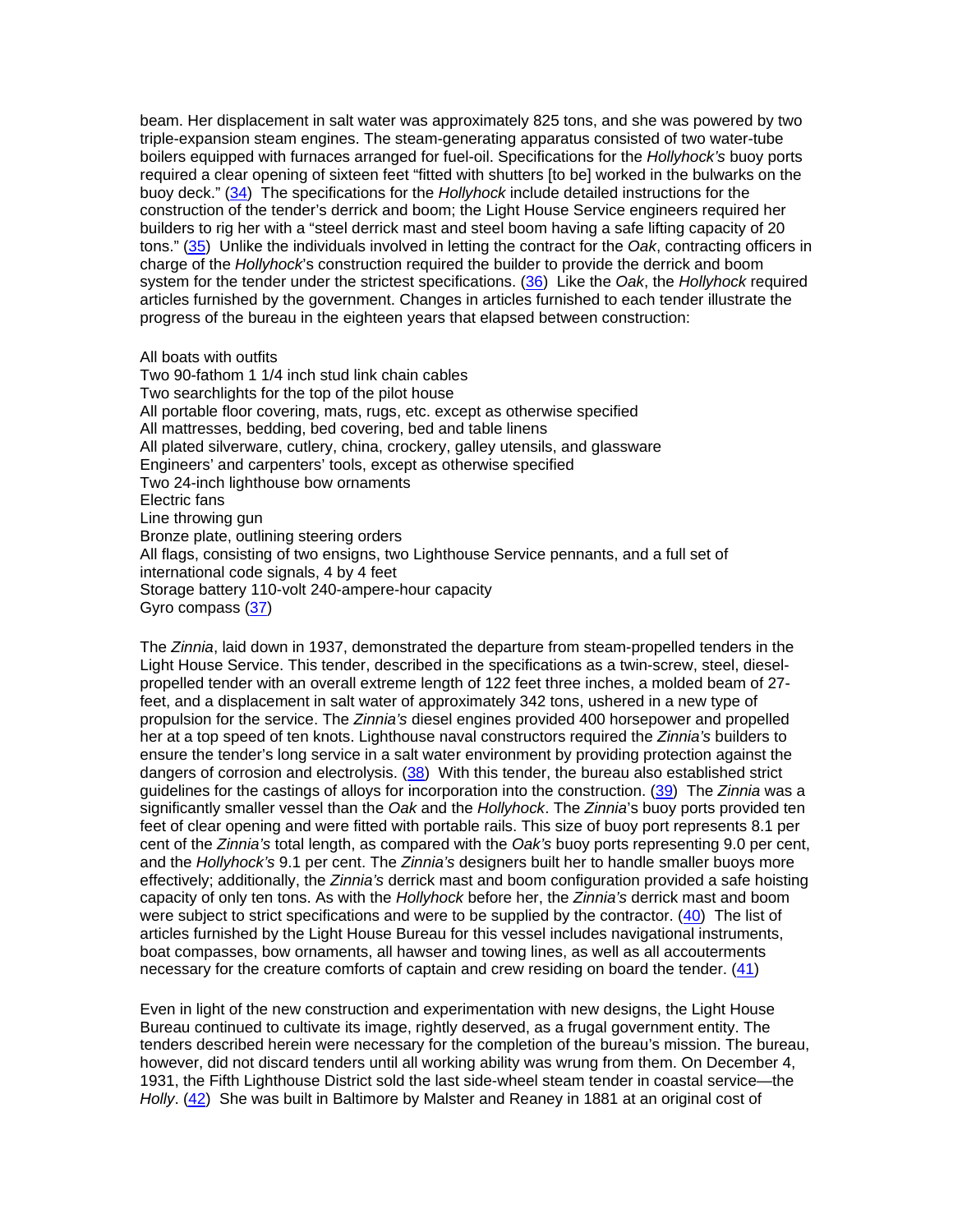beam. Her displacement in salt water was approximately 825 tons, and she was powered by two triple-expansion steam engines. The steam-generating apparatus consisted of two water-tube boilers equipped with furnaces arranged for fuel-oil. Specifications for the *Hollyhock's* buoy ports required a clear opening of sixteen feet "fitted with shutters [to be] worked in the bulwarks on the buoy deck." (34) The specifications for the *Hollyhock* include detailed instructions for the construction of the tender's derrick and boom; the Light House Service engineers required her builders to rig her with a "steel derrick mast and steel boom having a safe lifting capacity of 20 tons." (35) Unlike the individuals involved in letting the contract for the *Oak*, contracting officers in charge of the *Hollyhock*'s construction required the builder to provide the derrick and boom system for the tender under the strictest specifications. (36) Like the *Oak*, the *Hollyhock* required articles furnished by the government. Changes in articles furnished to each tender illustrate the progress of the bureau in the eighteen years that elapsed between construction:

All boats with outfits  
Two 90-fathom 1 1/4 inch stud link chain cables  
Two searchlights for the top of the pilot house  
All portable floor covering, mats, rugs, etc. except as otherwise specified  
All mattresses, bedding, bed covering, bed and table linens  
All plated silverware, cutlery, china, crockery, galley utensils, and glassware  
Engineers' and carpenters' tools, except as otherwise specified  
Two 24-inch lighthouse bow ornaments  
Electric fans  
Line throwing gun  
Bronze plate, outlining steering orders  
All flags, consisting of two ensigns, two Lighthouse Service pennants, and a full set of international code signals, 4 by 4 feet  
Storage battery 110-volt 240-ampere-hour capacity  
Gyro compass (37)

The *Zinnia*, laid down in 1937, demonstrated the departure from steam-propelled tenders in the Light House Service. This tender, described in the specifications as a twin-screw, steel, diesel-propelled tender with an overall extreme length of 122 feet three inches, a molded beam of 27-feet, and a displacement in salt water of approximately 342 tons, ushered in a new type of propulsion for the service. The *Zinnia's* diesel engines provided 400 horsepower and propelled her at a top speed of ten knots. Lighthouse naval constructors required the *Zinnia's* builders to ensure the tender's long service in a salt water environment by providing protection against the dangers of corrosion and electrolysis. (38) With this tender, the bureau also established strict guidelines for the castings of alloys for incorporation into the construction. (39) The *Zinnia* was a significantly smaller vessel than the *Oak* and the *Hollyhock*. The *Zinnia*'s buoy ports provided ten feet of clear opening and were fitted with portable rails. This size of buoy port represents 8.1 per cent of the *Zinnia's* total length, as compared with the *Oak's* buoy ports representing 9.0 per cent, and the *Hollyhock's* 9.1 per cent. The *Zinnia's* designers built her to handle smaller buoys more effectively; additionally, the *Zinnia's* derrick mast and boom configuration provided a safe hoisting capacity of only ten tons. As with the *Hollyhock* before her, the *Zinnia's* derrick mast and boom were subject to strict specifications and were to be supplied by the contractor. (40) The list of articles furnished by the Light House Bureau for this vessel includes navigational instruments, boat compasses, bow ornaments, all hawser and towing lines, as well as all accouterments necessary for the creature comforts of captain and crew residing on board the tender. (41)

Even in light of the new construction and experimentation with new designs, the Light House Bureau continued to cultivate its image, rightly deserved, as a frugal government entity. The tenders described herein were necessary for the completion of the bureau's mission. The bureau, however, did not discard tenders until all working ability was wrung from them. On December 4, 1931, the Fifth Lighthouse District sold the last side-wheel steam tender in coastal service—the *Holly*. (42) She was built in Baltimore by Malster and Reaney in 1881 at an original cost of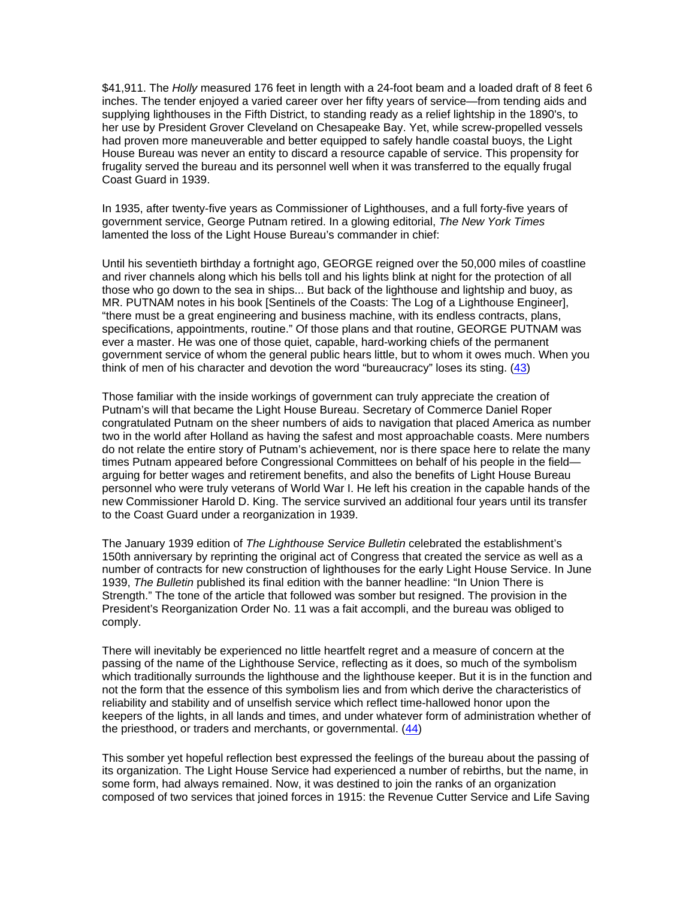$41,911. The *Holly* measured 176 feet in length with a 24-foot beam and a loaded draft of 8 feet 6 inches. The tender enjoyed a varied career over her fifty years of service—from tending aids and supplying lighthouses in the Fifth District, to standing ready as a relief lightship in the 1890's, to her use by President Grover Cleveland on Chesapeake Bay. Yet, while screw-propelled vessels had proven more maneuverable and better equipped to safely handle coastal buoys, the Light House Bureau was never an entity to discard a resource capable of service. This propensity for frugality served the bureau and its personnel well when it was transferred to the equally frugal Coast Guard in 1939.

In 1935, after twenty-five years as Commissioner of Lighthouses, and a full forty-five years of government service, George Putnam retired. In a glowing editorial, *The New York Times* lamented the loss of the Light House Bureau's commander in chief:

Until his seventieth birthday a fortnight ago, GEORGE reigned over the 50,000 miles of coastline and river channels along which his bells toll and his lights blink at night for the protection of all those who go down to the sea in ships... But back of the lighthouse and lightship and buoy, as MR. PUTNAM notes in his book [Sentinels of the Coasts: The Log of a Lighthouse Engineer], "there must be a great engineering and business machine, with its endless contracts, plans, specifications, appointments, routine." Of those plans and that routine, GEORGE PUTNAM was ever a master. He was one of those quiet, capable, hard-working chiefs of the permanent government service of whom the general public hears little, but to whom it owes much. When you think of men of his character and devotion the word "bureaucracy" loses its sting. (43)

Those familiar with the inside workings of government can truly appreciate the creation of Putnam's will that became the Light House Bureau. Secretary of Commerce Daniel Roper congratulated Putnam on the sheer numbers of aids to navigation that placed America as number two in the world after Holland as having the safest and most approachable coasts. Mere numbers do not relate the entire story of Putnam's achievement, nor is there space here to relate the many times Putnam appeared before Congressional Committees on behalf of his people in the field—arguing for better wages and retirement benefits, and also the benefits of Light House Bureau personnel who were truly veterans of World War I. He left his creation in the capable hands of the new Commissioner Harold D. King. The service survived an additional four years until its transfer to the Coast Guard under a reorganization in 1939.

The January 1939 edition of *The Lighthouse Service Bulletin* celebrated the establishment's 150th anniversary by reprinting the original act of Congress that created the service as well as a number of contracts for new construction of lighthouses for the early Light House Service. In June 1939, *The Bulletin* published its final edition with the banner headline: "In Union There is Strength." The tone of the article that followed was somber but resigned. The provision in the President's Reorganization Order No. 11 was a fait accompli, and the bureau was obliged to comply.

There will inevitably be experienced no little heartfelt regret and a measure of concern at the passing of the name of the Lighthouse Service, reflecting as it does, so much of the symbolism which traditionally surrounds the lighthouse and the lighthouse keeper. But it is in the function and not the form that the essence of this symbolism lies and from which derive the characteristics of reliability and stability and of unselfish service which reflect time-hallowed honor upon the keepers of the lights, in all lands and times, and under whatever form of administration whether of the priesthood, or traders and merchants, or governmental. (44)

This somber yet hopeful reflection best expressed the feelings of the bureau about the passing of its organization. The Light House Service had experienced a number of rebirths, but the name, in some form, had always remained. Now, it was destined to join the ranks of an organization composed of two services that joined forces in 1915: the Revenue Cutter Service and Life Saving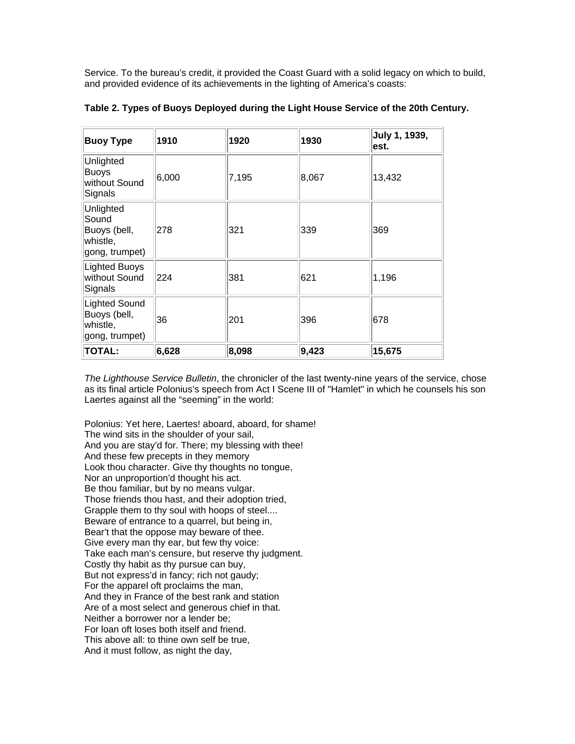Service. To the bureau's credit, it provided the Coast Guard with a solid legacy on which to build, and provided evidence of its achievements in the lighting of America's coasts:

**Table 2. Types of Buoys Deployed during the Light House Service of the 20th Century.**

| **Buoy Type** | **1910** | **1920** | **1930** | **July 1, 1939, est.** |
|---|---|---|---|---|
| Unlighted Buoys without Sound Signals | 6,000 | 7,195 | 8,067 | 13,432 |
| Unlighted Sound Buoys (bell, whistle, gong, trumpet) | 278 | 321 | 339 | 369 |
| Lighted Buoys without Sound Signals | 224 | 381 | 621 | 1,196 |
| Lighted Sound Buoys (bell, whistle, gong, trumpet) | 36 | 201 | 396 | 678 |
| **TOTAL:** | **6,628** | **8,098** | **9,423** | **15,675** |

*The Lighthouse Service Bulletin*, the chronicler of the last twenty-nine years of the service, chose as its final article Polonius's speech from Act I Scene III of "Hamlet" in which he counsels his son Laertes against all the "seeming" in the world:

Polonius: Yet here, Laertes! aboard, aboard, for shame!
The wind sits in the shoulder of your sail,
And you are stay'd for. There; my blessing with thee!
And these few precepts in they memory
Look thou character. Give thy thoughts no tongue,
Nor an unproportion'd thought his act.
Be thou familiar, but by no means vulgar.
Those friends thou hast, and their adoption tried,
Grapple them to thy soul with hoops of steel....
Beware of entrance to a quarrel, but being in,
Bear't that the oppose may beware of thee.
Give every man thy ear, but few thy voice:
Take each man's censure, but reserve thy judgment.
Costly thy habit as thy pursue can buy,
But not express'd in fancy; rich not gaudy;
For the apparel oft proclaims the man,
And they in France of the best rank and station
Are of a most select and generous chief in that.
Neither a borrower nor a lender be;
For loan oft loses both itself and friend.
This above all: to thine own self be true,
And it must follow, as night the day,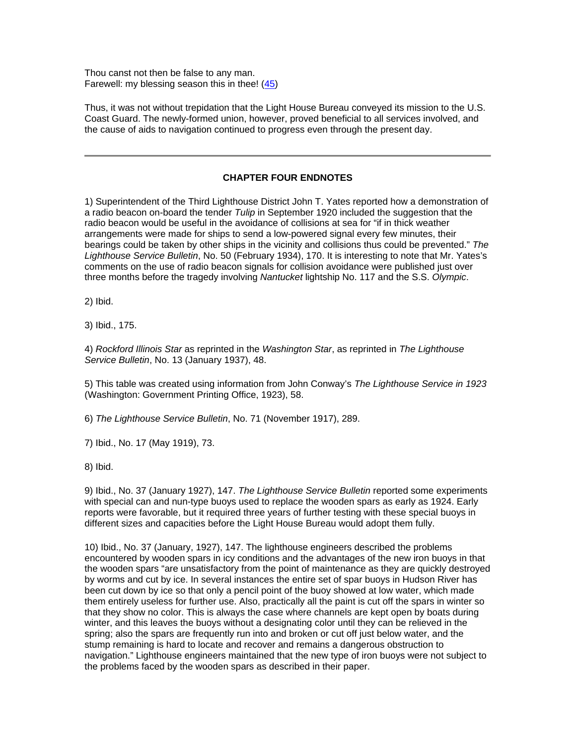Thou canst not then be false to any man.
Farewell: my blessing season this in thee! (45)

Thus, it was not without trepidation that the Light House Bureau conveyed its mission to the U.S. Coast Guard. The newly-formed union, however, proved beneficial to all services involved, and the cause of aids to navigation continued to progress even through the present day.

---

## CHAPTER FOUR ENDNOTES

1) Superintendent of the Third Lighthouse District John T. Yates reported how a demonstration of a radio beacon on-board the tender *Tulip* in September 1920 included the suggestion that the radio beacon would be useful in the avoidance of collisions at sea for "if in thick weather arrangements were made for ships to send a low-powered signal every few minutes, their bearings could be taken by other ships in the vicinity and collisions thus could be prevented." *The Lighthouse Service Bulletin*, No. 50 (February 1934), 170. It is interesting to note that Mr. Yates's comments on the use of radio beacon signals for collision avoidance were published just over three months before the tragedy involving *Nantucket* lightship No. 117 and the S.S. *Olympic*.

2) Ibid.

3) Ibid., 175.

4) *Rockford Illinois Star* as reprinted in the *Washington Star*, as reprinted in *The Lighthouse Service Bulletin*, No. 13 (January 1937), 48.

5) This table was created using information from John Conway's *The Lighthouse Service in 1923* (Washington: Government Printing Office, 1923), 58.

6) *The Lighthouse Service Bulletin*, No. 71 (November 1917), 289.

7) Ibid., No. 17 (May 1919), 73.

8) Ibid.

9) Ibid., No. 37 (January 1927), 147. *The Lighthouse Service Bulletin* reported some experiments with special can and nun-type buoys used to replace the wooden spars as early as 1924. Early reports were favorable, but it required three years of further testing with these special buoys in different sizes and capacities before the Light House Bureau would adopt them fully.

10) Ibid., No. 37 (January, 1927), 147. The lighthouse engineers described the problems encountered by wooden spars in icy conditions and the advantages of the new iron buoys in that the wooden spars "are unsatisfactory from the point of maintenance as they are quickly destroyed by worms and cut by ice. In several instances the entire set of spar buoys in Hudson River has been cut down by ice so that only a pencil point of the buoy showed at low water, which made them entirely useless for further use. Also, practically all the paint is cut off the spars in winter so that they show no color. This is always the case where channels are kept open by boats during winter, and this leaves the buoys without a designating color until they can be relieved in the spring; also the spars are frequently run into and broken or cut off just below water, and the stump remaining is hard to locate and recover and remains a dangerous obstruction to navigation." Lighthouse engineers maintained that the new type of iron buoys were not subject to the problems faced by the wooden spars as described in their paper.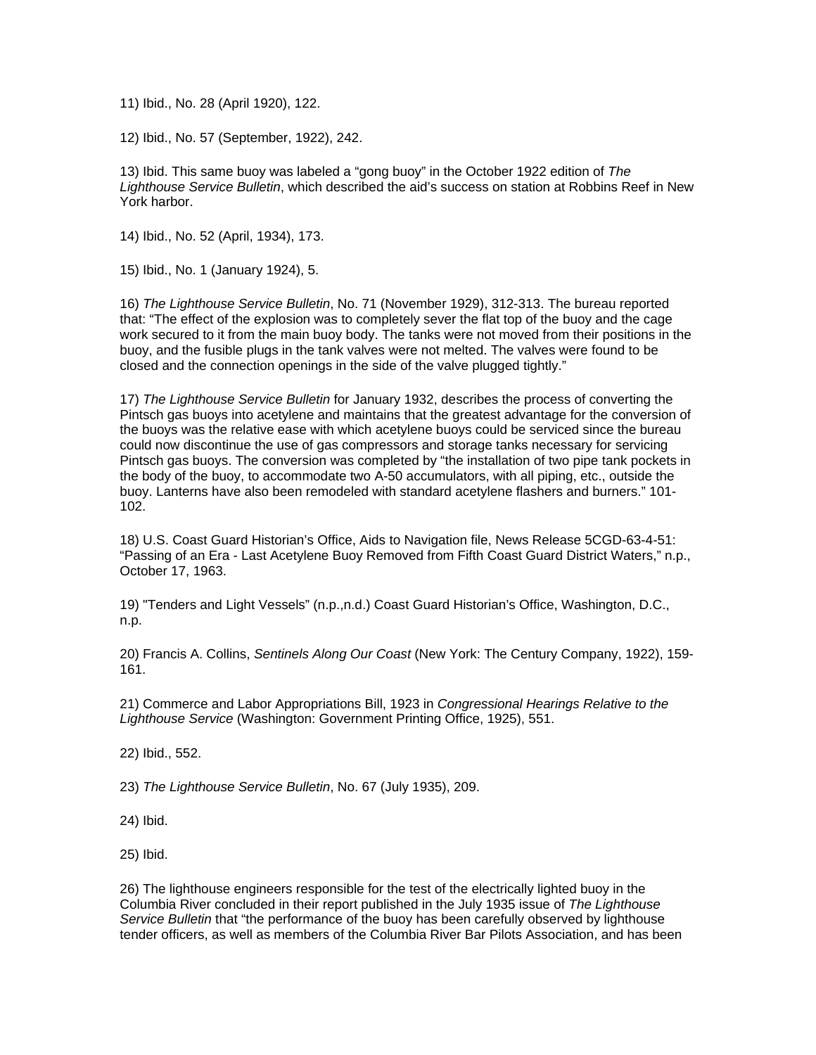11) Ibid., No. 28 (April 1920), 122.

12) Ibid., No. 57 (September, 1922), 242.

13) Ibid. This same buoy was labeled a “gong buoy” in the October 1922 edition of *The Lighthouse Service Bulletin*, which described the aid’s success on station at Robbins Reef in New York harbor.

14) Ibid., No. 52 (April, 1934), 173.

15) Ibid., No. 1 (January 1924), 5.

16) *The Lighthouse Service Bulletin*, No. 71 (November 1929), 312-313. The bureau reported that: “The effect of the explosion was to completely sever the flat top of the buoy and the cage work secured to it from the main buoy body. The tanks were not moved from their positions in the buoy, and the fusible plugs in the tank valves were not melted. The valves were found to be closed and the connection openings in the side of the valve plugged tightly.”

17) *The Lighthouse Service Bulletin* for January 1932, describes the process of converting the Pintsch gas buoys into acetylene and maintains that the greatest advantage for the conversion of the buoys was the relative ease with which acetylene buoys could be serviced since the bureau could now discontinue the use of gas compressors and storage tanks necessary for servicing Pintsch gas buoys. The conversion was completed by “the installation of two pipe tank pockets in the body of the buoy, to accommodate two A-50 accumulators, with all piping, etc., outside the buoy. Lanterns have also been remodeled with standard acetylene flashers and burners.” 101-102.

18) U.S. Coast Guard Historian’s Office, Aids to Navigation file, News Release 5CGD-63-4-51: “Passing of an Era - Last Acetylene Buoy Removed from Fifth Coast Guard District Waters,” n.p., October 17, 1963.

19) "Tenders and Light Vessels” (n.p.,n.d.) Coast Guard Historian’s Office, Washington, D.C., n.p.

20) Francis A. Collins, *Sentinels Along Our Coast* (New York: The Century Company, 1922), 159-161.

21) Commerce and Labor Appropriations Bill, 1923 in *Congressional Hearings Relative to the Lighthouse Service* (Washington: Government Printing Office, 1925), 551.

22) Ibid., 552.

23) *The Lighthouse Service Bulletin*, No. 67 (July 1935), 209.

24) Ibid.

25) Ibid.

26) The lighthouse engineers responsible for the test of the electrically lighted buoy in the Columbia River concluded in their report published in the July 1935 issue of *The Lighthouse Service Bulletin* that “the performance of the buoy has been carefully observed by lighthouse tender officers, as well as members of the Columbia River Bar Pilots Association, and has been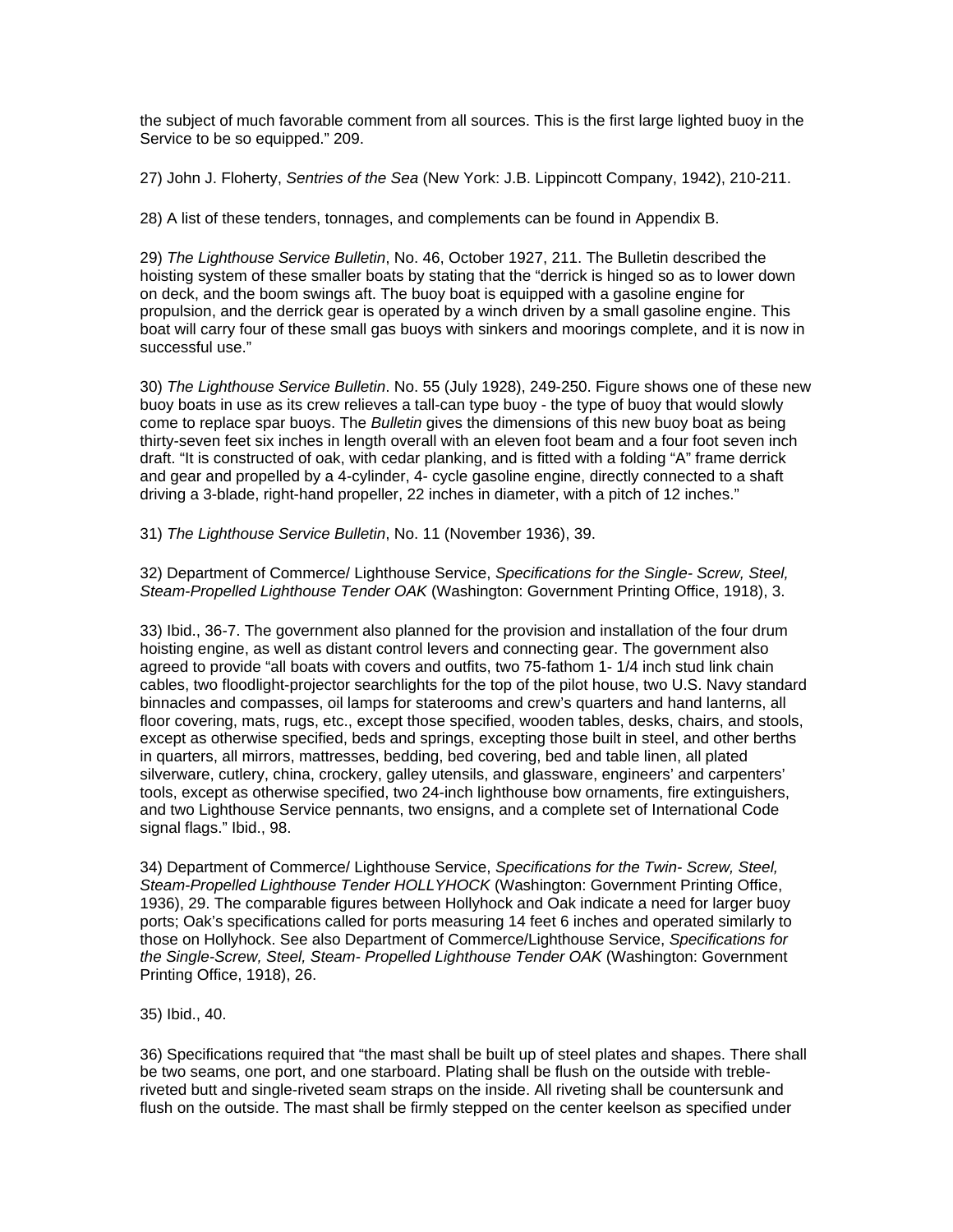the subject of much favorable comment from all sources. This is the first large lighted buoy in the Service to be so equipped." 209.

27) John J. Floherty, *Sentries of the Sea* (New York: J.B. Lippincott Company, 1942), 210-211.

28) A list of these tenders, tonnages, and complements can be found in Appendix B.

29) *The Lighthouse Service Bulletin*, No. 46, October 1927, 211. The Bulletin described the hoisting system of these smaller boats by stating that the "derrick is hinged so as to lower down on deck, and the boom swings aft. The buoy boat is equipped with a gasoline engine for propulsion, and the derrick gear is operated by a winch driven by a small gasoline engine. This boat will carry four of these small gas buoys with sinkers and moorings complete, and it is now in successful use."

30) *The Lighthouse Service Bulletin*. No. 55 (July 1928), 249-250. Figure shows one of these new buoy boats in use as its crew relieves a tall-can type buoy - the type of buoy that would slowly come to replace spar buoys. The *Bulletin* gives the dimensions of this new buoy boat as being thirty-seven feet six inches in length overall with an eleven foot beam and a four foot seven inch draft. "It is constructed of oak, with cedar planking, and is fitted with a folding "A" frame derrick and gear and propelled by a 4-cylinder, 4- cycle gasoline engine, directly connected to a shaft driving a 3-blade, right-hand propeller, 22 inches in diameter, with a pitch of 12 inches."

31) *The Lighthouse Service Bulletin*, No. 11 (November 1936), 39.

32) Department of Commerce/ Lighthouse Service, *Specifications for the Single- Screw, Steel, Steam-Propelled Lighthouse Tender OAK* (Washington: Government Printing Office, 1918), 3.

33) Ibid., 36-7. The government also planned for the provision and installation of the four drum hoisting engine, as well as distant control levers and connecting gear. The government also agreed to provide "all boats with covers and outfits, two 75-fathom 1- 1/4 inch stud link chain cables, two floodlight-projector searchlights for the top of the pilot house, two U.S. Navy standard binnacles and compasses, oil lamps for staterooms and crew's quarters and hand lanterns, all floor covering, mats, rugs, etc., except those specified, wooden tables, desks, chairs, and stools, except as otherwise specified, beds and springs, excepting those built in steel, and other berths in quarters, all mirrors, mattresses, bedding, bed covering, bed and table linen, all plated silverware, cutlery, china, crockery, galley utensils, and glassware, engineers' and carpenters' tools, except as otherwise specified, two 24-inch lighthouse bow ornaments, fire extinguishers, and two Lighthouse Service pennants, two ensigns, and a complete set of International Code signal flags." Ibid., 98.

34) Department of Commerce/ Lighthouse Service, *Specifications for the Twin- Screw, Steel, Steam-Propelled Lighthouse Tender HOLLYHOCK* (Washington: Government Printing Office, 1936), 29. The comparable figures between Hollyhock and Oak indicate a need for larger buoy ports; Oak's specifications called for ports measuring 14 feet 6 inches and operated similarly to those on Hollyhock. See also Department of Commerce/Lighthouse Service, *Specifications for the Single-Screw, Steel, Steam- Propelled Lighthouse Tender OAK* (Washington: Government Printing Office, 1918), 26.

35) Ibid., 40.

36) Specifications required that "the mast shall be built up of steel plates and shapes. There shall be two seams, one port, and one starboard. Plating shall be flush on the outside with treble-riveted butt and single-riveted seam straps on the inside. All riveting shall be countersunk and flush on the outside. The mast shall be firmly stepped on the center keelson as specified under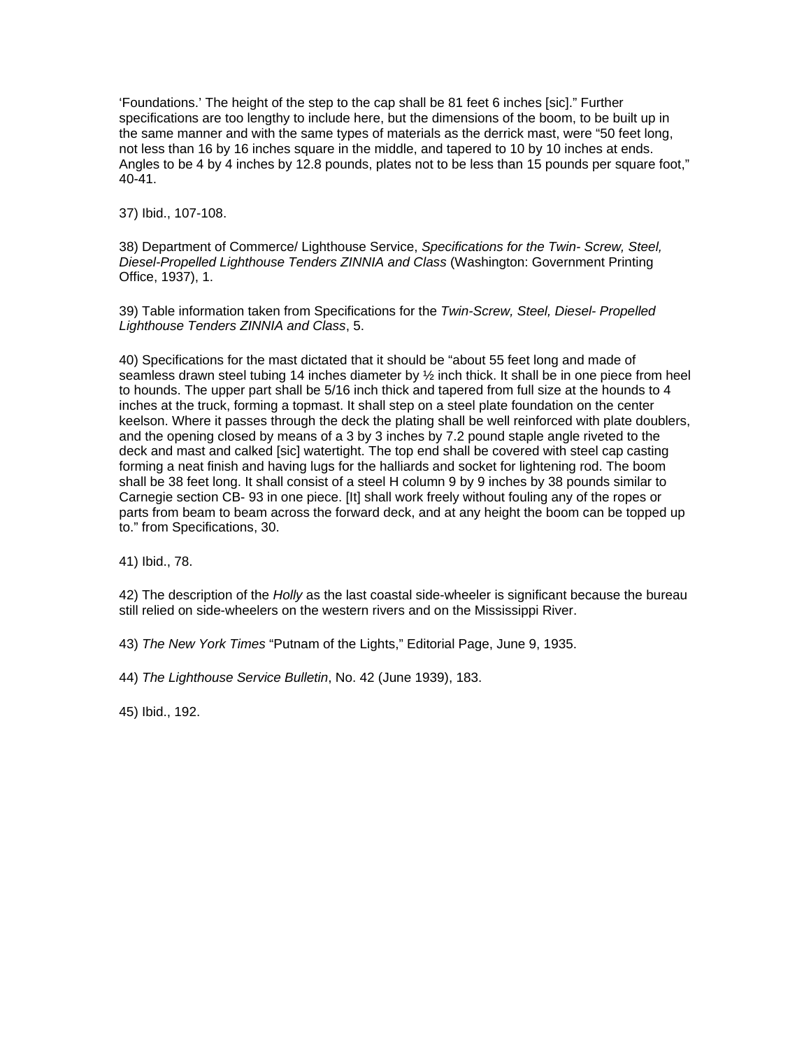'Foundations.' The height of the step to the cap shall be 81 feet 6 inches [sic]." Further specifications are too lengthy to include here, but the dimensions of the boom, to be built up in the same manner and with the same types of materials as the derrick mast, were "50 feet long, not less than 16 by 16 inches square in the middle, and tapered to 10 by 10 inches at ends. Angles to be 4 by 4 inches by 12.8 pounds, plates not to be less than 15 pounds per square foot," 40-41.

37) Ibid., 107-108.

38) Department of Commerce/ Lighthouse Service, *Specifications for the Twin- Screw, Steel, Diesel-Propelled Lighthouse Tenders ZINNIA and Class* (Washington: Government Printing Office, 1937), 1.

39) Table information taken from Specifications for the *Twin-Screw, Steel, Diesel- Propelled Lighthouse Tenders ZINNIA and Class*, 5.

40) Specifications for the mast dictated that it should be "about 55 feet long and made of seamless drawn steel tubing 14 inches diameter by ½ inch thick. It shall be in one piece from heel to hounds. The upper part shall be 5/16 inch thick and tapered from full size at the hounds to 4 inches at the truck, forming a topmast. It shall step on a steel plate foundation on the center keelson. Where it passes through the deck the plating shall be well reinforced with plate doublers, and the opening closed by means of a 3 by 3 inches by 7.2 pound staple angle riveted to the deck and mast and calked [sic] watertight. The top end shall be covered with steel cap casting forming a neat finish and having lugs for the halliards and socket for lightening rod. The boom shall be 38 feet long. It shall consist of a steel H column 9 by 9 inches by 38 pounds similar to Carnegie section CB- 93 in one piece. [It] shall work freely without fouling any of the ropes or parts from beam to beam across the forward deck, and at any height the boom can be topped up to." from Specifications, 30.

41) Ibid., 78.

42) The description of the *Holly* as the last coastal side-wheeler is significant because the bureau still relied on side-wheelers on the western rivers and on the Mississippi River.

43) *The New York Times* "Putnam of the Lights," Editorial Page, June 9, 1935.

44) *The Lighthouse Service Bulletin*, No. 42 (June 1939), 183.

45) Ibid., 192.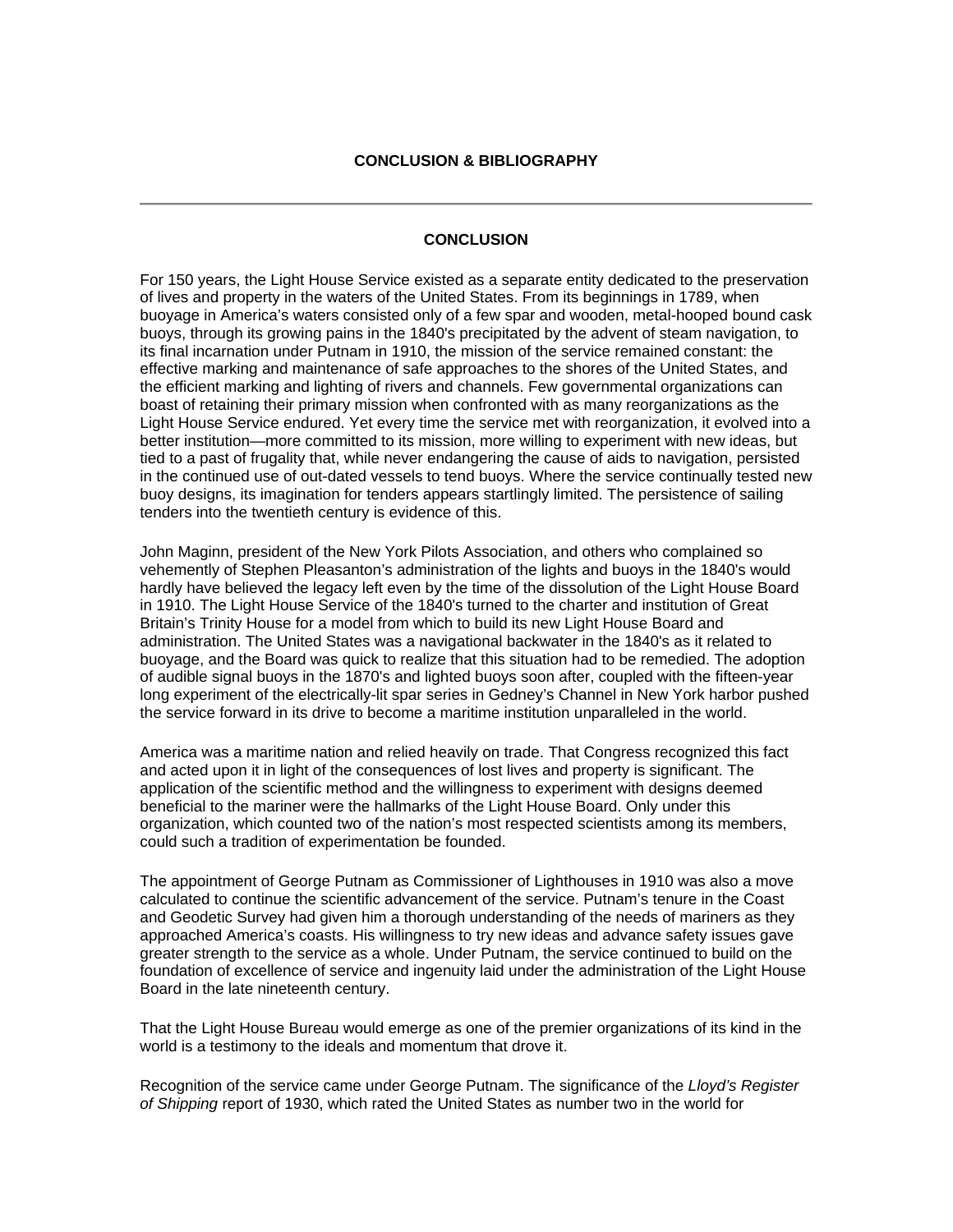# CONCLUSION & BIBLIOGRAPHY

---

## CONCLUSION

For 150 years, the Light House Service existed as a separate entity dedicated to the preservation of lives and property in the waters of the United States. From its beginnings in 1789, when buoyage in America's waters consisted only of a few spar and wooden, metal-hooped bound cask buoys, through its growing pains in the 1840's precipitated by the advent of steam navigation, to its final incarnation under Putnam in 1910, the mission of the service remained constant: the effective marking and maintenance of safe approaches to the shores of the United States, and the efficient marking and lighting of rivers and channels. Few governmental organizations can boast of retaining their primary mission when confronted with as many reorganizations as the Light House Service endured. Yet every time the service met with reorganization, it evolved into a better institution—more committed to its mission, more willing to experiment with new ideas, but tied to a past of frugality that, while never endangering the cause of aids to navigation, persisted in the continued use of out-dated vessels to tend buoys. Where the service continually tested new buoy designs, its imagination for tenders appears startlingly limited. The persistence of sailing tenders into the twentieth century is evidence of this.

John Maginn, president of the New York Pilots Association, and others who complained so vehemently of Stephen Pleasanton's administration of the lights and buoys in the 1840's would hardly have believed the legacy left even by the time of the dissolution of the Light House Board in 1910. The Light House Service of the 1840's turned to the charter and institution of Great Britain's Trinity House for a model from which to build its new Light House Board and administration. The United States was a navigational backwater in the 1840's as it related to buoyage, and the Board was quick to realize that this situation had to be remedied. The adoption of audible signal buoys in the 1870's and lighted buoys soon after, coupled with the fifteen-year long experiment of the electrically-lit spar series in Gedney's Channel in New York harbor pushed the service forward in its drive to become a maritime institution unparalleled in the world.

America was a maritime nation and relied heavily on trade. That Congress recognized this fact and acted upon it in light of the consequences of lost lives and property is significant. The application of the scientific method and the willingness to experiment with designs deemed beneficial to the mariner were the hallmarks of the Light House Board. Only under this organization, which counted two of the nation's most respected scientists among its members, could such a tradition of experimentation be founded.

The appointment of George Putnam as Commissioner of Lighthouses in 1910 was also a move calculated to continue the scientific advancement of the service. Putnam's tenure in the Coast and Geodetic Survey had given him a thorough understanding of the needs of mariners as they approached America's coasts. His willingness to try new ideas and advance safety issues gave greater strength to the service as a whole. Under Putnam, the service continued to build on the foundation of excellence of service and ingenuity laid under the administration of the Light House Board in the late nineteenth century.

That the Light House Bureau would emerge as one of the premier organizations of its kind in the world is a testimony to the ideals and momentum that drove it.

Recognition of the service came under George Putnam. The significance of the *Lloyd's Register of Shipping* report of 1930, which rated the United States as number two in the world for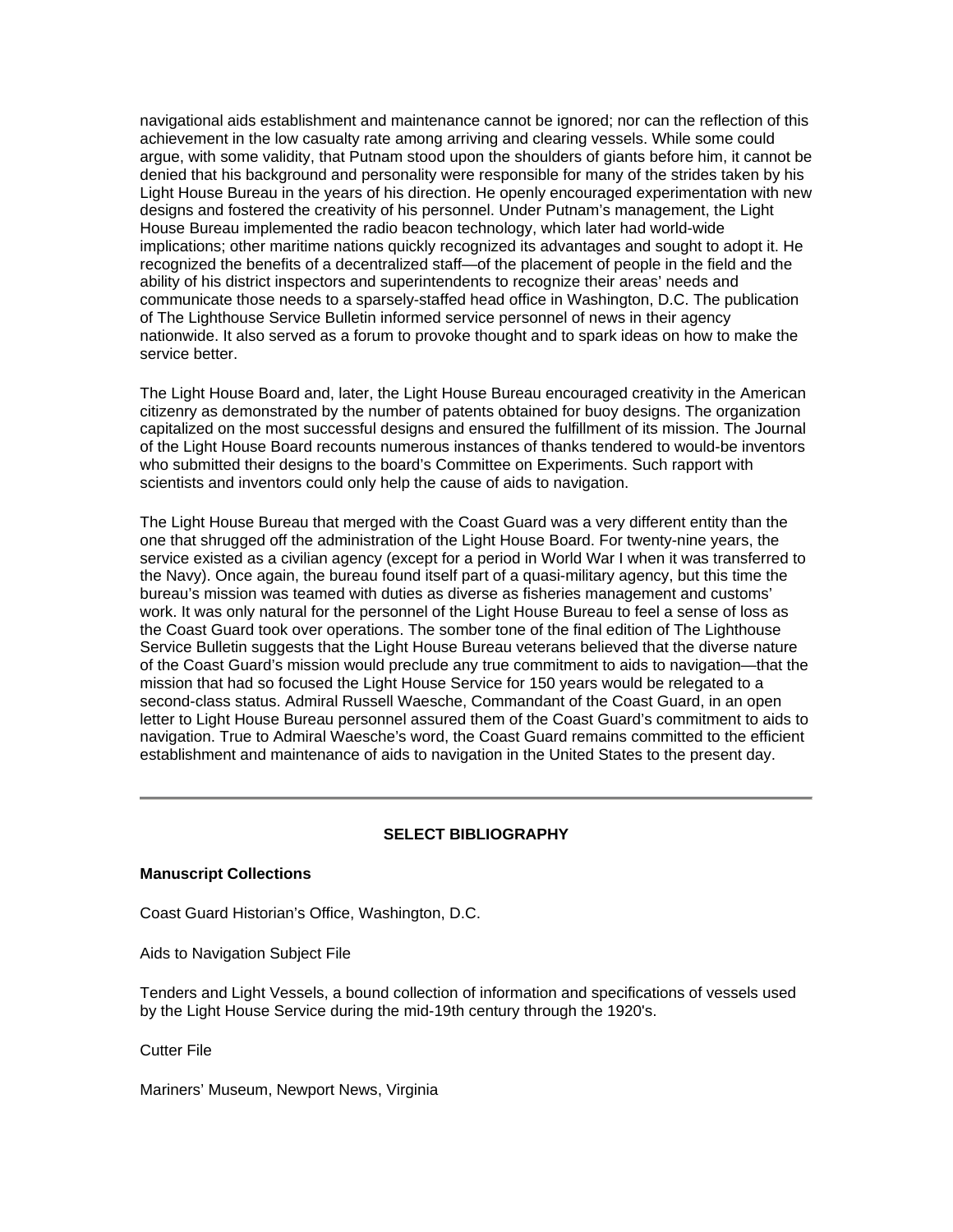navigational aids establishment and maintenance cannot be ignored; nor can the reflection of this achievement in the low casualty rate among arriving and clearing vessels. While some could argue, with some validity, that Putnam stood upon the shoulders of giants before him, it cannot be denied that his background and personality were responsible for many of the strides taken by his Light House Bureau in the years of his direction. He openly encouraged experimentation with new designs and fostered the creativity of his personnel. Under Putnam's management, the Light House Bureau implemented the radio beacon technology, which later had world-wide implications; other maritime nations quickly recognized its advantages and sought to adopt it. He recognized the benefits of a decentralized staff—of the placement of people in the field and the ability of his district inspectors and superintendents to recognize their areas' needs and communicate those needs to a sparsely-staffed head office in Washington, D.C. The publication of The Lighthouse Service Bulletin informed service personnel of news in their agency nationwide. It also served as a forum to provoke thought and to spark ideas on how to make the service better.

The Light House Board and, later, the Light House Bureau encouraged creativity in the American citizenry as demonstrated by the number of patents obtained for buoy designs. The organization capitalized on the most successful designs and ensured the fulfillment of its mission. The Journal of the Light House Board recounts numerous instances of thanks tendered to would-be inventors who submitted their designs to the board's Committee on Experiments. Such rapport with scientists and inventors could only help the cause of aids to navigation.

The Light House Bureau that merged with the Coast Guard was a very different entity than the one that shrugged off the administration of the Light House Board. For twenty-nine years, the service existed as a civilian agency (except for a period in World War I when it was transferred to the Navy). Once again, the bureau found itself part of a quasi-military agency, but this time the bureau's mission was teamed with duties as diverse as fisheries management and customs' work. It was only natural for the personnel of the Light House Bureau to feel a sense of loss as the Coast Guard took over operations. The somber tone of the final edition of The Lighthouse Service Bulletin suggests that the Light House Bureau veterans believed that the diverse nature of the Coast Guard's mission would preclude any true commitment to aids to navigation—that the mission that had so focused the Light House Service for 150 years would be relegated to a second-class status. Admiral Russell Waesche, Commandant of the Coast Guard, in an open letter to Light House Bureau personnel assured them of the Coast Guard's commitment to aids to navigation. True to Admiral Waesche's word, the Coast Guard remains committed to the efficient establishment and maintenance of aids to navigation in the United States to the present day.

---

## SELECT BIBLIOGRAPHY

### Manuscript Collections

Coast Guard Historian's Office, Washington, D.C.

Aids to Navigation Subject File

Tenders and Light Vessels, a bound collection of information and specifications of vessels used by the Light House Service during the mid-19th century through the 1920's.

Cutter File

Mariners' Museum, Newport News, Virginia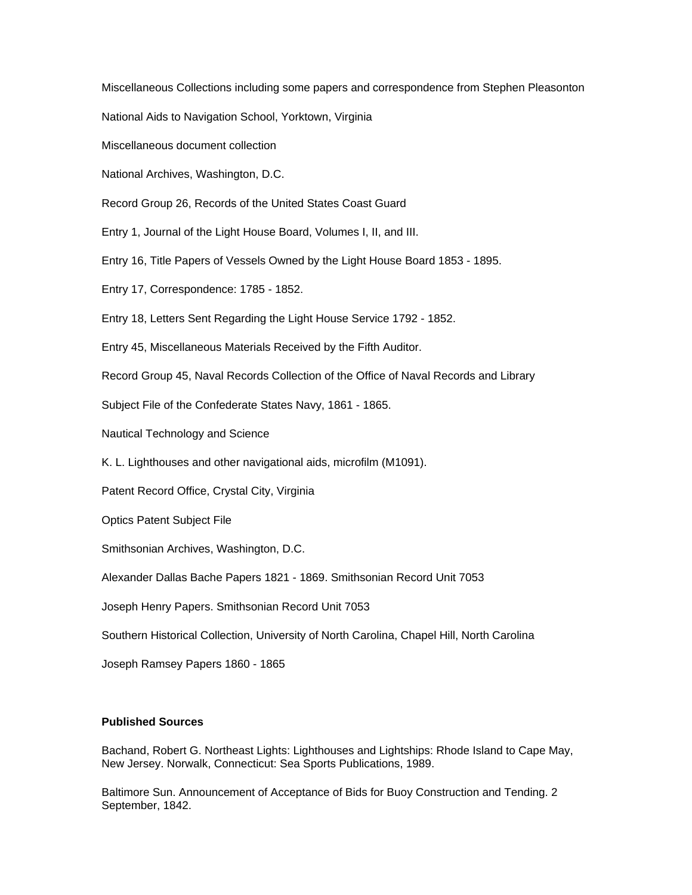Miscellaneous Collections including some papers and correspondence from Stephen Pleasonton

National Aids to Navigation School, Yorktown, Virginia

Miscellaneous document collection

National Archives, Washington, D.C.

Record Group 26, Records of the United States Coast Guard

Entry 1, Journal of the Light House Board, Volumes I, II, and III.

Entry 16, Title Papers of Vessels Owned by the Light House Board 1853 - 1895.

Entry 17, Correspondence: 1785 - 1852.

Entry 18, Letters Sent Regarding the Light House Service 1792 - 1852.

Entry 45, Miscellaneous Materials Received by the Fifth Auditor.

Record Group 45, Naval Records Collection of the Office of Naval Records and Library

Subject File of the Confederate States Navy, 1861 - 1865.

Nautical Technology and Science

K. L. Lighthouses and other navigational aids, microfilm (M1091).

Patent Record Office, Crystal City, Virginia

Optics Patent Subject File

Smithsonian Archives, Washington, D.C.

Alexander Dallas Bache Papers 1821 - 1869. Smithsonian Record Unit 7053

Joseph Henry Papers. Smithsonian Record Unit 7053

Southern Historical Collection, University of North Carolina, Chapel Hill, North Carolina

Joseph Ramsey Papers 1860 - 1865

**Published Sources**

Bachand, Robert G. Northeast Lights: Lighthouses and Lightships: Rhode Island to Cape May, New Jersey. Norwalk, Connecticut: Sea Sports Publications, 1989.

Baltimore Sun. Announcement of Acceptance of Bids for Buoy Construction and Tending. 2 September, 1842.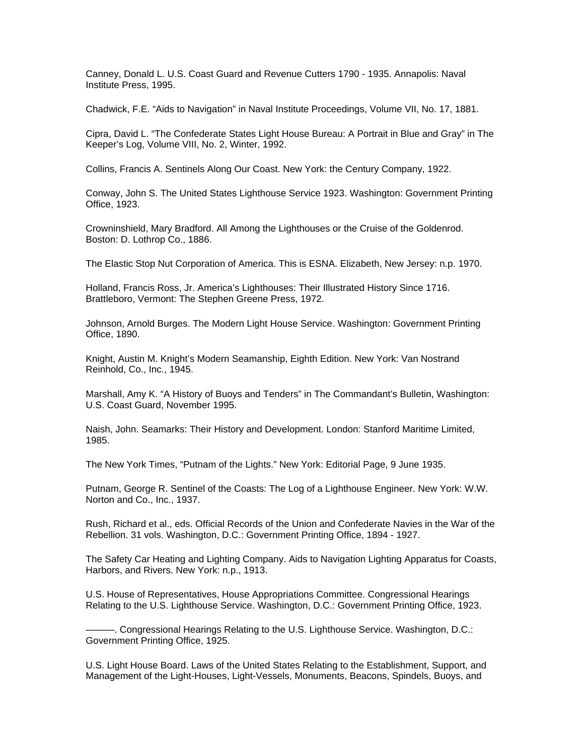Canney, Donald L. U.S. Coast Guard and Revenue Cutters 1790 - 1935. Annapolis: Naval Institute Press, 1995.

Chadwick, F.E. “Aids to Navigation” in Naval Institute Proceedings, Volume VII, No. 17, 1881.

Cipra, David L. “The Confederate States Light House Bureau: A Portrait in Blue and Gray” in The Keeper’s Log, Volume VIII, No. 2, Winter, 1992.

Collins, Francis A. Sentinels Along Our Coast. New York: the Century Company, 1922.

Conway, John S. The United States Lighthouse Service 1923. Washington: Government Printing Office, 1923.

Crowninshield, Mary Bradford. All Among the Lighthouses or the Cruise of the Goldenrod. Boston: D. Lothrop Co., 1886.

The Elastic Stop Nut Corporation of America. This is ESNA. Elizabeth, New Jersey: n.p. 1970.

Holland, Francis Ross, Jr. America’s Lighthouses: Their Illustrated History Since 1716. Brattleboro, Vermont: The Stephen Greene Press, 1972.

Johnson, Arnold Burges. The Modern Light House Service. Washington: Government Printing Office, 1890.

Knight, Austin M. Knight’s Modern Seamanship, Eighth Edition. New York: Van Nostrand Reinhold, Co., Inc., 1945.

Marshall, Amy K. “A History of Buoys and Tenders” in The Commandant’s Bulletin, Washington: U.S. Coast Guard, November 1995.

Naish, John. Seamarks: Their History and Development. London: Stanford Maritime Limited, 1985.

The New York Times, “Putnam of the Lights.” New York: Editorial Page, 9 June 1935.

Putnam, George R. Sentinel of the Coasts: The Log of a Lighthouse Engineer. New York: W.W. Norton and Co., Inc., 1937.

Rush, Richard et al., eds. Official Records of the Union and Confederate Navies in the War of the Rebellion. 31 vols. Washington, D.C.: Government Printing Office, 1894 - 1927.

The Safety Car Heating and Lighting Company. Aids to Navigation Lighting Apparatus for Coasts, Harbors, and Rivers. New York: n.p., 1913.

U.S. House of Representatives, House Appropriations Committee. Congressional Hearings Relating to the U.S. Lighthouse Service. Washington, D.C.: Government Printing Office, 1923.

———. Congressional Hearings Relating to the U.S. Lighthouse Service. Washington, D.C.: Government Printing Office, 1925.

U.S. Light House Board. Laws of the United States Relating to the Establishment, Support, and Management of the Light-Houses, Light-Vessels, Monuments, Beacons, Spindels, Buoys, and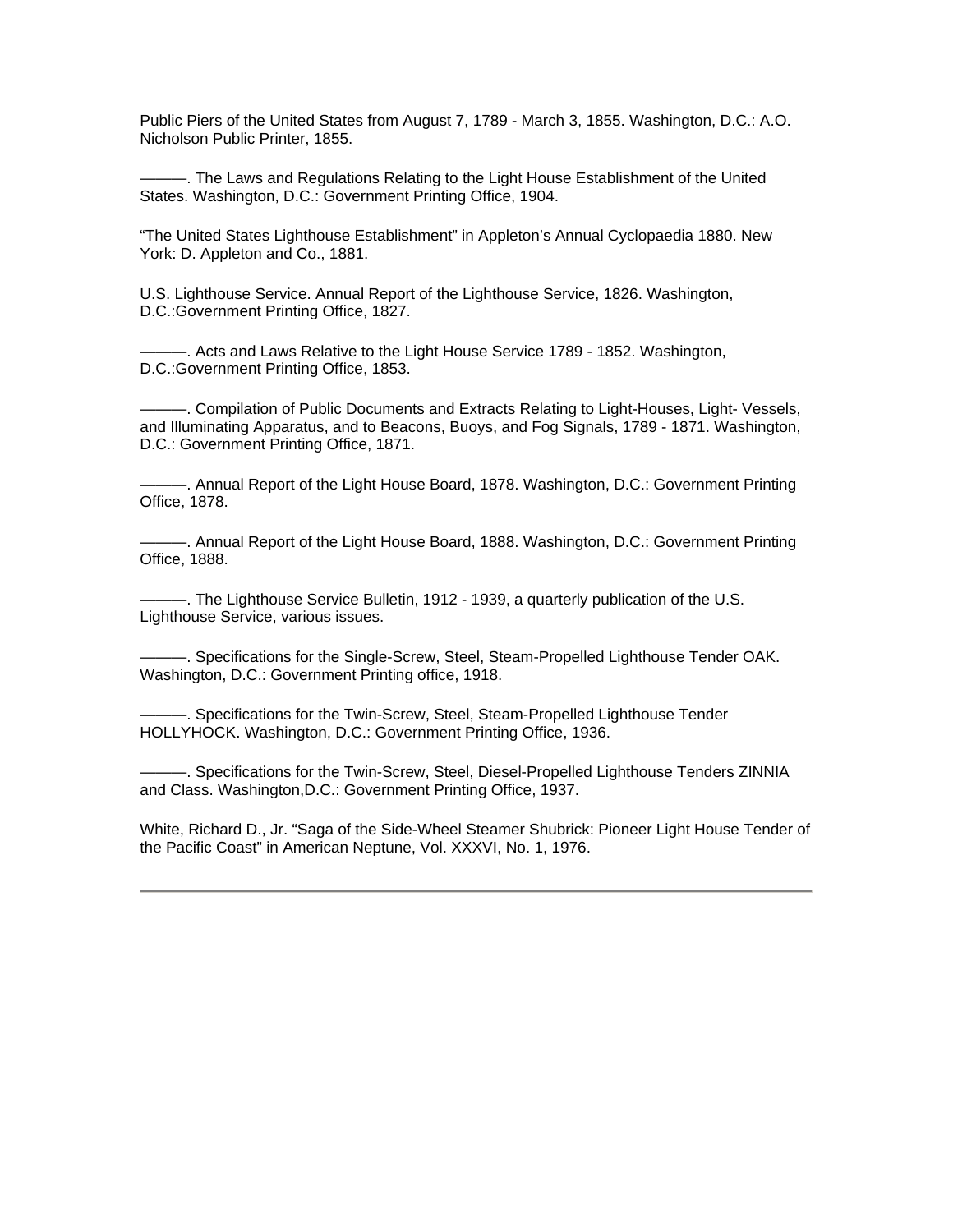Public Piers of the United States from August 7, 1789 - March 3, 1855. Washington, D.C.: A.O. Nicholson Public Printer, 1855.

———. The Laws and Regulations Relating to the Light House Establishment of the United States. Washington, D.C.: Government Printing Office, 1904.

"The United States Lighthouse Establishment" in Appleton's Annual Cyclopaedia 1880. New York: D. Appleton and Co., 1881.

U.S. Lighthouse Service. Annual Report of the Lighthouse Service, 1826. Washington, D.C.:Government Printing Office, 1827.

———. Acts and Laws Relative to the Light House Service 1789 - 1852. Washington, D.C.:Government Printing Office, 1853.

———. Compilation of Public Documents and Extracts Relating to Light-Houses, Light- Vessels, and Illuminating Apparatus, and to Beacons, Buoys, and Fog Signals, 1789 - 1871. Washington, D.C.: Government Printing Office, 1871.

———. Annual Report of the Light House Board, 1878. Washington, D.C.: Government Printing Office, 1878.

———. Annual Report of the Light House Board, 1888. Washington, D.C.: Government Printing Office, 1888.

———. The Lighthouse Service Bulletin, 1912 - 1939, a quarterly publication of the U.S. Lighthouse Service, various issues.

———. Specifications for the Single-Screw, Steel, Steam-Propelled Lighthouse Tender OAK. Washington, D.C.: Government Printing office, 1918.

———. Specifications for the Twin-Screw, Steel, Steam-Propelled Lighthouse Tender HOLLYHOCK. Washington, D.C.: Government Printing Office, 1936.

———. Specifications for the Twin-Screw, Steel, Diesel-Propelled Lighthouse Tenders ZINNIA and Class. Washington,D.C.: Government Printing Office, 1937.

White, Richard D., Jr. "Saga of the Side-Wheel Steamer Shubrick: Pioneer Light House Tender of the Pacific Coast" in American Neptune, Vol. XXXVI, No. 1, 1976.

---